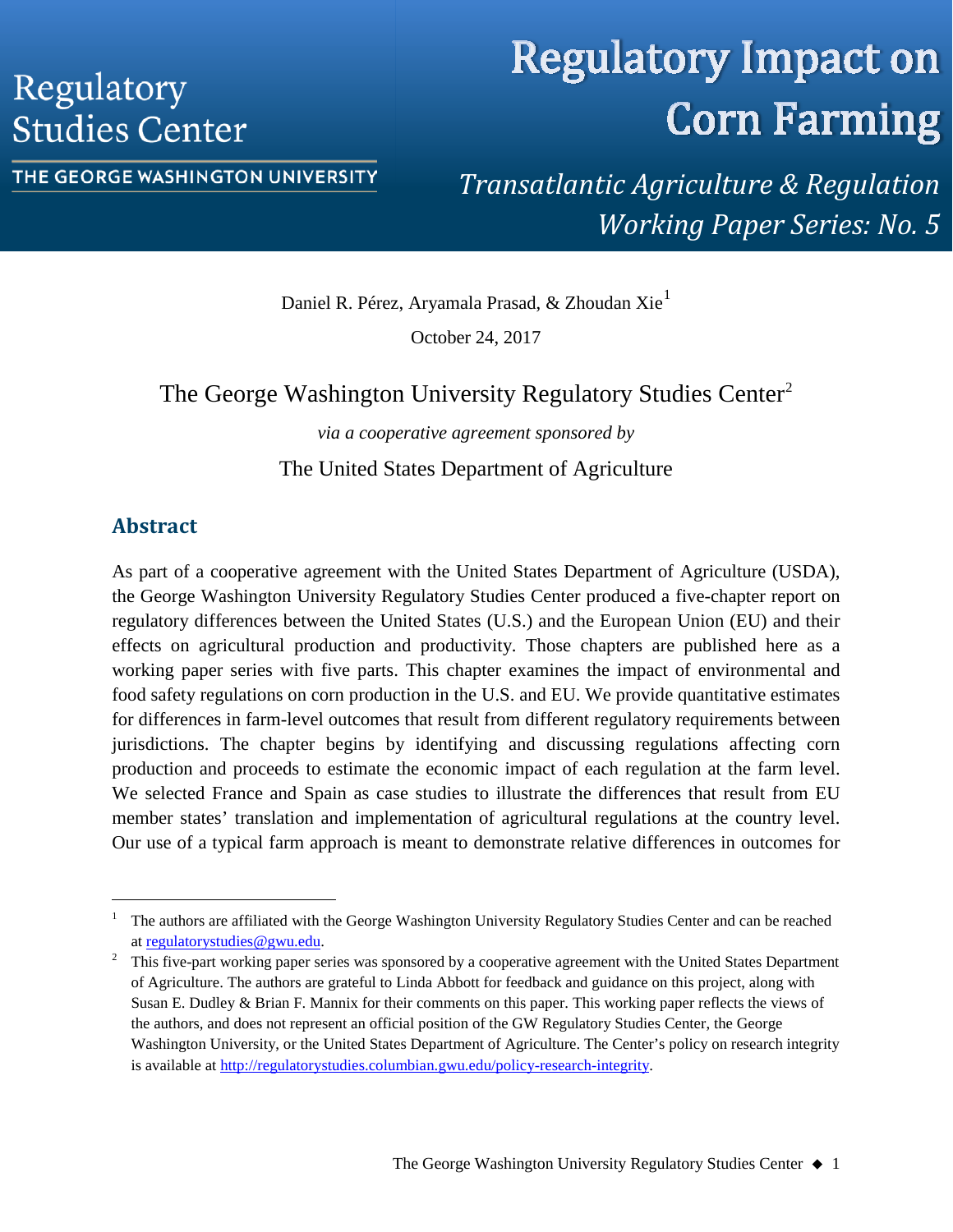Regulatory Studies Center

THE GEORGE WASHINGTON UNIVERSITY

# Regulatory Impact on Corn Farming

*Transatlantic Agriculture & Regulation Working Paper Series: No. 5*

Daniel R. Pérez, Aryamala Prasad, & Zhoudan Xie[1]

October 24, 2017

The George Washington University Regulatory Studies Center[2]

*via a cooperative agreement sponsored by*

The United States Department of Agriculture

## Abstract

As part of a cooperative agreement with the United States Department of Agriculture (USDA), the George Washington University Regulatory Studies Center produced a five-chapter report on regulatory differences between the United States (U.S.) and the European Union (EU) and their effects on agricultural production and productivity. Those chapters are published here as a working paper series with five parts. This chapter examines the impact of environmental and food safety regulations on corn production in the U.S. and EU. We provide quantitative estimates for differences in farm-level outcomes that result from different regulatory requirements between jurisdictions. The chapter begins by identifying and discussing regulations affecting corn production and proceeds to estimate the economic impact of each regulation at the farm level. We selected France and Spain as case studies to illustrate the differences that result from EU member states' translation and implementation of agricultural regulations at the country level. Our use of a typical farm approach is meant to demonstrate relative differences in outcomes for

---

[1] The authors are affiliated with the George Washington University Regulatory Studies Center and can be reached at regulatorystudies@gwu.edu.

[2] This five-part working paper series was sponsored by a cooperative agreement with the United States Department of Agriculture. The authors are grateful to Linda Abbott for feedback and guidance on this project, along with Susan E. Dudley & Brian F. Mannix for their comments on this paper. This working paper reflects the views of the authors, and does not represent an official position of the GW Regulatory Studies Center, the George Washington University, or the United States Department of Agriculture. The Center's policy on research integrity is available at http://regulatorystudies.columbian.gwu.edu/policy-research-integrity.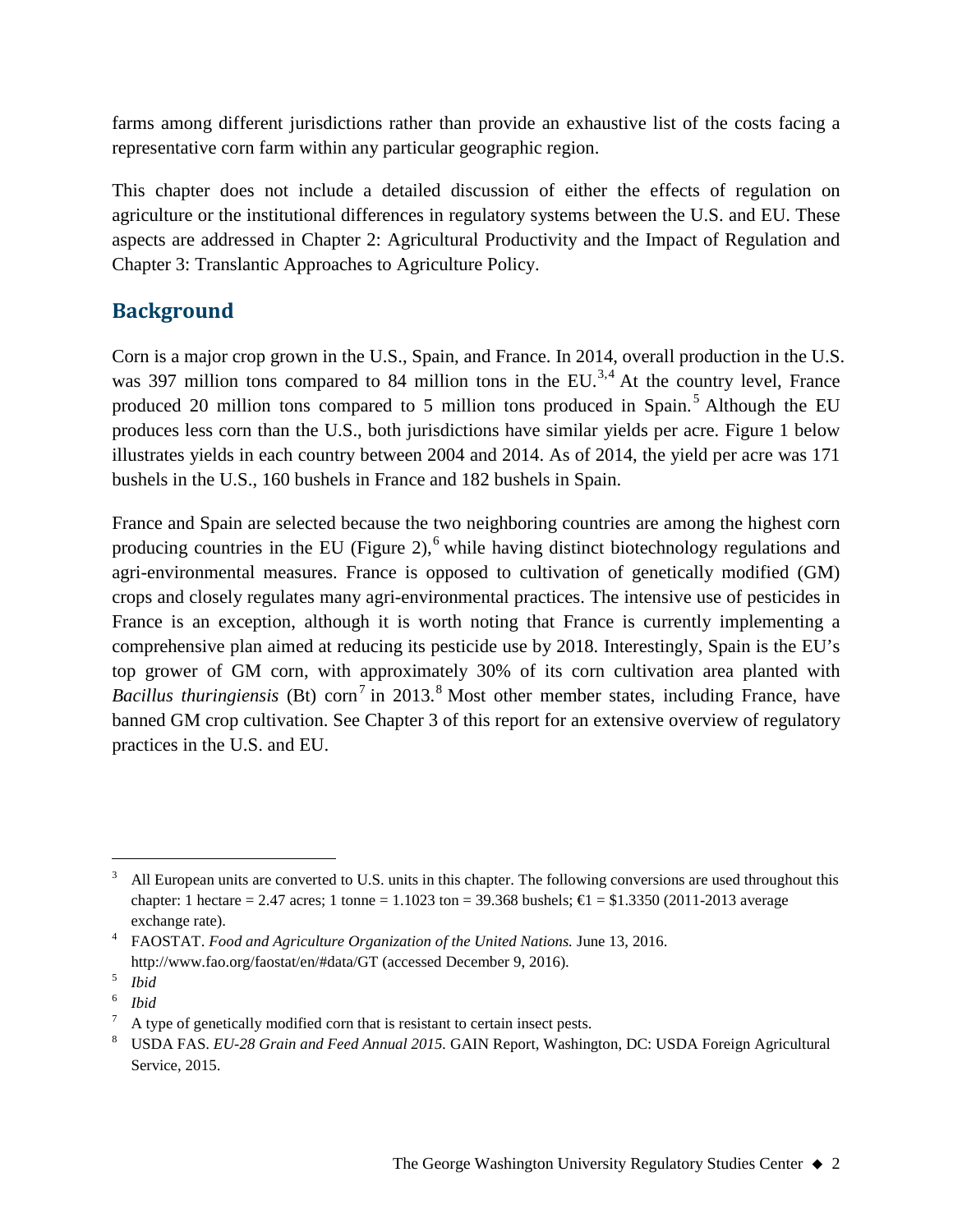farms among different jurisdictions rather than provide an exhaustive list of the costs facing a representative corn farm within any particular geographic region.

This chapter does not include a detailed discussion of either the effects of regulation on agriculture or the institutional differences in regulatory systems between the U.S. and EU. These aspects are addressed in Chapter 2: Agricultural Productivity and the Impact of Regulation and Chapter 3: Translantic Approaches to Agriculture Policy.

## Background

Corn is a major crop grown in the U.S., Spain, and France. In 2014, overall production in the U.S. was 397 million tons compared to 84 million tons in the EU.[3,4] At the country level, France produced 20 million tons compared to 5 million tons produced in Spain.[5] Although the EU produces less corn than the U.S., both jurisdictions have similar yields per acre. Figure 1 below illustrates yields in each country between 2004 and 2014. As of 2014, the yield per acre was 171 bushels in the U.S., 160 bushels in France and 182 bushels in Spain.

France and Spain are selected because the two neighboring countries are among the highest corn producing countries in the EU (Figure 2),[6] while having distinct biotechnology regulations and agri-environmental measures. France is opposed to cultivation of genetically modified (GM) crops and closely regulates many agri-environmental practices. The intensive use of pesticides in France is an exception, although it is worth noting that France is currently implementing a comprehensive plan aimed at reducing its pesticide use by 2018. Interestingly, Spain is the EU's top grower of GM corn, with approximately 30% of its corn cultivation area planted with *Bacillus thuringiensis* (Bt) corn[7] in 2013.[8] Most other member states, including France, have banned GM crop cultivation. See Chapter 3 of this report for an extensive overview of regulatory practices in the U.S. and EU.

---

[3] All European units are converted to U.S. units in this chapter. The following conversions are used throughout this chapter: 1 hectare = 2.47 acres; 1 tonne = 1.1023 ton = 39.368 bushels; €1 = $1.3350 (2011-2013 average exchange rate).

[4] FAOSTAT. *Food and Agriculture Organization of the United Nations.* June 13, 2016. http://www.fao.org/faostat/en/#data/GT (accessed December 9, 2016).

[5] *Ibid*

[6] *Ibid*

[7] A type of genetically modified corn that is resistant to certain insect pests.

[8] USDA FAS. *EU-28 Grain and Feed Annual 2015.* GAIN Report, Washington, DC: USDA Foreign Agricultural Service, 2015.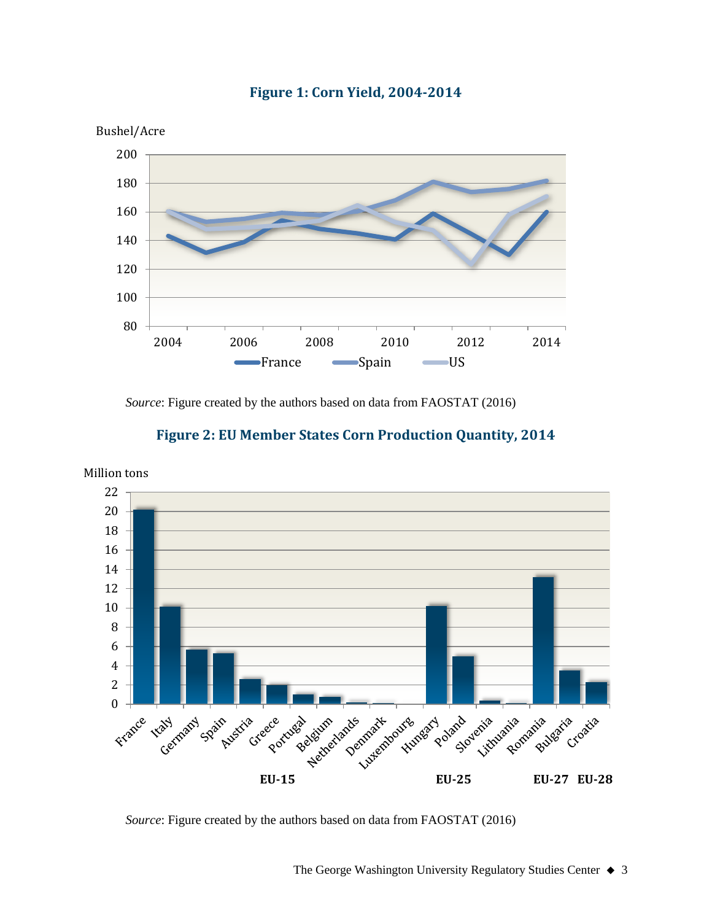**Figure 1: Corn Yield, 2004-2014**

*Source*: Figure created by the authors based on data from FAOSTAT (2016)

**Figure 2: EU Member States Corn Production Quantity, 2014**

*Source*: Figure created by the authors based on data from FAOSTAT (2016)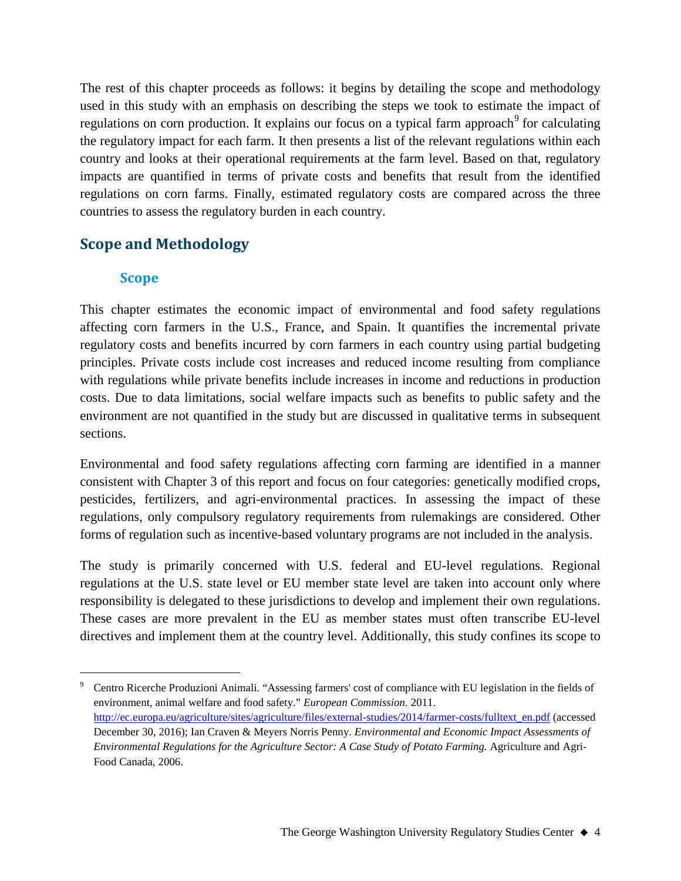The rest of this chapter proceeds as follows: it begins by detailing the scope and methodology used in this study with an emphasis on describing the steps we took to estimate the impact of regulations on corn production. It explains our focus on a typical farm approach[9] for calculating the regulatory impact for each farm. It then presents a list of the relevant regulations within each country and looks at their operational requirements at the farm level. Based on that, regulatory impacts are quantified in terms of private costs and benefits that result from the identified regulations on corn farms. Finally, estimated regulatory costs are compared across the three countries to assess the regulatory burden in each country.

## Scope and Methodology

### Scope

This chapter estimates the economic impact of environmental and food safety regulations affecting corn farmers in the U.S., France, and Spain. It quantifies the incremental private regulatory costs and benefits incurred by corn farmers in each country using partial budgeting principles. Private costs include cost increases and reduced income resulting from compliance with regulations while private benefits include increases in income and reductions in production costs. Due to data limitations, social welfare impacts such as benefits to public safety and the environment are not quantified in the study but are discussed in qualitative terms in subsequent sections.

Environmental and food safety regulations affecting corn farming are identified in a manner consistent with Chapter 3 of this report and focus on four categories: genetically modified crops, pesticides, fertilizers, and agri-environmental practices. In assessing the impact of these regulations, only compulsory regulatory requirements from rulemakings are considered. Other forms of regulation such as incentive-based voluntary programs are not included in the analysis.

The study is primarily concerned with U.S. federal and EU-level regulations. Regional regulations at the U.S. state level or EU member state level are taken into account only where responsibility is delegated to these jurisdictions to develop and implement their own regulations. These cases are more prevalent in the EU as member states must often transcribe EU-level directives and implement them at the country level. Additionally, this study confines its scope to

---

[9] Centro Ricerche Produzioni Animali. "Assessing farmers' cost of compliance with EU legislation in the fields of environment, animal welfare and food safety." *European Commission.* 2011. http://ec.europa.eu/agriculture/sites/agriculture/files/external-studies/2014/farmer-costs/fulltext_en.pdf (accessed December 30, 2016); Ian Craven & Meyers Norris Penny. *Environmental and Economic Impact Assessments of Environmental Regulations for the Agriculture Sector: A Case Study of Potato Farming.* Agriculture and Agri-Food Canada, 2006.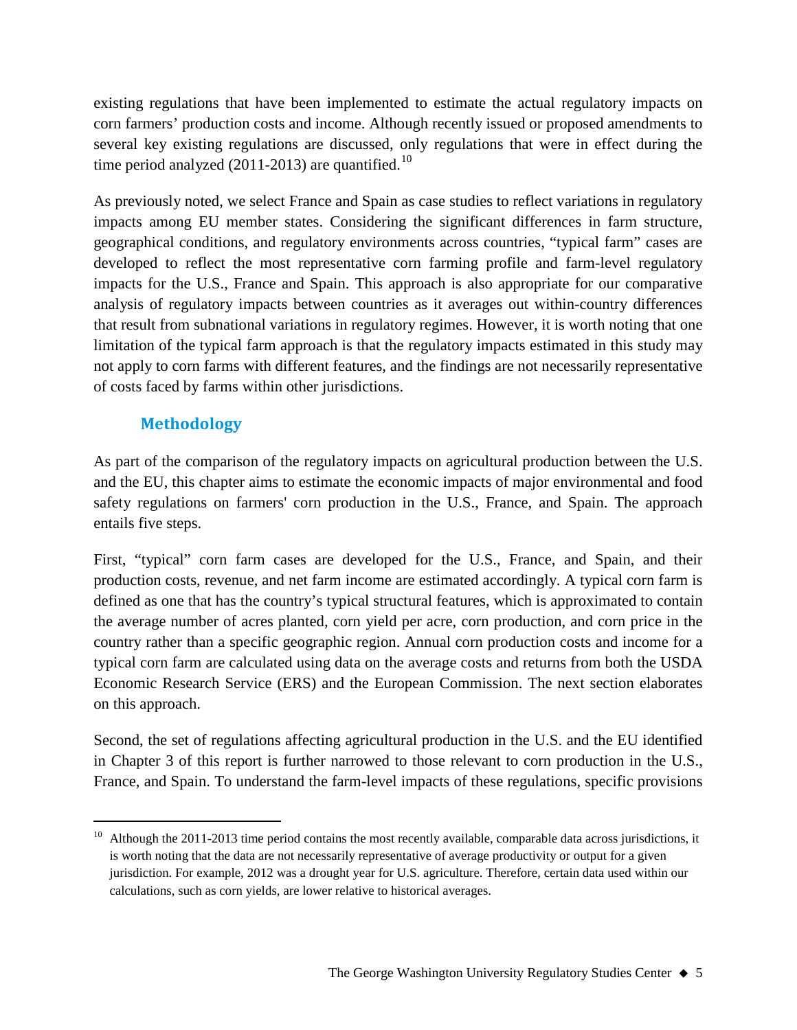existing regulations that have been implemented to estimate the actual regulatory impacts on corn farmers' production costs and income. Although recently issued or proposed amendments to several key existing regulations are discussed, only regulations that were in effect during the time period analyzed (2011-2013) are quantified.[10]

As previously noted, we select France and Spain as case studies to reflect variations in regulatory impacts among EU member states. Considering the significant differences in farm structure, geographical conditions, and regulatory environments across countries, "typical farm" cases are developed to reflect the most representative corn farming profile and farm-level regulatory impacts for the U.S., France and Spain. This approach is also appropriate for our comparative analysis of regulatory impacts between countries as it averages out within-country differences that result from subnational variations in regulatory regimes. However, it is worth noting that one limitation of the typical farm approach is that the regulatory impacts estimated in this study may not apply to corn farms with different features, and the findings are not necessarily representative of costs faced by farms within other jurisdictions.

## Methodology

As part of the comparison of the regulatory impacts on agricultural production between the U.S. and the EU, this chapter aims to estimate the economic impacts of major environmental and food safety regulations on farmers' corn production in the U.S., France, and Spain. The approach entails five steps.

First, "typical" corn farm cases are developed for the U.S., France, and Spain, and their production costs, revenue, and net farm income are estimated accordingly. A typical corn farm is defined as one that has the country's typical structural features, which is approximated to contain the average number of acres planted, corn yield per acre, corn production, and corn price in the country rather than a specific geographic region. Annual corn production costs and income for a typical corn farm are calculated using data on the average costs and returns from both the USDA Economic Research Service (ERS) and the European Commission. The next section elaborates on this approach.

Second, the set of regulations affecting agricultural production in the U.S. and the EU identified in Chapter 3 of this report is further narrowed to those relevant to corn production in the U.S., France, and Spain. To understand the farm-level impacts of these regulations, specific provisions

[10] Although the 2011-2013 time period contains the most recently available, comparable data across jurisdictions, it is worth noting that the data are not necessarily representative of average productivity or output for a given jurisdiction. For example, 2012 was a drought year for U.S. agriculture. Therefore, certain data used within our calculations, such as corn yields, are lower relative to historical averages.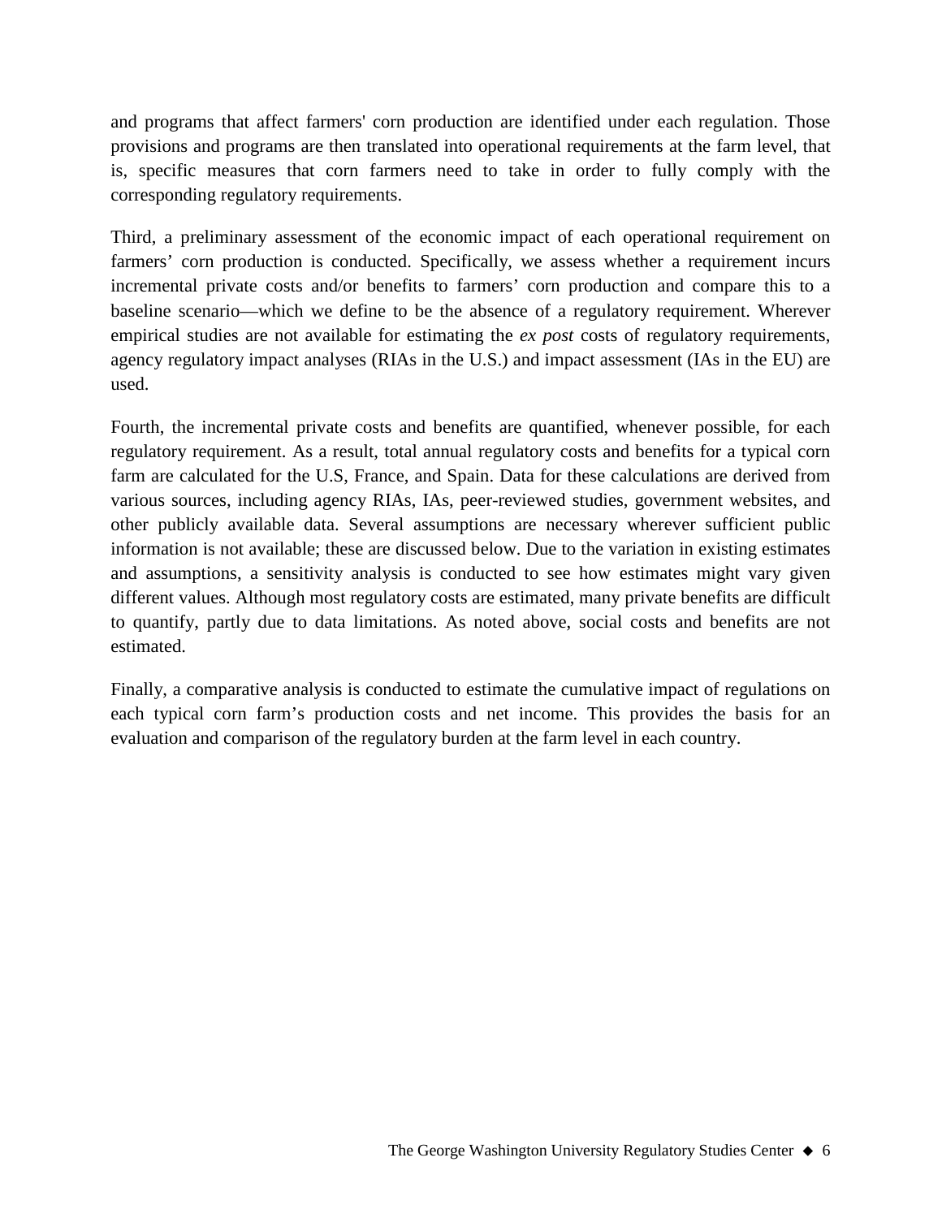and programs that affect farmers' corn production are identified under each regulation. Those provisions and programs are then translated into operational requirements at the farm level, that is, specific measures that corn farmers need to take in order to fully comply with the corresponding regulatory requirements.

Third, a preliminary assessment of the economic impact of each operational requirement on farmers' corn production is conducted. Specifically, we assess whether a requirement incurs incremental private costs and/or benefits to farmers' corn production and compare this to a baseline scenario—which we define to be the absence of a regulatory requirement. Wherever empirical studies are not available for estimating the *ex post* costs of regulatory requirements, agency regulatory impact analyses (RIAs in the U.S.) and impact assessment (IAs in the EU) are used.

Fourth, the incremental private costs and benefits are quantified, whenever possible, for each regulatory requirement. As a result, total annual regulatory costs and benefits for a typical corn farm are calculated for the U.S, France, and Spain. Data for these calculations are derived from various sources, including agency RIAs, IAs, peer-reviewed studies, government websites, and other publicly available data. Several assumptions are necessary wherever sufficient public information is not available; these are discussed below. Due to the variation in existing estimates and assumptions, a sensitivity analysis is conducted to see how estimates might vary given different values. Although most regulatory costs are estimated, many private benefits are difficult to quantify, partly due to data limitations. As noted above, social costs and benefits are not estimated.

Finally, a comparative analysis is conducted to estimate the cumulative impact of regulations on each typical corn farm's production costs and net income. This provides the basis for an evaluation and comparison of the regulatory burden at the farm level in each country.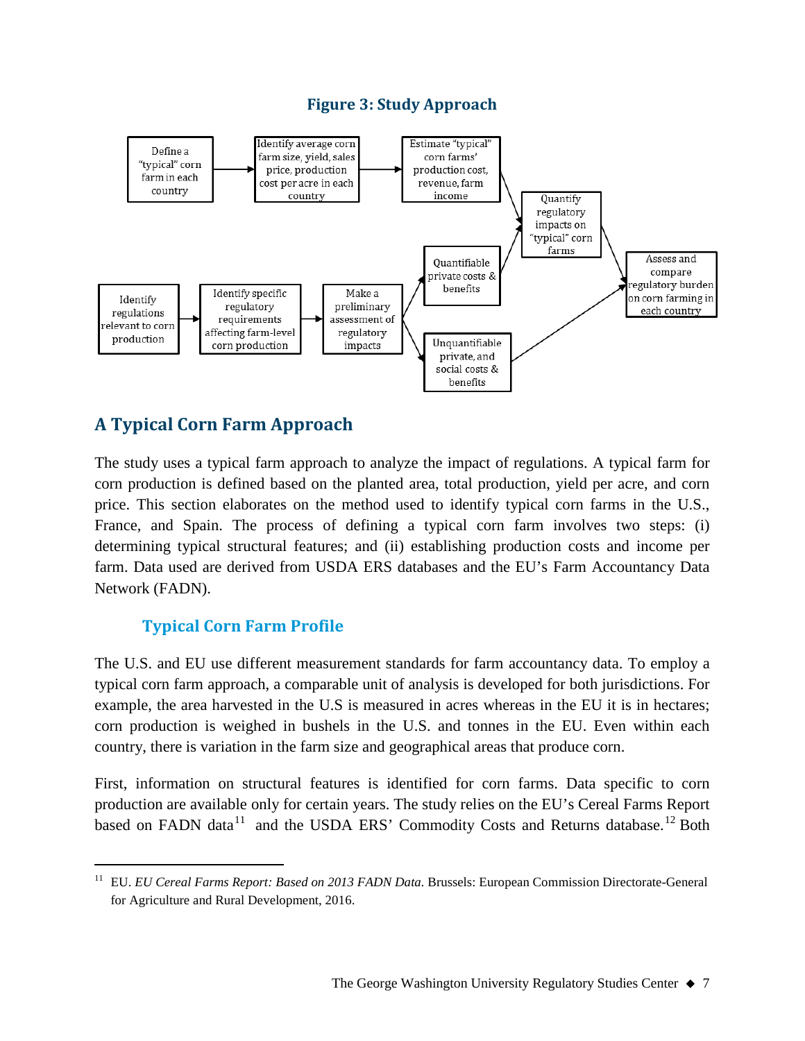**Figure 3: Study Approach**

Define a "typical" corn farm in each country → Identify average corn farm size, yield, sales price, production cost per acre in each country → Estimate "typical" corn farms' production cost, revenue, farm income → Quantify regulatory impacts on "typical" corn farms → Assess and compare regulatory burden on corn farming in each country

Identify regulations relevant to corn production → Identify specific regulatory requirements affecting farm-level corn production → Make a preliminary assessment of regulatory impacts → Quantifiable private costs & benefits → Quantify regulatory impacts on "typical" corn farms

Make a preliminary assessment of regulatory impacts → Unquantifiable private, and social costs & benefits → Assess and compare regulatory burden on corn farming in each country

## A Typical Corn Farm Approach

The study uses a typical farm approach to analyze the impact of regulations. A typical farm for corn production is defined based on the planted area, total production, yield per acre, and corn price. This section elaborates on the method used to identify typical corn farms in the U.S., France, and Spain. The process of defining a typical corn farm involves two steps: (i) determining typical structural features; and (ii) establishing production costs and income per farm. Data used are derived from USDA ERS databases and the EU's Farm Accountancy Data Network (FADN).

### Typical Corn Farm Profile

The U.S. and EU use different measurement standards for farm accountancy data. To employ a typical corn farm approach, a comparable unit of analysis is developed for both jurisdictions. For example, the area harvested in the U.S is measured in acres whereas in the EU it is in hectares; corn production is weighed in bushels in the U.S. and tonnes in the EU. Even within each country, there is variation in the farm size and geographical areas that produce corn.

First, information on structural features is identified for corn farms. Data specific to corn production are available only for certain years. The study relies on the EU's Cereal Farms Report based on FADN data[11] and the USDA ERS' Commodity Costs and Returns database.[12] Both

---

[11] EU. *EU Cereal Farms Report: Based on 2013 FADN Data.* Brussels: European Commission Directorate-General for Agriculture and Rural Development, 2016.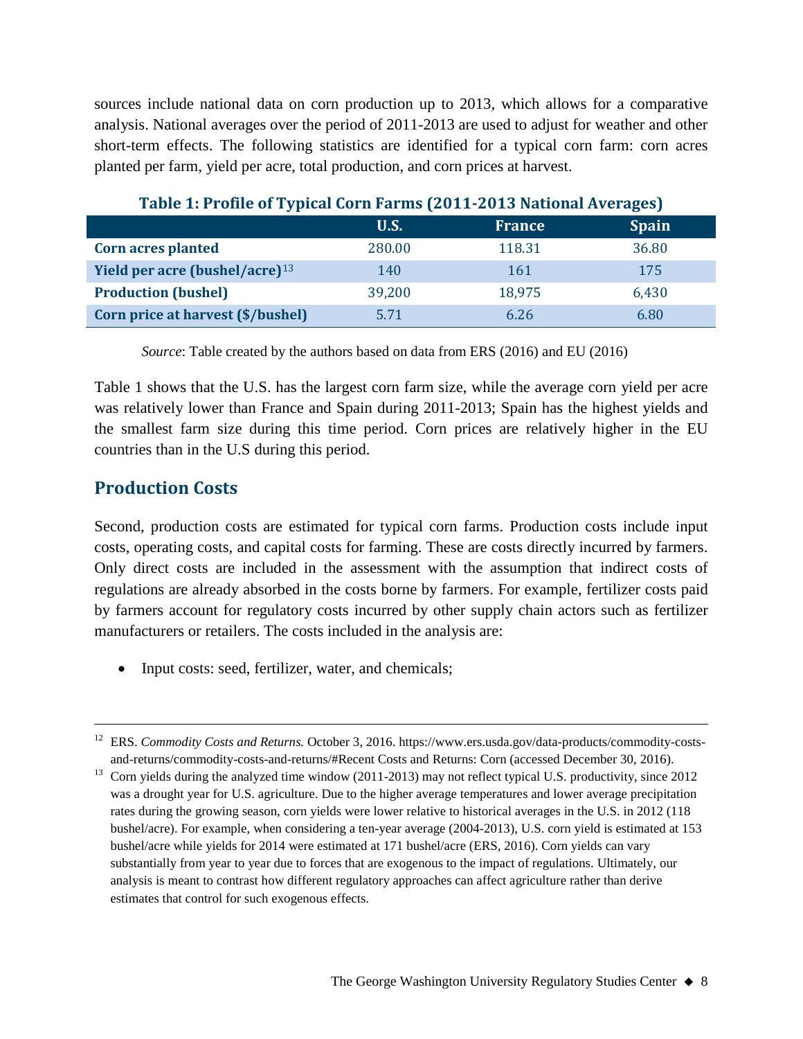sources include national data on corn production up to 2013, which allows for a comparative analysis. National averages over the period of 2011-2013 are used to adjust for weather and other short-term effects. The following statistics are identified for a typical corn farm: corn acres planted per farm, yield per acre, total production, and corn prices at harvest.

**Table 1: Profile of Typical Corn Farms (2011-2013 National Averages)**

| | U.S. | France | Spain |
|---|---|---|---|
| **Corn acres planted** | 280.00 | 118.31 | 36.80 |
| **Yield per acre (bushel/acre)**[13] | 140 | 161 | 175 |
| **Production (bushel)** | 39,200 | 18,975 | 6,430 |
| **Corn price at harvest ($/bushel)** | 5.71 | 6.26 | 6.80 |

*Source*: Table created by the authors based on data from ERS (2016) and EU (2016)

Table 1 shows that the U.S. has the largest corn farm size, while the average corn yield per acre was relatively lower than France and Spain during 2011-2013; Spain has the highest yields and the smallest farm size during this time period. Corn prices are relatively higher in the EU countries than in the U.S during this period.

## Production Costs

Second, production costs are estimated for typical corn farms. Production costs include input costs, operating costs, and capital costs for farming. These are costs directly incurred by farmers. Only direct costs are included in the assessment with the assumption that indirect costs of regulations are already absorbed in the costs borne by farmers. For example, fertilizer costs paid by farmers account for regulatory costs incurred by other supply chain actors such as fertilizer manufacturers or retailers. The costs included in the analysis are:

- Input costs: seed, fertilizer, water, and chemicals;

---

[12] ERS. *Commodity Costs and Returns.* October 3, 2016. https://www.ers.usda.gov/data-products/commodity-costs-and-returns/commodity-costs-and-returns/#Recent Costs and Returns: Corn (accessed December 30, 2016).

[13] Corn yields during the analyzed time window (2011-2013) may not reflect typical U.S. productivity, since 2012 was a drought year for U.S. agriculture. Due to the higher average temperatures and lower average precipitation rates during the growing season, corn yields were lower relative to historical averages in the U.S. in 2012 (118 bushel/acre). For example, when considering a ten-year average (2004-2013), U.S. corn yield is estimated at 153 bushel/acre while yields for 2014 were estimated at 171 bushel/acre (ERS, 2016). Corn yields can vary substantially from year to year due to forces that are exogenous to the impact of regulations. Ultimately, our analysis is meant to contrast how different regulatory approaches can affect agriculture rather than derive estimates that control for such exogenous effects.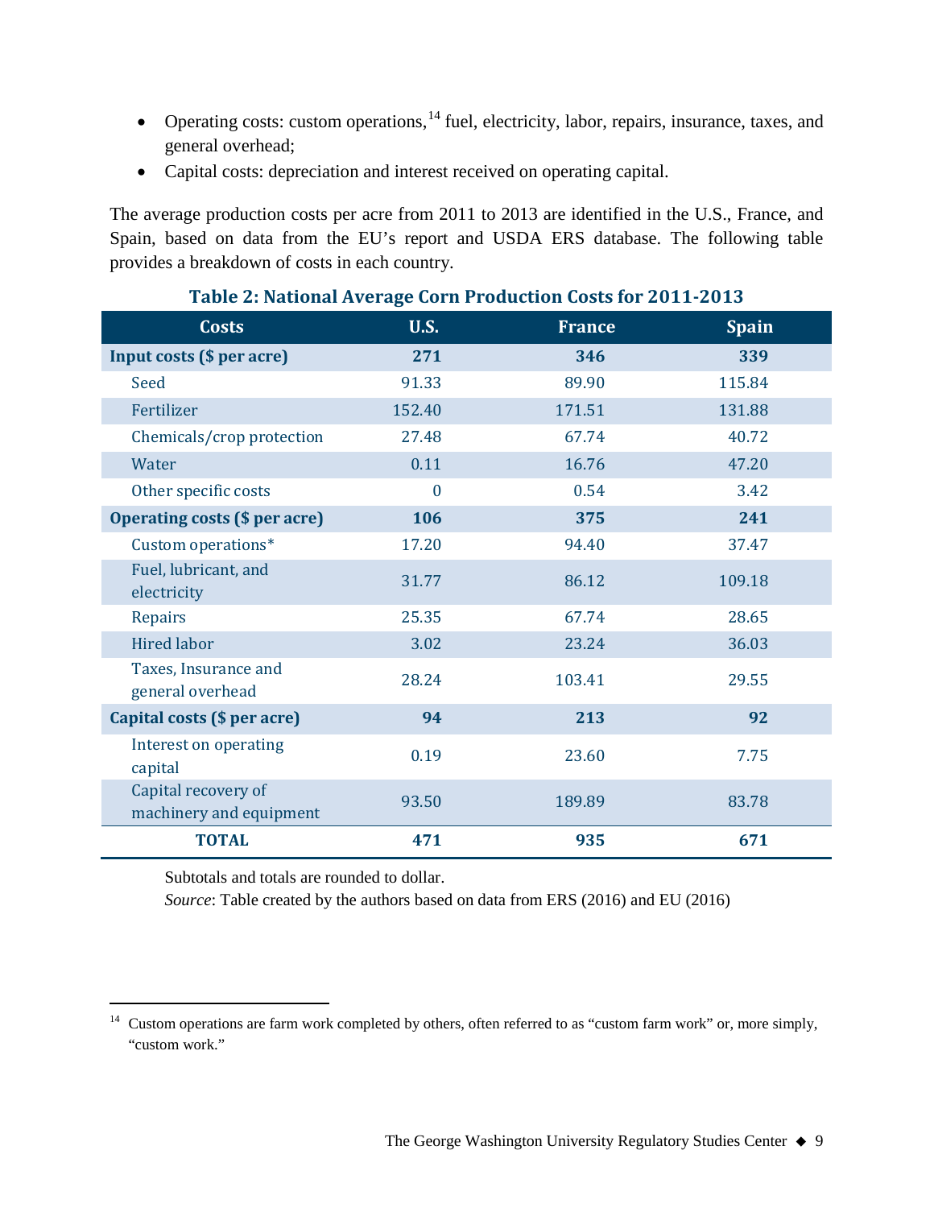- Operating costs: custom operations,[14] fuel, electricity, labor, repairs, insurance, taxes, and general overhead;
- Capital costs: depreciation and interest received on operating capital.

The average production costs per acre from 2011 to 2013 are identified in the U.S., France, and Spain, based on data from the EU's report and USDA ERS database. The following table provides a breakdown of costs in each country.

**Table 2: National Average Corn Production Costs for 2011-2013**

| Costs | U.S. | France | Spain |
|---|---|---|---|
| **Input costs ($ per acre)** | **271** | **346** | **339** |
| Seed | 91.33 | 89.90 | 115.84 |
| Fertilizer | 152.40 | 171.51 | 131.88 |
| Chemicals/crop protection | 27.48 | 67.74 | 40.72 |
| Water | 0.11 | 16.76 | 47.20 |
| Other specific costs | 0 | 0.54 | 3.42 |
| **Operating costs ($ per acre)** | **106** | **375** | **241** |
| Custom operations* | 17.20 | 94.40 | 37.47 |
| Fuel, lubricant, and electricity | 31.77 | 86.12 | 109.18 |
| Repairs | 25.35 | 67.74 | 28.65 |
| Hired labor | 3.02 | 23.24 | 36.03 |
| Taxes, Insurance and general overhead | 28.24 | 103.41 | 29.55 |
| **Capital costs ($ per acre)** | **94** | **213** | **92** |
| Interest on operating capital | 0.19 | 23.60 | 7.75 |
| Capital recovery of machinery and equipment | 93.50 | 189.89 | 83.78 |
| **TOTAL** | **471** | **935** | **671** |

Subtotals and totals are rounded to dollar.

*Source*: Table created by the authors based on data from ERS (2016) and EU (2016)

[14] Custom operations are farm work completed by others, often referred to as "custom farm work" or, more simply, "custom work."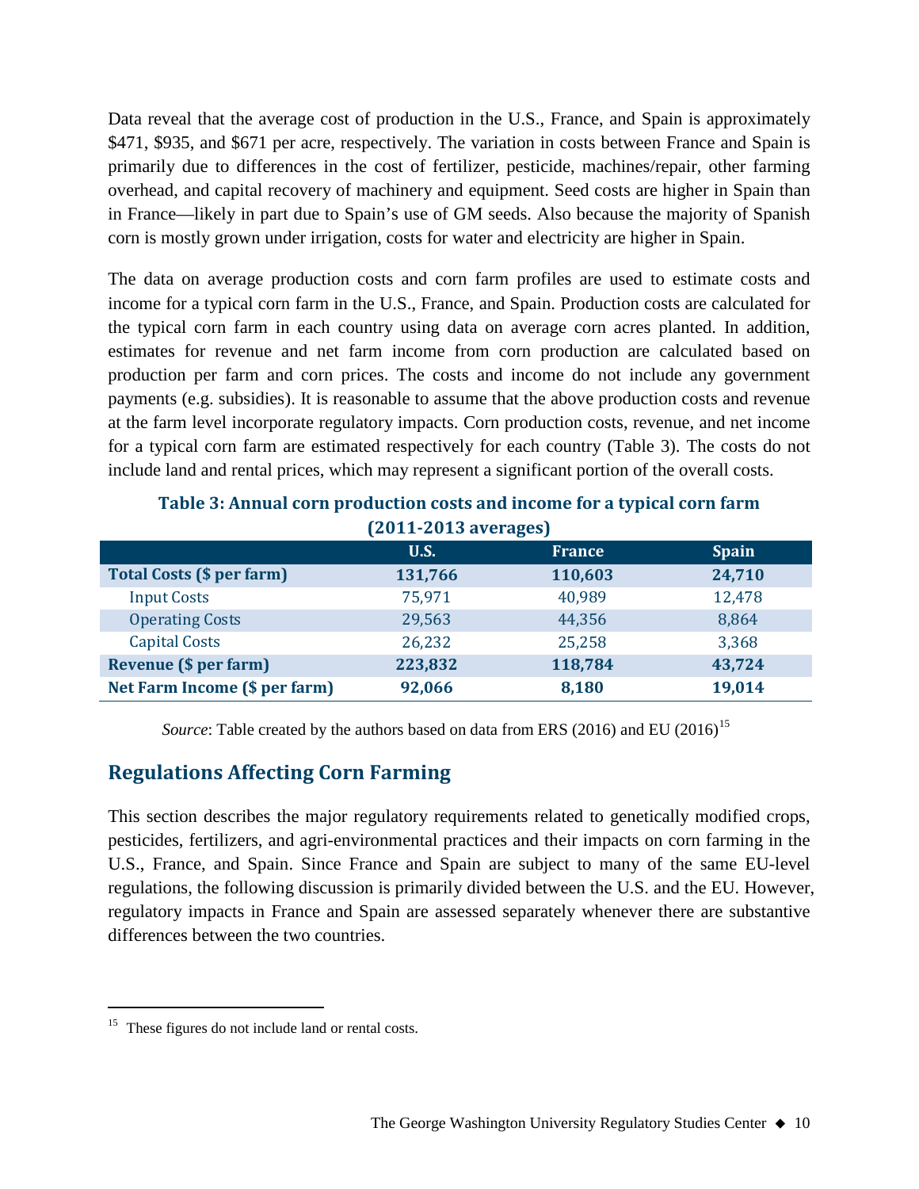Data reveal that the average cost of production in the U.S., France, and Spain is approximately $471, $935, and $671 per acre, respectively. The variation in costs between France and Spain is primarily due to differences in the cost of fertilizer, pesticide, machines/repair, other farming overhead, and capital recovery of machinery and equipment. Seed costs are higher in Spain than in France—likely in part due to Spain's use of GM seeds. Also because the majority of Spanish corn is mostly grown under irrigation, costs for water and electricity are higher in Spain.

The data on average production costs and corn farm profiles are used to estimate costs and income for a typical corn farm in the U.S., France, and Spain. Production costs are calculated for the typical corn farm in each country using data on average corn acres planted. In addition, estimates for revenue and net farm income from corn production are calculated based on production per farm and corn prices. The costs and income do not include any government payments (e.g. subsidies). It is reasonable to assume that the above production costs and revenue at the farm level incorporate regulatory impacts. Corn production costs, revenue, and net income for a typical corn farm are estimated respectively for each country (Table 3). The costs do not include land and rental prices, which may represent a significant portion of the overall costs.

**Table 3: Annual corn production costs and income for a typical corn farm (2011-2013 averages)**

| | U.S. | France | Spain |
|---|---|---|---|
| **Total Costs ($ per farm)** | **131,766** | **110,603** | **24,710** |
| Input Costs | 75,971 | 40,989 | 12,478 |
| Operating Costs | 29,563 | 44,356 | 8,864 |
| Capital Costs | 26,232 | 25,258 | 3,368 |
| **Revenue ($ per farm)** | **223,832** | **118,784** | **43,724** |
| **Net Farm Income ($ per farm)** | **92,066** | **8,180** | **19,014** |

*Source*: Table created by the authors based on data from ERS (2016) and EU (2016)[15]

## Regulations Affecting Corn Farming

This section describes the major regulatory requirements related to genetically modified crops, pesticides, fertilizers, and agri-environmental practices and their impacts on corn farming in the U.S., France, and Spain. Since France and Spain are subject to many of the same EU-level regulations, the following discussion is primarily divided between the U.S. and the EU. However, regulatory impacts in France and Spain are assessed separately whenever there are substantive differences between the two countries.

[15] These figures do not include land or rental costs.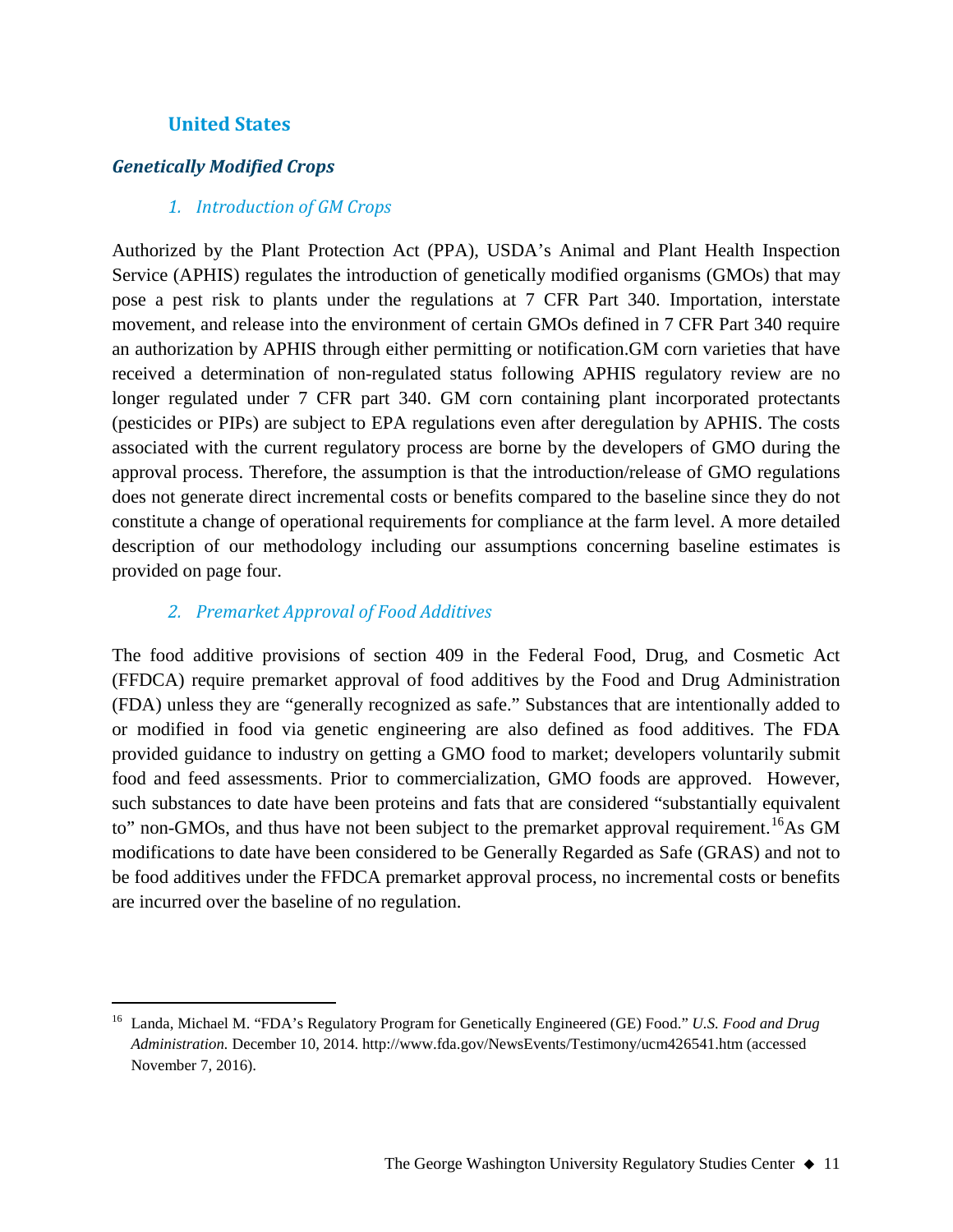## United States

### *Genetically Modified Crops*

#### *1. Introduction of GM Crops*

Authorized by the Plant Protection Act (PPA), USDA's Animal and Plant Health Inspection Service (APHIS) regulates the introduction of genetically modified organisms (GMOs) that may pose a pest risk to plants under the regulations at 7 CFR Part 340. Importation, interstate movement, and release into the environment of certain GMOs defined in 7 CFR Part 340 require an authorization by APHIS through either permitting or notification.GM corn varieties that have received a determination of non-regulated status following APHIS regulatory review are no longer regulated under 7 CFR part 340. GM corn containing plant incorporated protectants (pesticides or PIPs) are subject to EPA regulations even after deregulation by APHIS. The costs associated with the current regulatory process are borne by the developers of GMO during the approval process. Therefore, the assumption is that the introduction/release of GMO regulations does not generate direct incremental costs or benefits compared to the baseline since they do not constitute a change of operational requirements for compliance at the farm level. A more detailed description of our methodology including our assumptions concerning baseline estimates is provided on page four.

#### *2. Premarket Approval of Food Additives*

The food additive provisions of section 409 in the Federal Food, Drug, and Cosmetic Act (FFDCA) require premarket approval of food additives by the Food and Drug Administration (FDA) unless they are "generally recognized as safe." Substances that are intentionally added to or modified in food via genetic engineering are also defined as food additives. The FDA provided guidance to industry on getting a GMO food to market; developers voluntarily submit food and feed assessments. Prior to commercialization, GMO foods are approved. However, such substances to date have been proteins and fats that are considered "substantially equivalent to" non-GMOs, and thus have not been subject to the premarket approval requirement.[16]As GM modifications to date have been considered to be Generally Regarded as Safe (GRAS) and not to be food additives under the FFDCA premarket approval process, no incremental costs or benefits are incurred over the baseline of no regulation.

---

[16] Landa, Michael M. "FDA's Regulatory Program for Genetically Engineered (GE) Food." *U.S. Food and Drug Administration.* December 10, 2014. http://www.fda.gov/NewsEvents/Testimony/ucm426541.htm (accessed November 7, 2016).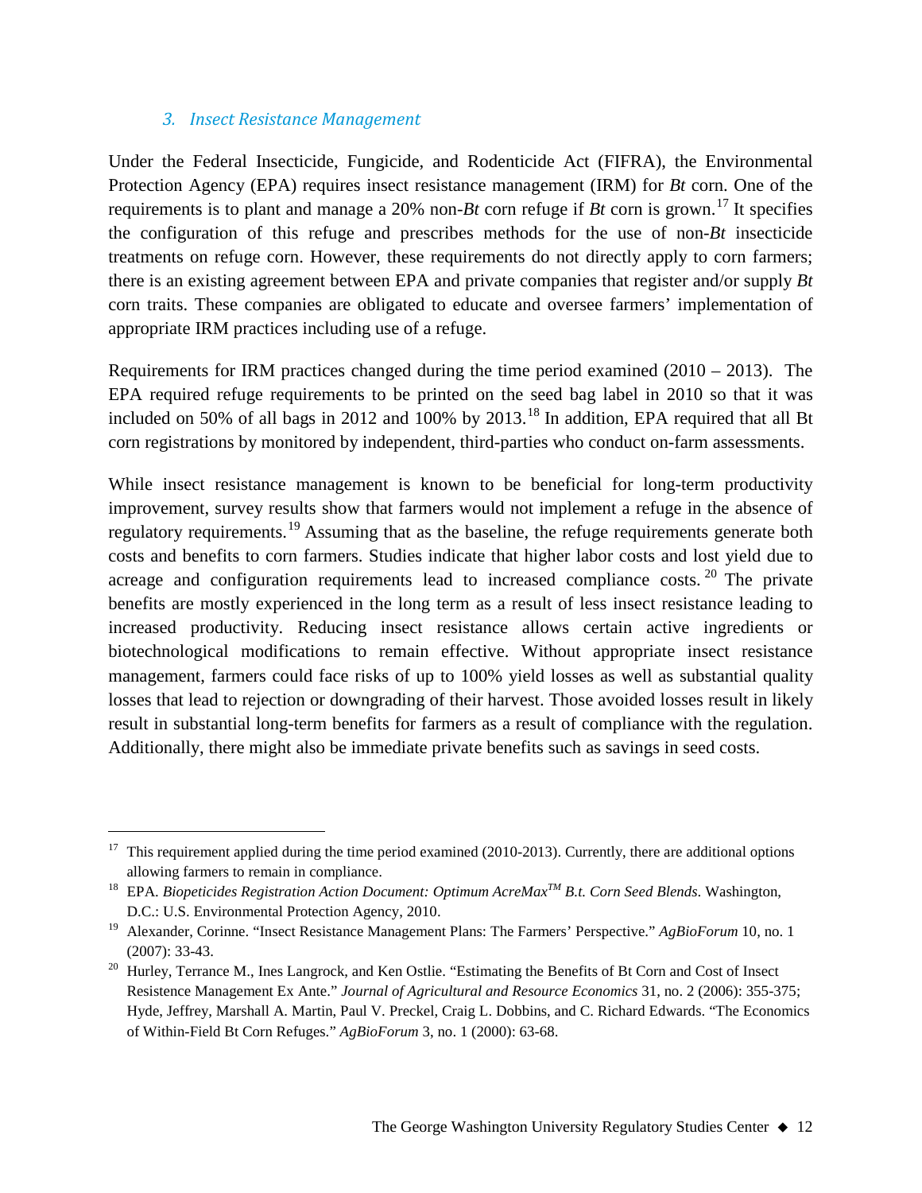### *3. Insect Resistance Management*

Under the Federal Insecticide, Fungicide, and Rodenticide Act (FIFRA), the Environmental Protection Agency (EPA) requires insect resistance management (IRM) for *Bt* corn. One of the requirements is to plant and manage a 20% non-*Bt* corn refuge if *Bt* corn is grown.[17] It specifies the configuration of this refuge and prescribes methods for the use of non-*Bt* insecticide treatments on refuge corn. However, these requirements do not directly apply to corn farmers; there is an existing agreement between EPA and private companies that register and/or supply *Bt* corn traits. These companies are obligated to educate and oversee farmers' implementation of appropriate IRM practices including use of a refuge.

Requirements for IRM practices changed during the time period examined (2010 – 2013). The EPA required refuge requirements to be printed on the seed bag label in 2010 so that it was included on 50% of all bags in 2012 and 100% by 2013.[18] In addition, EPA required that all Bt corn registrations by monitored by independent, third-parties who conduct on-farm assessments.

While insect resistance management is known to be beneficial for long-term productivity improvement, survey results show that farmers would not implement a refuge in the absence of regulatory requirements.[19] Assuming that as the baseline, the refuge requirements generate both costs and benefits to corn farmers. Studies indicate that higher labor costs and lost yield due to acreage and configuration requirements lead to increased compliance costs.[20] The private benefits are mostly experienced in the long term as a result of less insect resistance leading to increased productivity. Reducing insect resistance allows certain active ingredients or biotechnological modifications to remain effective. Without appropriate insect resistance management, farmers could face risks of up to 100% yield losses as well as substantial quality losses that lead to rejection or downgrading of their harvest. Those avoided losses result in likely result in substantial long-term benefits for farmers as a result of compliance with the regulation. Additionally, there might also be immediate private benefits such as savings in seed costs.

---

[17] This requirement applied during the time period examined (2010-2013). Currently, there are additional options allowing farmers to remain in compliance.

[18] EPA. *Biopeticides Registration Action Document: Optimum AcreMax™ B.t. Corn Seed Blends*. Washington, D.C.: U.S. Environmental Protection Agency, 2010.

[19] Alexander, Corinne. "Insect Resistance Management Plans: The Farmers' Perspective." *AgBioForum* 10, no. 1 (2007): 33-43.

[20] Hurley, Terrance M., Ines Langrock, and Ken Ostlie. "Estimating the Benefits of Bt Corn and Cost of Insect Resistence Management Ex Ante." *Journal of Agricultural and Resource Economics* 31, no. 2 (2006): 355-375; Hyde, Jeffrey, Marshall A. Martin, Paul V. Preckel, Craig L. Dobbins, and C. Richard Edwards. "The Economics of Within-Field Bt Corn Refuges." *AgBioForum* 3, no. 1 (2000): 63-68.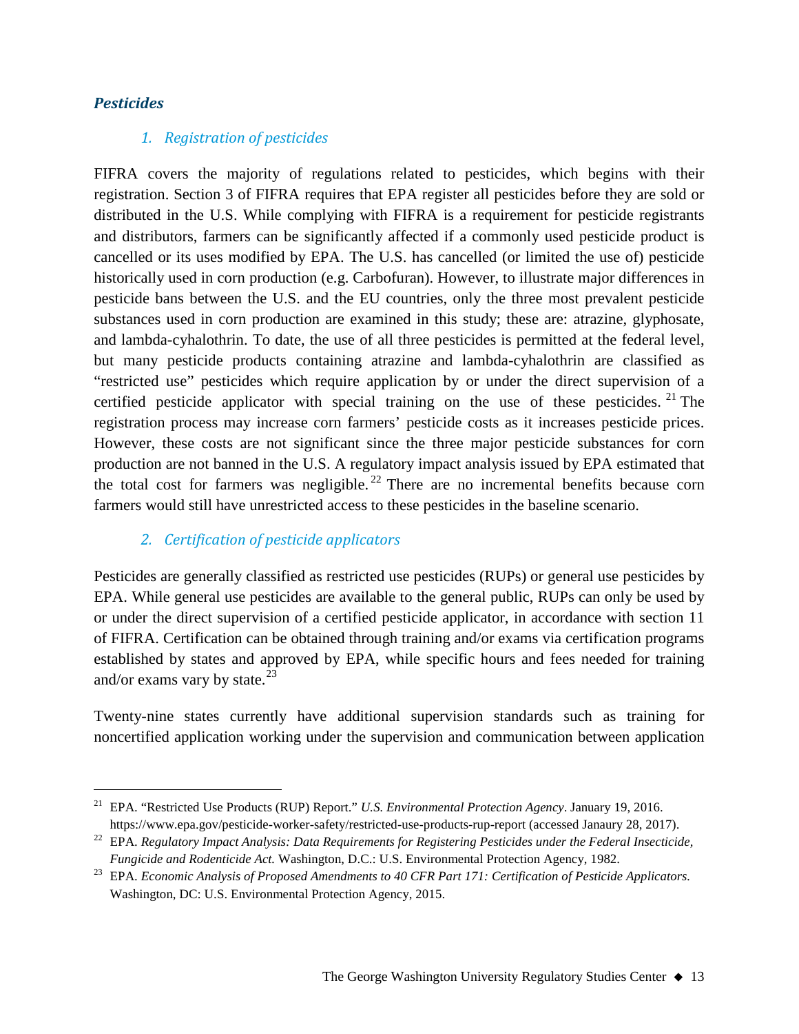### *Pesticides*

#### *1. Registration of pesticides*

FIFRA covers the majority of regulations related to pesticides, which begins with their registration. Section 3 of FIFRA requires that EPA register all pesticides before they are sold or distributed in the U.S. While complying with FIFRA is a requirement for pesticide registrants and distributors, farmers can be significantly affected if a commonly used pesticide product is cancelled or its uses modified by EPA. The U.S. has cancelled (or limited the use of) pesticide historically used in corn production (e.g. Carbofuran). However, to illustrate major differences in pesticide bans between the U.S. and the EU countries, only the three most prevalent pesticide substances used in corn production are examined in this study; these are: atrazine, glyphosate, and lambda-cyhalothrin. To date, the use of all three pesticides is permitted at the federal level, but many pesticide products containing atrazine and lambda-cyhalothrin are classified as "restricted use" pesticides which require application by or under the direct supervision of a certified pesticide applicator with special training on the use of these pesticides.[21] The registration process may increase corn farmers' pesticide costs as it increases pesticide prices. However, these costs are not significant since the three major pesticide substances for corn production are not banned in the U.S. A regulatory impact analysis issued by EPA estimated that the total cost for farmers was negligible.[22] There are no incremental benefits because corn farmers would still have unrestricted access to these pesticides in the baseline scenario.

#### *2. Certification of pesticide applicators*

Pesticides are generally classified as restricted use pesticides (RUPs) or general use pesticides by EPA. While general use pesticides are available to the general public, RUPs can only be used by or under the direct supervision of a certified pesticide applicator, in accordance with section 11 of FIFRA. Certification can be obtained through training and/or exams via certification programs established by states and approved by EPA, while specific hours and fees needed for training and/or exams vary by state.[23]

Twenty-nine states currently have additional supervision standards such as training for noncertified application working under the supervision and communication between application

---

[21] EPA. "Restricted Use Products (RUP) Report." *U.S. Environmental Protection Agency*. January 19, 2016. https://www.epa.gov/pesticide-worker-safety/restricted-use-products-rup-report (accessed Janaury 28, 2017).

[22] EPA. *Regulatory Impact Analysis: Data Requirements for Registering Pesticides under the Federal Insecticide, Fungicide and Rodenticide Act.* Washington, D.C.: U.S. Environmental Protection Agency, 1982.

[23] EPA. *Economic Analysis of Proposed Amendments to 40 CFR Part 171: Certification of Pesticide Applicators.* Washington, DC: U.S. Environmental Protection Agency, 2015.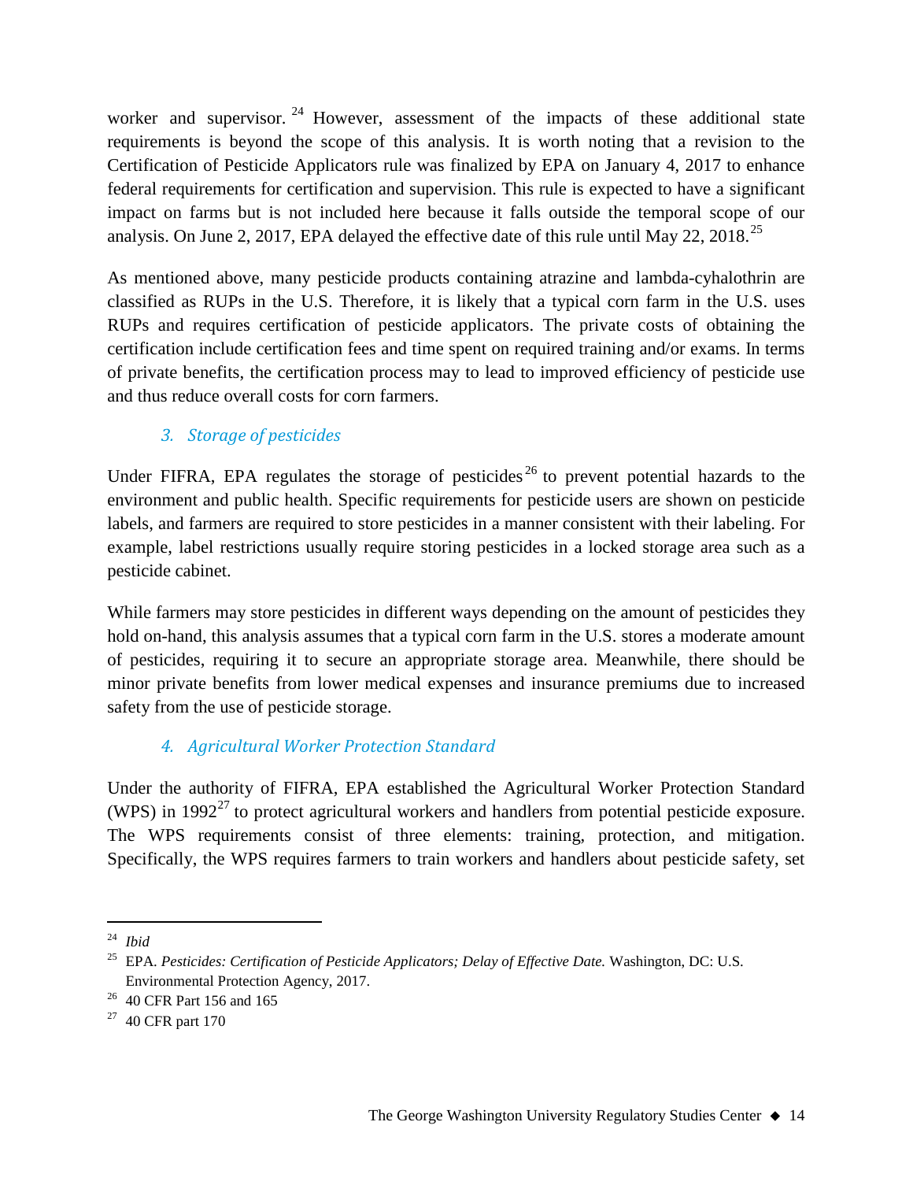worker and supervisor.[24] However, assessment of the impacts of these additional state requirements is beyond the scope of this analysis. It is worth noting that a revision to the Certification of Pesticide Applicators rule was finalized by EPA on January 4, 2017 to enhance federal requirements for certification and supervision. This rule is expected to have a significant impact on farms but is not included here because it falls outside the temporal scope of our analysis. On June 2, 2017, EPA delayed the effective date of this rule until May 22, 2018.[25]

As mentioned above, many pesticide products containing atrazine and lambda-cyhalothrin are classified as RUPs in the U.S. Therefore, it is likely that a typical corn farm in the U.S. uses RUPs and requires certification of pesticide applicators. The private costs of obtaining the certification include certification fees and time spent on required training and/or exams. In terms of private benefits, the certification process may to lead to improved efficiency of pesticide use and thus reduce overall costs for corn farmers.

### *3. Storage of pesticides*

Under FIFRA, EPA regulates the storage of pesticides[26] to prevent potential hazards to the environment and public health. Specific requirements for pesticide users are shown on pesticide labels, and farmers are required to store pesticides in a manner consistent with their labeling. For example, label restrictions usually require storing pesticides in a locked storage area such as a pesticide cabinet.

While farmers may store pesticides in different ways depending on the amount of pesticides they hold on-hand, this analysis assumes that a typical corn farm in the U.S. stores a moderate amount of pesticides, requiring it to secure an appropriate storage area. Meanwhile, there should be minor private benefits from lower medical expenses and insurance premiums due to increased safety from the use of pesticide storage.

### *4. Agricultural Worker Protection Standard*

Under the authority of FIFRA, EPA established the Agricultural Worker Protection Standard (WPS) in 1992[27] to protect agricultural workers and handlers from potential pesticide exposure. The WPS requirements consist of three elements: training, protection, and mitigation. Specifically, the WPS requires farmers to train workers and handlers about pesticide safety, set

---

[24] *Ibid*

[25] EPA. *Pesticides: Certification of Pesticide Applicators; Delay of Effective Date.* Washington, DC: U.S. Environmental Protection Agency, 2017.

[26] 40 CFR Part 156 and 165

[27] 40 CFR part 170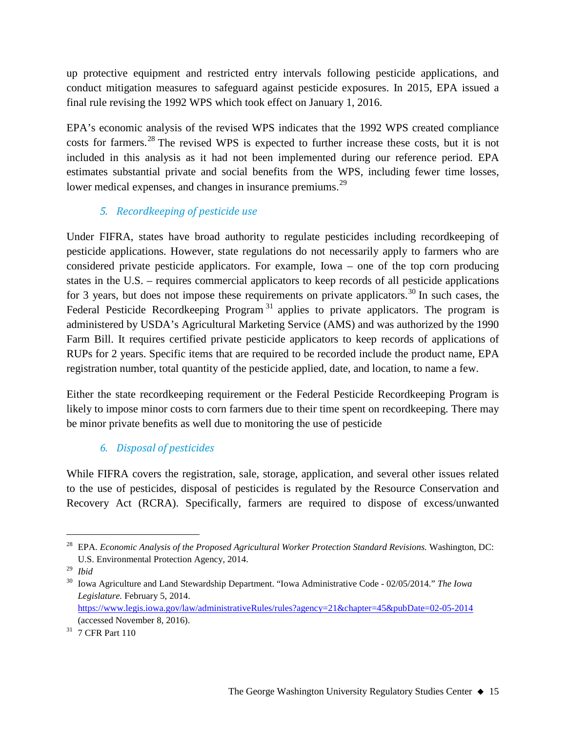up protective equipment and restricted entry intervals following pesticide applications, and conduct mitigation measures to safeguard against pesticide exposures. In 2015, EPA issued a final rule revising the 1992 WPS which took effect on January 1, 2016.

EPA's economic analysis of the revised WPS indicates that the 1992 WPS created compliance costs for farmers.[28] The revised WPS is expected to further increase these costs, but it is not included in this analysis as it had not been implemented during our reference period. EPA estimates substantial private and social benefits from the WPS, including fewer time losses, lower medical expenses, and changes in insurance premiums.[29]

### *5. Recordkeeping of pesticide use*

Under FIFRA, states have broad authority to regulate pesticides including recordkeeping of pesticide applications. However, state regulations do not necessarily apply to farmers who are considered private pesticide applicators. For example, Iowa – one of the top corn producing states in the U.S. – requires commercial applicators to keep records of all pesticide applications for 3 years, but does not impose these requirements on private applicators.[30] In such cases, the Federal Pesticide Recordkeeping Program[31] applies to private applicators. The program is administered by USDA's Agricultural Marketing Service (AMS) and was authorized by the 1990 Farm Bill. It requires certified private pesticide applicators to keep records of applications of RUPs for 2 years. Specific items that are required to be recorded include the product name, EPA registration number, total quantity of the pesticide applied, date, and location, to name a few.

Either the state recordkeeping requirement or the Federal Pesticide Recordkeeping Program is likely to impose minor costs to corn farmers due to their time spent on recordkeeping. There may be minor private benefits as well due to monitoring the use of pesticide

### *6. Disposal of pesticides*

While FIFRA covers the registration, sale, storage, application, and several other issues related to the use of pesticides, disposal of pesticides is regulated by the Resource Conservation and Recovery Act (RCRA). Specifically, farmers are required to dispose of excess/unwanted

---

[28] EPA. *Economic Analysis of the Proposed Agricultural Worker Protection Standard Revisions.* Washington, DC: U.S. Environmental Protection Agency, 2014.

[29] *Ibid*

[30] Iowa Agriculture and Land Stewardship Department. "Iowa Administrative Code - 02/05/2014." *The Iowa Legislature.* February 5, 2014. https://www.legis.iowa.gov/law/administrativeRules/rules?agency=21&chapter=45&pubDate=02-05-2014 (accessed November 8, 2016).

[31] 7 CFR Part 110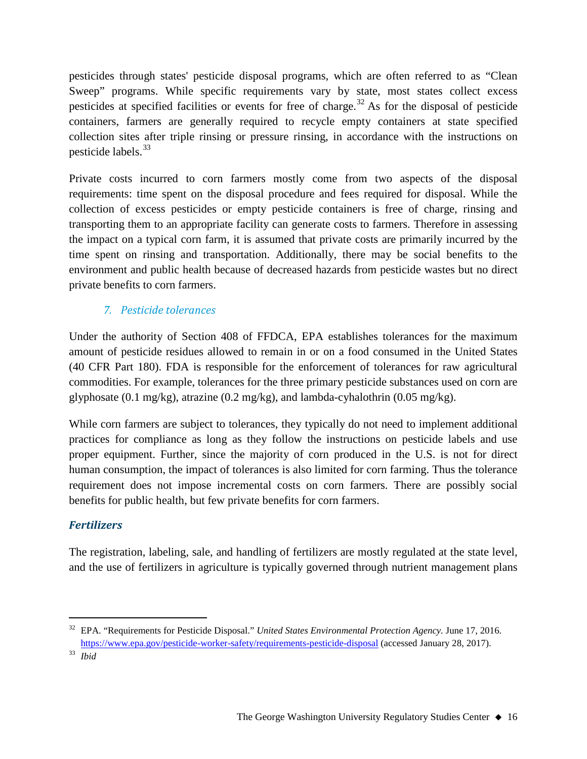pesticides through states' pesticide disposal programs, which are often referred to as "Clean Sweep" programs. While specific requirements vary by state, most states collect excess pesticides at specified facilities or events for free of charge.[32] As for the disposal of pesticide containers, farmers are generally required to recycle empty containers at state specified collection sites after triple rinsing or pressure rinsing, in accordance with the instructions on pesticide labels.[33]

Private costs incurred to corn farmers mostly come from two aspects of the disposal requirements: time spent on the disposal procedure and fees required for disposal. While the collection of excess pesticides or empty pesticide containers is free of charge, rinsing and transporting them to an appropriate facility can generate costs to farmers. Therefore in assessing the impact on a typical corn farm, it is assumed that private costs are primarily incurred by the time spent on rinsing and transportation. Additionally, there may be social benefits to the environment and public health because of decreased hazards from pesticide wastes but no direct private benefits to corn farmers.

#### *7. Pesticide tolerances*

Under the authority of Section 408 of FFDCA, EPA establishes tolerances for the maximum amount of pesticide residues allowed to remain in or on a food consumed in the United States (40 CFR Part 180). FDA is responsible for the enforcement of tolerances for raw agricultural commodities. For example, tolerances for the three primary pesticide substances used on corn are glyphosate (0.1 mg/kg), atrazine (0.2 mg/kg), and lambda-cyhalothrin (0.05 mg/kg).

While corn farmers are subject to tolerances, they typically do not need to implement additional practices for compliance as long as they follow the instructions on pesticide labels and use proper equipment. Further, since the majority of corn produced in the U.S. is not for direct human consumption, the impact of tolerances is also limited for corn farming. Thus the tolerance requirement does not impose incremental costs on corn farmers. There are possibly social benefits for public health, but few private benefits for corn farmers.

### *Fertilizers*

The registration, labeling, sale, and handling of fertilizers are mostly regulated at the state level, and the use of fertilizers in agriculture is typically governed through nutrient management plans

---

[32] EPA. "Requirements for Pesticide Disposal." *United States Environmental Protection Agency.* June 17, 2016. https://www.epa.gov/pesticide-worker-safety/requirements-pesticide-disposal (accessed January 28, 2017).

[33] *Ibid*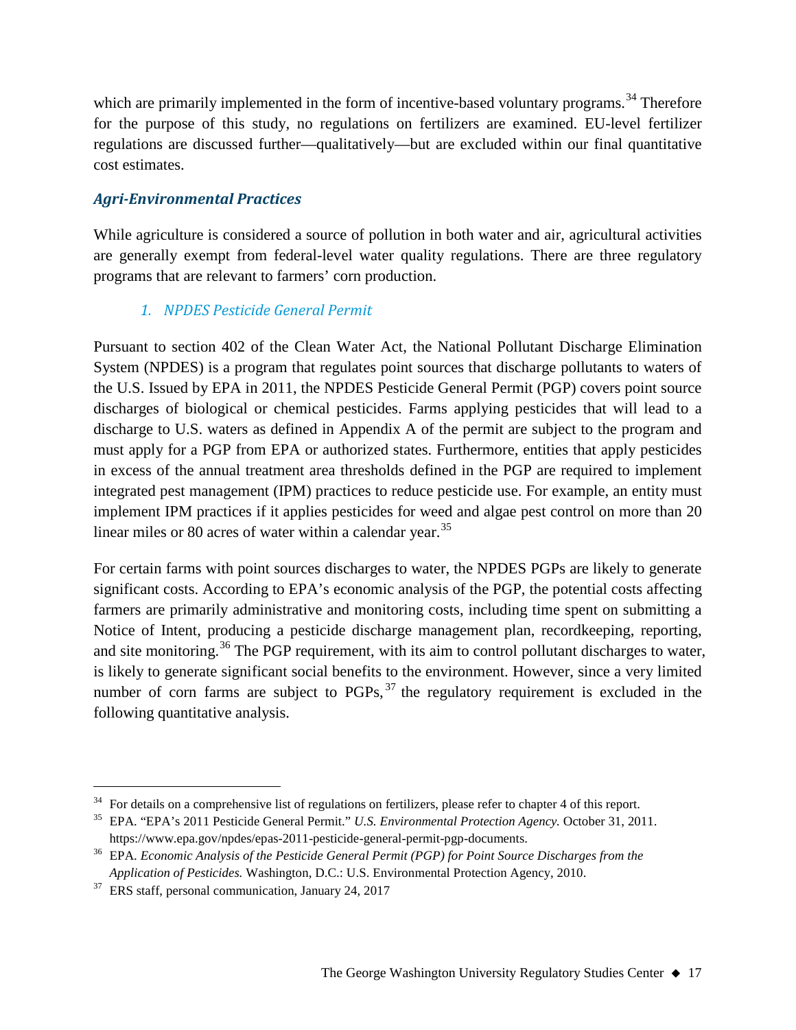which are primarily implemented in the form of incentive-based voluntary programs.[34] Therefore for the purpose of this study, no regulations on fertilizers are examined. EU-level fertilizer regulations are discussed further—qualitatively—but are excluded within our final quantitative cost estimates.

### *Agri-Environmental Practices*

While agriculture is considered a source of pollution in both water and air, agricultural activities are generally exempt from federal-level water quality regulations. There are three regulatory programs that are relevant to farmers' corn production.

#### *1. NPDES Pesticide General Permit*

Pursuant to section 402 of the Clean Water Act, the National Pollutant Discharge Elimination System (NPDES) is a program that regulates point sources that discharge pollutants to waters of the U.S. Issued by EPA in 2011, the NPDES Pesticide General Permit (PGP) covers point source discharges of biological or chemical pesticides. Farms applying pesticides that will lead to a discharge to U.S. waters as defined in Appendix A of the permit are subject to the program and must apply for a PGP from EPA or authorized states. Furthermore, entities that apply pesticides in excess of the annual treatment area thresholds defined in the PGP are required to implement integrated pest management (IPM) practices to reduce pesticide use. For example, an entity must implement IPM practices if it applies pesticides for weed and algae pest control on more than 20 linear miles or 80 acres of water within a calendar year.[35]

For certain farms with point sources discharges to water, the NPDES PGPs are likely to generate significant costs. According to EPA's economic analysis of the PGP, the potential costs affecting farmers are primarily administrative and monitoring costs, including time spent on submitting a Notice of Intent, producing a pesticide discharge management plan, recordkeeping, reporting, and site monitoring.[36] The PGP requirement, with its aim to control pollutant discharges to water, is likely to generate significant social benefits to the environment. However, since a very limited number of corn farms are subject to PGPs,[37] the regulatory requirement is excluded in the following quantitative analysis.

---

[34] For details on a comprehensive list of regulations on fertilizers, please refer to chapter 4 of this report.

[35] EPA. "EPA's 2011 Pesticide General Permit." *U.S. Environmental Protection Agency.* October 31, 2011. https://www.epa.gov/npdes/epas-2011-pesticide-general-permit-pgp-documents.

[36] EPA. *Economic Analysis of the Pesticide General Permit (PGP) for Point Source Discharges from the Application of Pesticides.* Washington, D.C.: U.S. Environmental Protection Agency, 2010.

[37] ERS staff, personal communication, January 24, 2017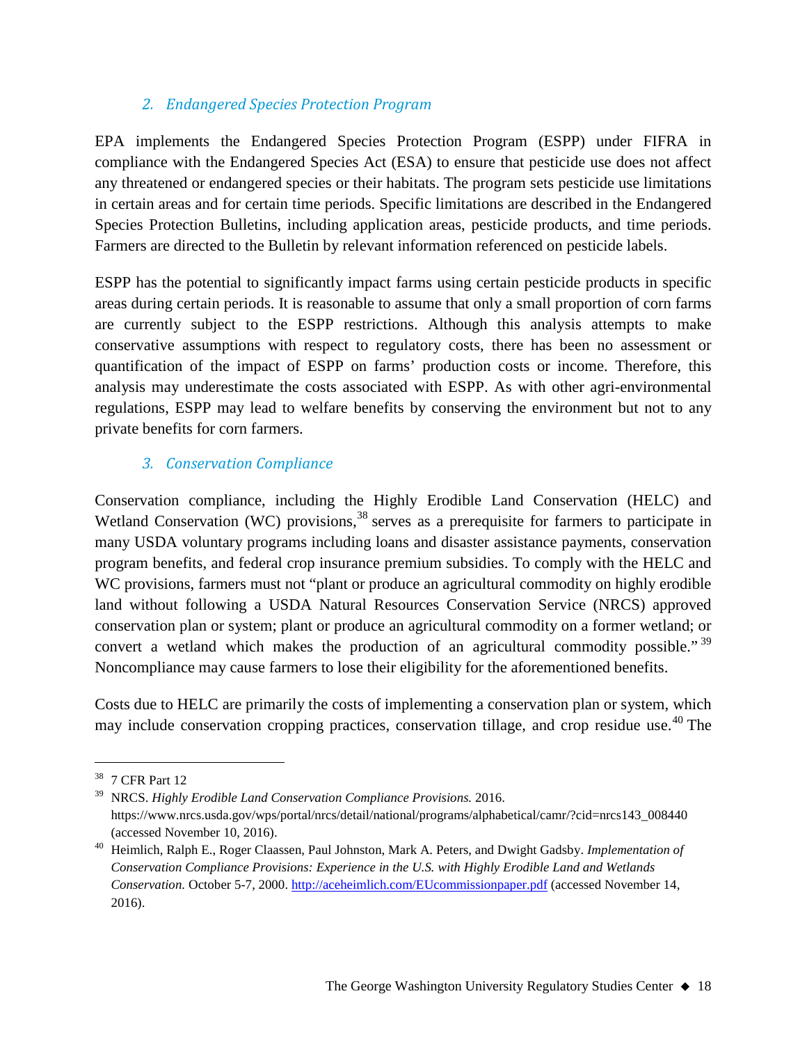### 2. Endangered Species Protection Program

EPA implements the Endangered Species Protection Program (ESPP) under FIFRA in compliance with the Endangered Species Act (ESA) to ensure that pesticide use does not affect any threatened or endangered species or their habitats. The program sets pesticide use limitations in certain areas and for certain time periods. Specific limitations are described in the Endangered Species Protection Bulletins, including application areas, pesticide products, and time periods. Farmers are directed to the Bulletin by relevant information referenced on pesticide labels.

ESPP has the potential to significantly impact farms using certain pesticide products in specific areas during certain periods. It is reasonable to assume that only a small proportion of corn farms are currently subject to the ESPP restrictions. Although this analysis attempts to make conservative assumptions with respect to regulatory costs, there has been no assessment or quantification of the impact of ESPP on farms' production costs or income. Therefore, this analysis may underestimate the costs associated with ESPP. As with other agri-environmental regulations, ESPP may lead to welfare benefits by conserving the environment but not to any private benefits for corn farmers.

### 3. Conservation Compliance

Conservation compliance, including the Highly Erodible Land Conservation (HELC) and Wetland Conservation (WC) provisions,[38] serves as a prerequisite for farmers to participate in many USDA voluntary programs including loans and disaster assistance payments, conservation program benefits, and federal crop insurance premium subsidies. To comply with the HELC and WC provisions, farmers must not "plant or produce an agricultural commodity on highly erodible land without following a USDA Natural Resources Conservation Service (NRCS) approved conservation plan or system; plant or produce an agricultural commodity on a former wetland; or convert a wetland which makes the production of an agricultural commodity possible."[39] Noncompliance may cause farmers to lose their eligibility for the aforementioned benefits.

Costs due to HELC are primarily the costs of implementing a conservation plan or system, which may include conservation cropping practices, conservation tillage, and crop residue use.[40] The

---

[38] 7 CFR Part 12

[39] NRCS. *Highly Erodible Land Conservation Compliance Provisions.* 2016. https://www.nrcs.usda.gov/wps/portal/nrcs/detail/national/programs/alphabetical/camr/?cid=nrcs143_008440 (accessed November 10, 2016).

[40] Heimlich, Ralph E., Roger Claassen, Paul Johnston, Mark A. Peters, and Dwight Gadsby. *Implementation of Conservation Compliance Provisions: Experience in the U.S. with Highly Erodible Land and Wetlands Conservation.* October 5-7, 2000. http://aceheimlich.com/EUcommissionpaper.pdf (accessed November 14, 2016).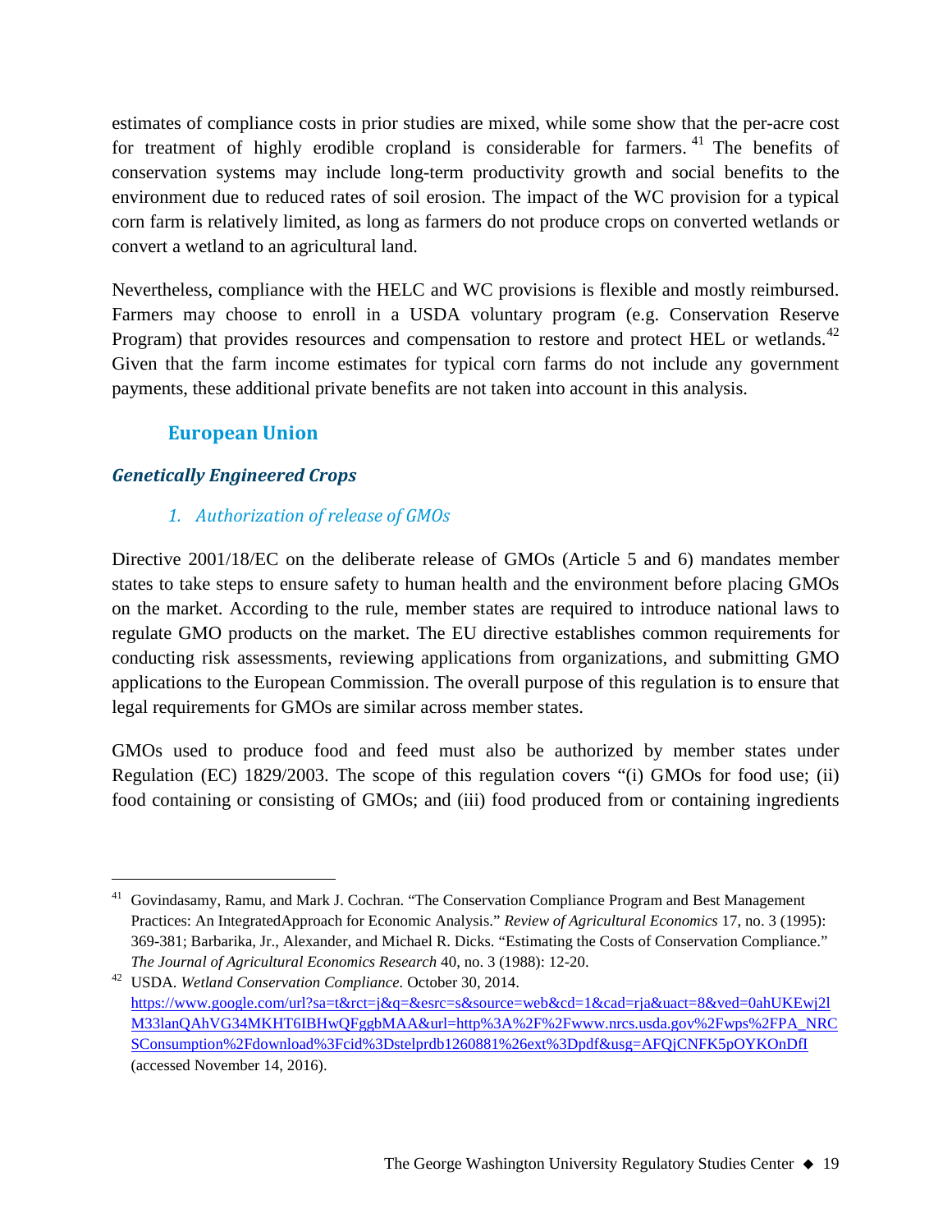estimates of compliance costs in prior studies are mixed, while some show that the per-acre cost for treatment of highly erodible cropland is considerable for farmers.[41] The benefits of conservation systems may include long-term productivity growth and social benefits to the environment due to reduced rates of soil erosion. The impact of the WC provision for a typical corn farm is relatively limited, as long as farmers do not produce crops on converted wetlands or convert a wetland to an agricultural land.

Nevertheless, compliance with the HELC and WC provisions is flexible and mostly reimbursed. Farmers may choose to enroll in a USDA voluntary program (e.g. Conservation Reserve Program) that provides resources and compensation to restore and protect HEL or wetlands.[42] Given that the farm income estimates for typical corn farms do not include any government payments, these additional private benefits are not taken into account in this analysis.

## European Union

### *Genetically Engineered Crops*

#### *1. Authorization of release of GMOs*

Directive 2001/18/EC on the deliberate release of GMOs (Article 5 and 6) mandates member states to take steps to ensure safety to human health and the environment before placing GMOs on the market. According to the rule, member states are required to introduce national laws to regulate GMO products on the market. The EU directive establishes common requirements for conducting risk assessments, reviewing applications from organizations, and submitting GMO applications to the European Commission. The overall purpose of this regulation is to ensure that legal requirements for GMOs are similar across member states.

GMOs used to produce food and feed must also be authorized by member states under Regulation (EC) 1829/2003. The scope of this regulation covers "(i) GMOs for food use; (ii) food containing or consisting of GMOs; and (iii) food produced from or containing ingredients

---

[41] Govindasamy, Ramu, and Mark J. Cochran. "The Conservation Compliance Program and Best Management Practices: An IntegratedApproach for Economic Analysis." *Review of Agricultural Economics* 17, no. 3 (1995): 369-381; Barbarika, Jr., Alexander, and Michael R. Dicks. "Estimating the Costs of Conservation Compliance." *The Journal of Agricultural Economics Research* 40, no. 3 (1988): 12-20.

[42] USDA. *Wetland Conservation Compliance.* October 30, 2014. https://www.google.com/url?sa=t&rct=j&q=&esrc=s&source=web&cd=1&cad=rja&uact=8&ved=0ahUKEwj2lM33lanQAhVG34MKHT6IBHwQFggbMAA&url=http%3A%2F%2Fwww.nrcs.usda.gov%2Fwps%2FPA_NRCSConsumption%2Fdownload%3Fcid%3Dstelprdb1260881%26ext%3Dpdf&usg=AFQjCNFK5pOYKOnDfI (accessed November 14, 2016).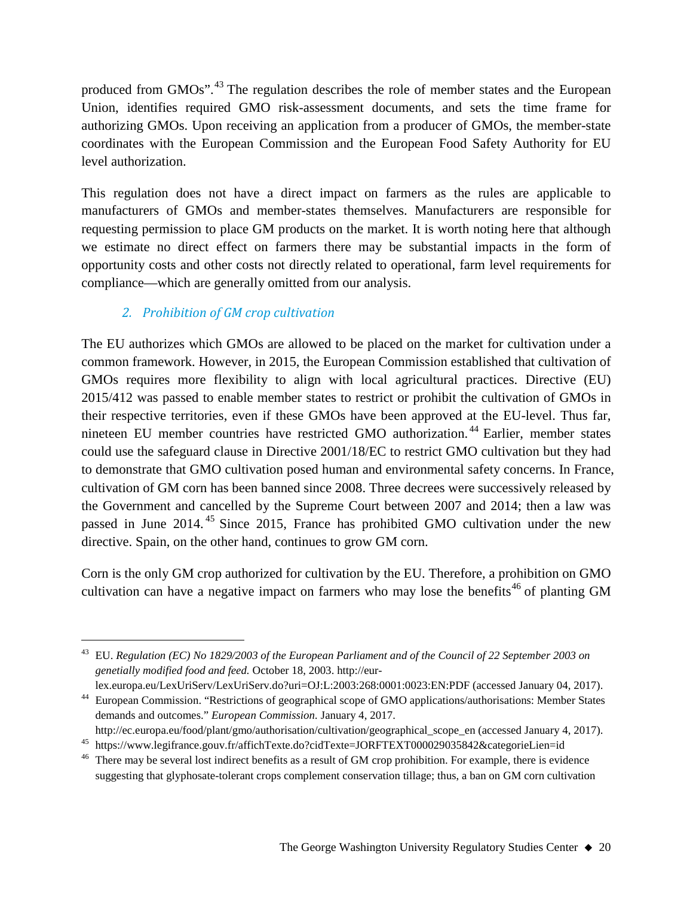produced from GMOs".[43] The regulation describes the role of member states and the European Union, identifies required GMO risk-assessment documents, and sets the time frame for authorizing GMOs. Upon receiving an application from a producer of GMOs, the member-state coordinates with the European Commission and the European Food Safety Authority for EU level authorization.

This regulation does not have a direct impact on farmers as the rules are applicable to manufacturers of GMOs and member-states themselves. Manufacturers are responsible for requesting permission to place GM products on the market. It is worth noting here that although we estimate no direct effect on farmers there may be substantial impacts in the form of opportunity costs and other costs not directly related to operational, farm level requirements for compliance—which are generally omitted from our analysis.

### *2. Prohibition of GM crop cultivation*

The EU authorizes which GMOs are allowed to be placed on the market for cultivation under a common framework. However, in 2015, the European Commission established that cultivation of GMOs requires more flexibility to align with local agricultural practices. Directive (EU) 2015/412 was passed to enable member states to restrict or prohibit the cultivation of GMOs in their respective territories, even if these GMOs have been approved at the EU-level. Thus far, nineteen EU member countries have restricted GMO authorization.[44] Earlier, member states could use the safeguard clause in Directive 2001/18/EC to restrict GMO cultivation but they had to demonstrate that GMO cultivation posed human and environmental safety concerns. In France, cultivation of GM corn has been banned since 2008. Three decrees were successively released by the Government and cancelled by the Supreme Court between 2007 and 2014; then a law was passed in June 2014.[45] Since 2015, France has prohibited GMO cultivation under the new directive. Spain, on the other hand, continues to grow GM corn.

Corn is the only GM crop authorized for cultivation by the EU. Therefore, a prohibition on GMO cultivation can have a negative impact on farmers who may lose the benefits[46] of planting GM

---

[43] EU. *Regulation (EC) No 1829/2003 of the European Parliament and of the Council of 22 September 2003 on genetically modified food and feed.* October 18, 2003. http://eur-lex.europa.eu/LexUriServ/LexUriServ.do?uri=OJ:L:2003:268:0001:0023:EN:PDF (accessed January 04, 2017).

[44] European Commission. "Restrictions of geographical scope of GMO applications/authorisations: Member States demands and outcomes." *European Commission.* January 4, 2017. http://ec.europa.eu/food/plant/gmo/authorisation/cultivation/geographical_scope_en (accessed January 4, 2017).

[45] https://www.legifrance.gouv.fr/affichTexte.do?cidTexte=JORFTEXT000029035842&categorieLien=id

[46] There may be several lost indirect benefits as a result of GM crop prohibition. For example, there is evidence suggesting that glyphosate-tolerant crops complement conservation tillage; thus, a ban on GM corn cultivation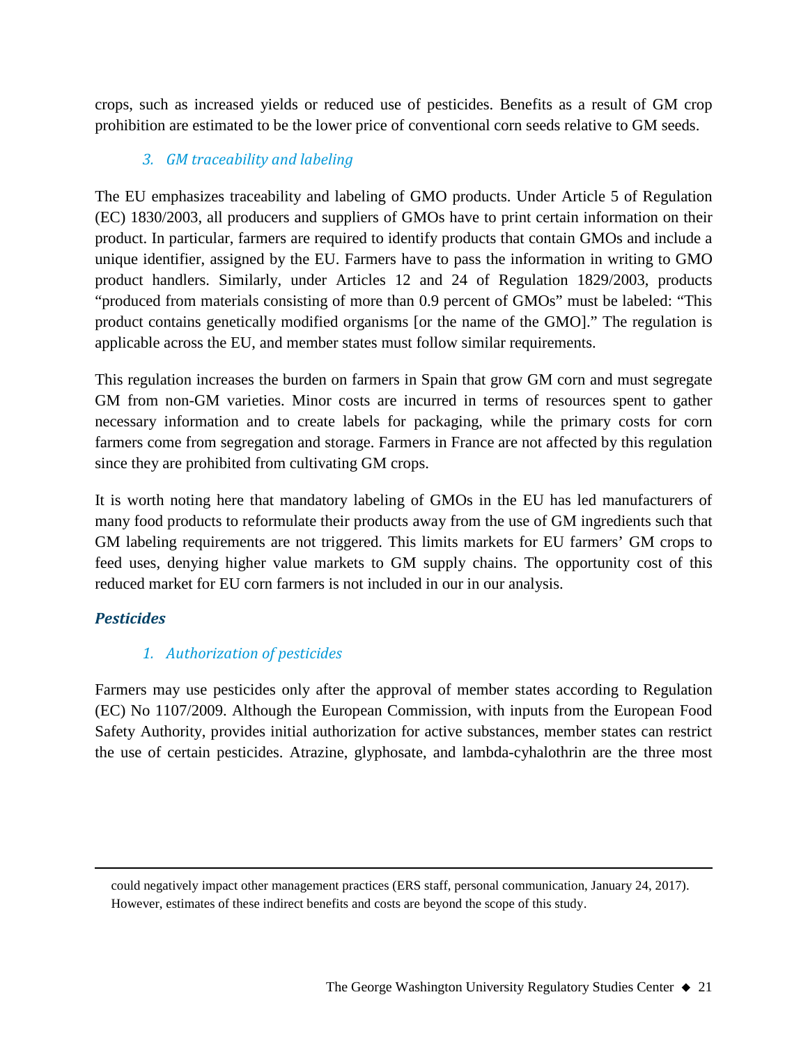crops, such as increased yields or reduced use of pesticides. Benefits as a result of GM crop prohibition are estimated to be the lower price of conventional corn seeds relative to GM seeds.

### *3. GM traceability and labeling*

The EU emphasizes traceability and labeling of GMO products. Under Article 5 of Regulation (EC) 1830/2003, all producers and suppliers of GMOs have to print certain information on their product. In particular, farmers are required to identify products that contain GMOs and include a unique identifier, assigned by the EU. Farmers have to pass the information in writing to GMO product handlers. Similarly, under Articles 12 and 24 of Regulation 1829/2003, products "produced from materials consisting of more than 0.9 percent of GMOs" must be labeled: "This product contains genetically modified organisms [or the name of the GMO]." The regulation is applicable across the EU, and member states must follow similar requirements.

This regulation increases the burden on farmers in Spain that grow GM corn and must segregate GM from non-GM varieties. Minor costs are incurred in terms of resources spent to gather necessary information and to create labels for packaging, while the primary costs for corn farmers come from segregation and storage. Farmers in France are not affected by this regulation since they are prohibited from cultivating GM crops.

It is worth noting here that mandatory labeling of GMOs in the EU has led manufacturers of many food products to reformulate their products away from the use of GM ingredients such that GM labeling requirements are not triggered. This limits markets for EU farmers' GM crops to feed uses, denying higher value markets to GM supply chains. The opportunity cost of this reduced market for EU corn farmers is not included in our in our analysis.

## ***Pesticides***

### *1. Authorization of pesticides*

Farmers may use pesticides only after the approval of member states according to Regulation (EC) No 1107/2009. Although the European Commission, with inputs from the European Food Safety Authority, provides initial authorization for active substances, member states can restrict the use of certain pesticides. Atrazine, glyphosate, and lambda-cyhalothrin are the three most

---

could negatively impact other management practices (ERS staff, personal communication, January 24, 2017). However, estimates of these indirect benefits and costs are beyond the scope of this study.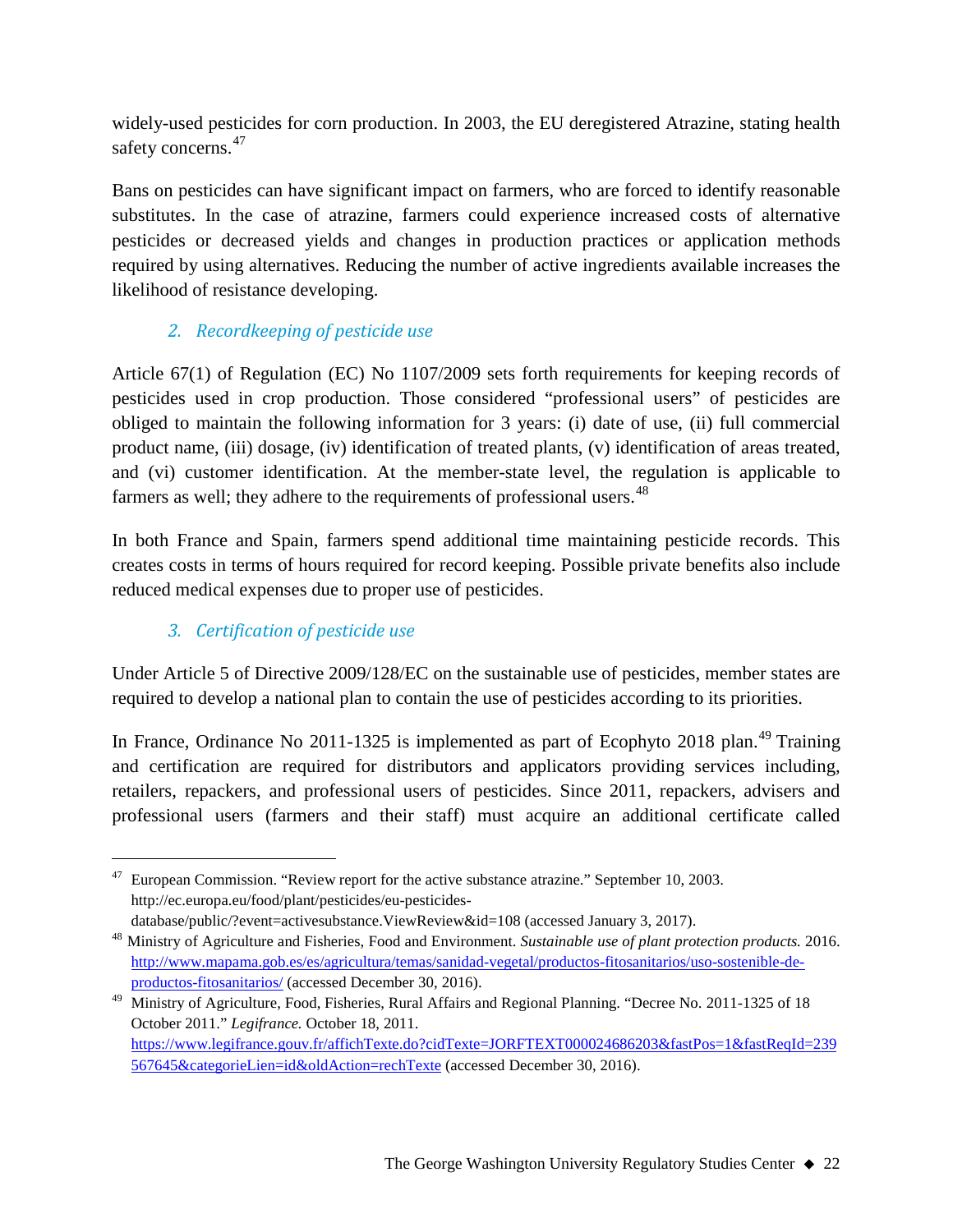widely-used pesticides for corn production. In 2003, the EU deregistered Atrazine, stating health safety concerns.[47]

Bans on pesticides can have significant impact on farmers, who are forced to identify reasonable substitutes. In the case of atrazine, farmers could experience increased costs of alternative pesticides or decreased yields and changes in production practices or application methods required by using alternatives. Reducing the number of active ingredients available increases the likelihood of resistance developing.

### *2. Recordkeeping of pesticide use*

Article 67(1) of Regulation (EC) No 1107/2009 sets forth requirements for keeping records of pesticides used in crop production. Those considered "professional users" of pesticides are obliged to maintain the following information for 3 years: (i) date of use, (ii) full commercial product name, (iii) dosage, (iv) identification of treated plants, (v) identification of areas treated, and (vi) customer identification. At the member-state level, the regulation is applicable to farmers as well; they adhere to the requirements of professional users.[48]

In both France and Spain, farmers spend additional time maintaining pesticide records. This creates costs in terms of hours required for record keeping. Possible private benefits also include reduced medical expenses due to proper use of pesticides.

### *3. Certification of pesticide use*

Under Article 5 of Directive 2009/128/EC on the sustainable use of pesticides, member states are required to develop a national plan to contain the use of pesticides according to its priorities.

In France, Ordinance No 2011-1325 is implemented as part of Ecophyto 2018 plan.[49] Training and certification are required for distributors and applicators providing services including, retailers, repackers, and professional users of pesticides. Since 2011, repackers, advisers and professional users (farmers and their staff) must acquire an additional certificate called

---

[47] European Commission. "Review report for the active substance atrazine." September 10, 2003. http://ec.europa.eu/food/plant/pesticides/eu-pesticides-database/public/?event=activesubstance.ViewReview&id=108 (accessed January 3, 2017).

[48] Ministry of Agriculture and Fisheries, Food and Environment. *Sustainable use of plant protection products.* 2016. http://www.mapama.gob.es/es/agricultura/temas/sanidad-vegetal/productos-fitosanitarios/uso-sostenible-de-productos-fitosanitarios/ (accessed December 30, 2016).

[49] Ministry of Agriculture, Food, Fisheries, Rural Affairs and Regional Planning. "Decree No. 2011-1325 of 18 October 2011." *Legifrance.* October 18, 2011. https://www.legifrance.gouv.fr/affichTexte.do?cidTexte=JORFTEXT000024686203&fastPos=1&fastReqId=239567645&categorieLien=id&oldAction=rechTexte (accessed December 30, 2016).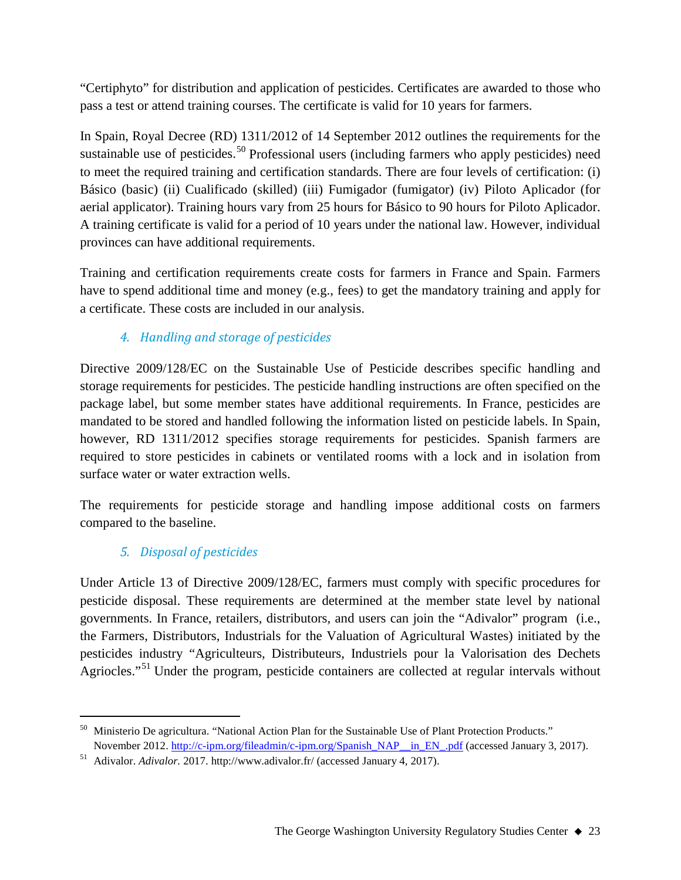"Certiphyto" for distribution and application of pesticides. Certificates are awarded to those who pass a test or attend training courses. The certificate is valid for 10 years for farmers.

In Spain, Royal Decree (RD) 1311/2012 of 14 September 2012 outlines the requirements for the sustainable use of pesticides.[50] Professional users (including farmers who apply pesticides) need to meet the required training and certification standards. There are four levels of certification: (i) Básico (basic) (ii) Cualificado (skilled) (iii) Fumigador (fumigator) (iv) Piloto Aplicador (for aerial applicator). Training hours vary from 25 hours for Básico to 90 hours for Piloto Aplicador. A training certificate is valid for a period of 10 years under the national law. However, individual provinces can have additional requirements.

Training and certification requirements create costs for farmers in France and Spain. Farmers have to spend additional time and money (e.g., fees) to get the mandatory training and apply for a certificate. These costs are included in our analysis.

### *4. Handling and storage of pesticides*

Directive 2009/128/EC on the Sustainable Use of Pesticide describes specific handling and storage requirements for pesticides. The pesticide handling instructions are often specified on the package label, but some member states have additional requirements. In France, pesticides are mandated to be stored and handled following the information listed on pesticide labels. In Spain, however, RD 1311/2012 specifies storage requirements for pesticides. Spanish farmers are required to store pesticides in cabinets or ventilated rooms with a lock and in isolation from surface water or water extraction wells.

The requirements for pesticide storage and handling impose additional costs on farmers compared to the baseline.

### *5. Disposal of pesticides*

Under Article 13 of Directive 2009/128/EC, farmers must comply with specific procedures for pesticide disposal. These requirements are determined at the member state level by national governments. In France, retailers, distributors, and users can join the "Adivalor" program (i.e., the Farmers, Distributors, Industrials for the Valuation of Agricultural Wastes) initiated by the pesticides industry "Agriculteurs, Distributeurs, Industriels pour la Valorisation des Dechets Agriocles."[51] Under the program, pesticide containers are collected at regular intervals without

---

[50] Ministerio De agricultura. "National Action Plan for the Sustainable Use of Plant Protection Products." November 2012. http://c-ipm.org/fileadmin/c-ipm.org/Spanish_NAP__in_EN_.pdf (accessed January 3, 2017).

[51] Adivalor. *Adivalor.* 2017. http://www.adivalor.fr/ (accessed January 4, 2017).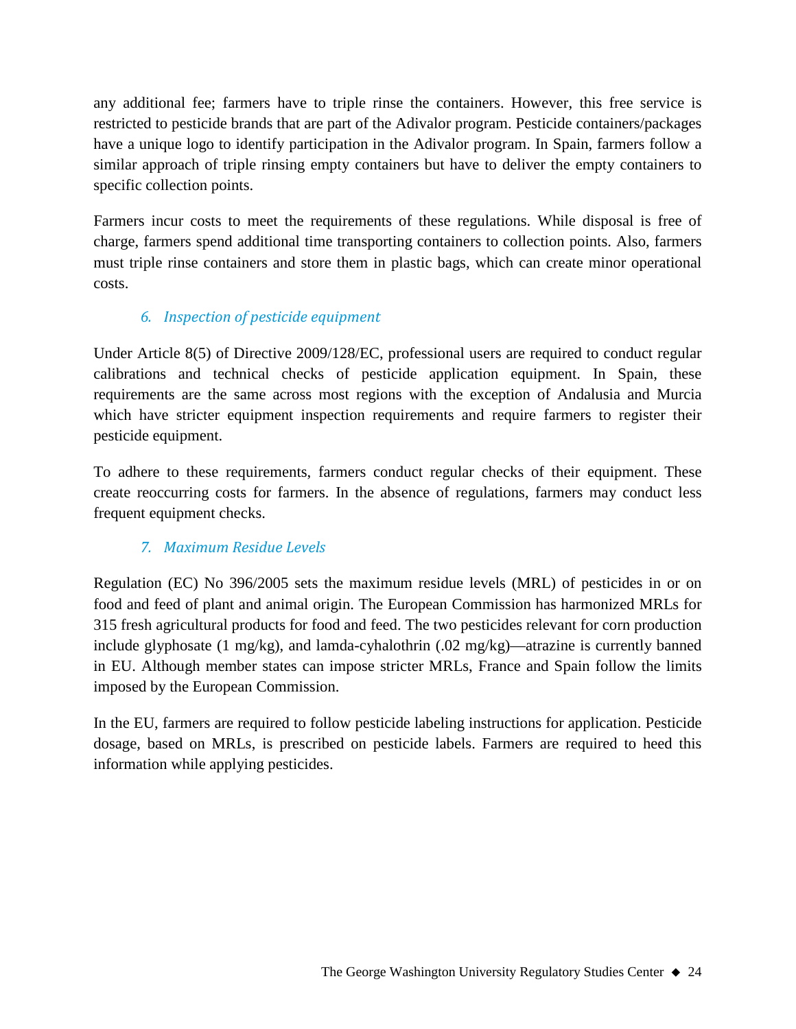any additional fee; farmers have to triple rinse the containers. However, this free service is restricted to pesticide brands that are part of the Adivalor program. Pesticide containers/packages have a unique logo to identify participation in the Adivalor program. In Spain, farmers follow a similar approach of triple rinsing empty containers but have to deliver the empty containers to specific collection points.

Farmers incur costs to meet the requirements of these regulations. While disposal is free of charge, farmers spend additional time transporting containers to collection points. Also, farmers must triple rinse containers and store them in plastic bags, which can create minor operational costs.

### *6. Inspection of pesticide equipment*

Under Article 8(5) of Directive 2009/128/EC, professional users are required to conduct regular calibrations and technical checks of pesticide application equipment. In Spain, these requirements are the same across most regions with the exception of Andalusia and Murcia which have stricter equipment inspection requirements and require farmers to register their pesticide equipment.

To adhere to these requirements, farmers conduct regular checks of their equipment. These create reoccurring costs for farmers. In the absence of regulations, farmers may conduct less frequent equipment checks.

### *7. Maximum Residue Levels*

Regulation (EC) No 396/2005 sets the maximum residue levels (MRL) of pesticides in or on food and feed of plant and animal origin. The European Commission has harmonized MRLs for 315 fresh agricultural products for food and feed. The two pesticides relevant for corn production include glyphosate (1 mg/kg), and lamda-cyhalothrin (.02 mg/kg)—atrazine is currently banned in EU. Although member states can impose stricter MRLs, France and Spain follow the limits imposed by the European Commission.

In the EU, farmers are required to follow pesticide labeling instructions for application. Pesticide dosage, based on MRLs, is prescribed on pesticide labels. Farmers are required to heed this information while applying pesticides.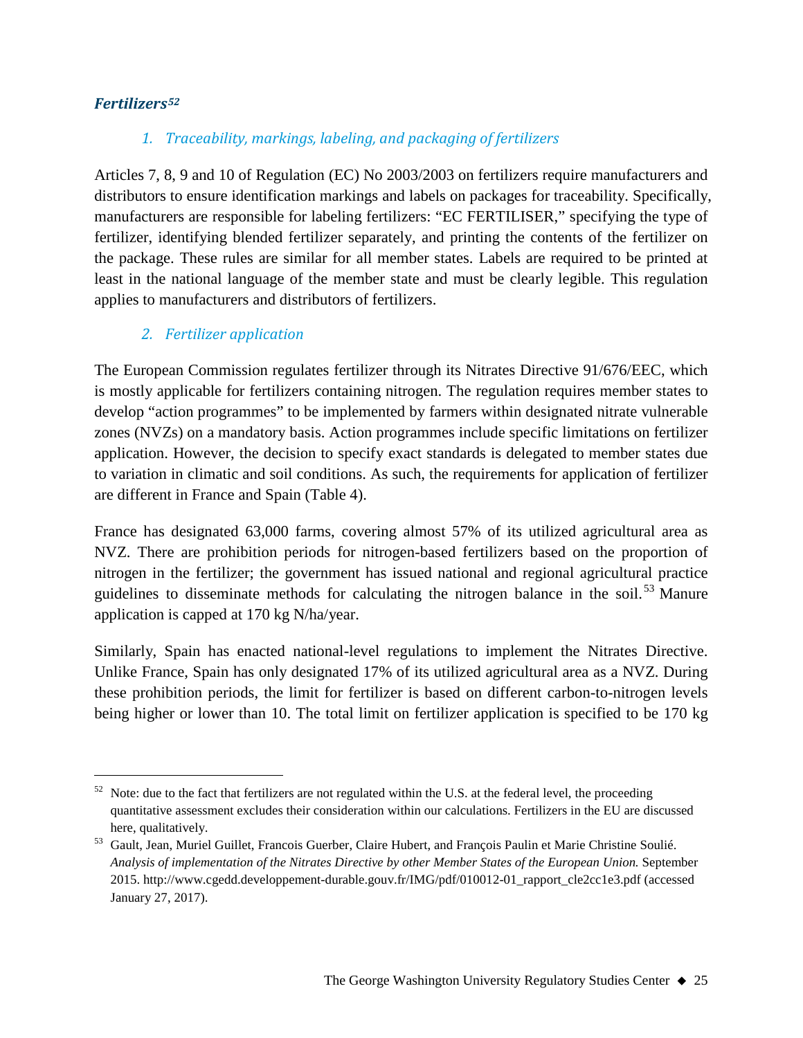### *Fertilizers*[52]

#### *1. Traceability, markings, labeling, and packaging of fertilizers*

Articles 7, 8, 9 and 10 of Regulation (EC) No 2003/2003 on fertilizers require manufacturers and distributors to ensure identification markings and labels on packages for traceability. Specifically, manufacturers are responsible for labeling fertilizers: "EC FERTILISER," specifying the type of fertilizer, identifying blended fertilizer separately, and printing the contents of the fertilizer on the package. These rules are similar for all member states. Labels are required to be printed at least in the national language of the member state and must be clearly legible. This regulation applies to manufacturers and distributors of fertilizers.

#### *2. Fertilizer application*

The European Commission regulates fertilizer through its Nitrates Directive 91/676/EEC, which is mostly applicable for fertilizers containing nitrogen. The regulation requires member states to develop "action programmes" to be implemented by farmers within designated nitrate vulnerable zones (NVZs) on a mandatory basis. Action programmes include specific limitations on fertilizer application. However, the decision to specify exact standards is delegated to member states due to variation in climatic and soil conditions. As such, the requirements for application of fertilizer are different in France and Spain (Table 4).

France has designated 63,000 farms, covering almost 57% of its utilized agricultural area as NVZ. There are prohibition periods for nitrogen-based fertilizers based on the proportion of nitrogen in the fertilizer; the government has issued national and regional agricultural practice guidelines to disseminate methods for calculating the nitrogen balance in the soil.[53] Manure application is capped at 170 kg N/ha/year.

Similarly, Spain has enacted national-level regulations to implement the Nitrates Directive. Unlike France, Spain has only designated 17% of its utilized agricultural area as a NVZ. During these prohibition periods, the limit for fertilizer is based on different carbon-to-nitrogen levels being higher or lower than 10. The total limit on fertilizer application is specified to be 170 kg

---

[52] Note: due to the fact that fertilizers are not regulated within the U.S. at the federal level, the proceeding quantitative assessment excludes their consideration within our calculations. Fertilizers in the EU are discussed here, qualitatively.

[53] Gault, Jean, Muriel Guillet, Francois Guerber, Claire Hubert, and François Paulin et Marie Christine Soulié. *Analysis of implementation of the Nitrates Directive by other Member States of the European Union.* September 2015. http://www.cgedd.developpement-durable.gouv.fr/IMG/pdf/010012-01_rapport_cle2cc1e3.pdf (accessed January 27, 2017).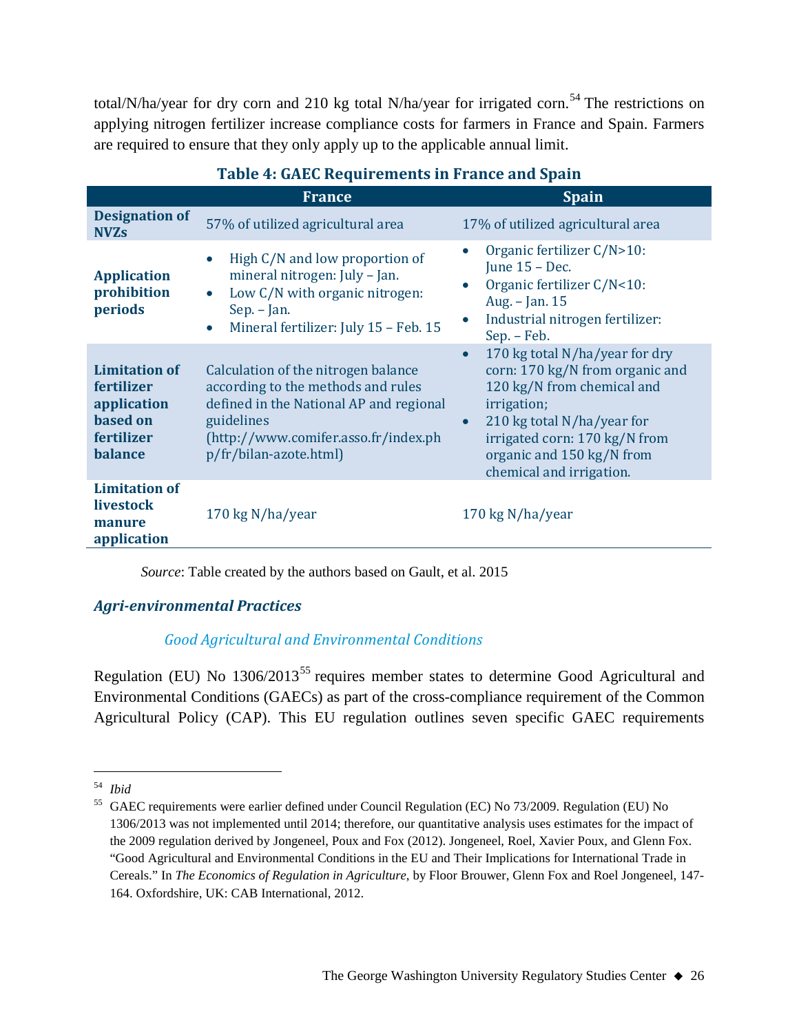total/N/ha/year for dry corn and 210 kg total N/ha/year for irrigated corn.[54] The restrictions on applying nitrogen fertilizer increase compliance costs for farmers in France and Spain. Farmers are required to ensure that they only apply up to the applicable annual limit.

**Table 4: GAEC Requirements in France and Spain**

| | France | Spain |
|---|---|---|
| **Designation of NVZs** | 57% of utilized agricultural area | 17% of utilized agricultural area |
| **Application prohibition periods** | • High C/N and low proportion of mineral nitrogen: July – Jan.<br>• Low C/N with organic nitrogen: Sep. – Jan.<br>• Mineral fertilizer: July 15 – Feb. 15 | • Organic fertilizer C/N>10: June 15 – Dec.<br>• Organic fertilizer C/N<10: Aug. – Jan. 15<br>• Industrial nitrogen fertilizer: Sep. – Feb. |
| **Limitation of fertilizer application based on fertilizer balance** | Calculation of the nitrogen balance according to the methods and rules defined in the National AP and regional guidelines (http://www.comifer.asso.fr/index.php/fr/bilan-azote.html) | • 170 kg total N/ha/year for dry corn: 170 kg/N from organic and 120 kg/N from chemical and irrigation;<br>• 210 kg total N/ha/year for irrigated corn: 170 kg/N from organic and 150 kg/N from chemical and irrigation. |
| **Limitation of livestock manure application** | 170 kg N/ha/year | 170 kg N/ha/year |

*Source*: Table created by the authors based on Gault, et al. 2015

### *Agri-environmental Practices*

#### *Good Agricultural and Environmental Conditions*

Regulation (EU) No 1306/2013[55] requires member states to determine Good Agricultural and Environmental Conditions (GAECs) as part of the cross-compliance requirement of the Common Agricultural Policy (CAP). This EU regulation outlines seven specific GAEC requirements

---

[54] *Ibid*

[55] GAEC requirements were earlier defined under Council Regulation (EC) No 73/2009. Regulation (EU) No 1306/2013 was not implemented until 2014; therefore, our quantitative analysis uses estimates for the impact of the 2009 regulation derived by Jongeneel, Poux and Fox (2012). Jongeneel, Roel, Xavier Poux, and Glenn Fox. "Good Agricultural and Environmental Conditions in the EU and Their Implications for International Trade in Cereals." In *The Economics of Regulation in Agriculture*, by Floor Brouwer, Glenn Fox and Roel Jongeneel, 147-164. Oxfordshire, UK: CAB International, 2012.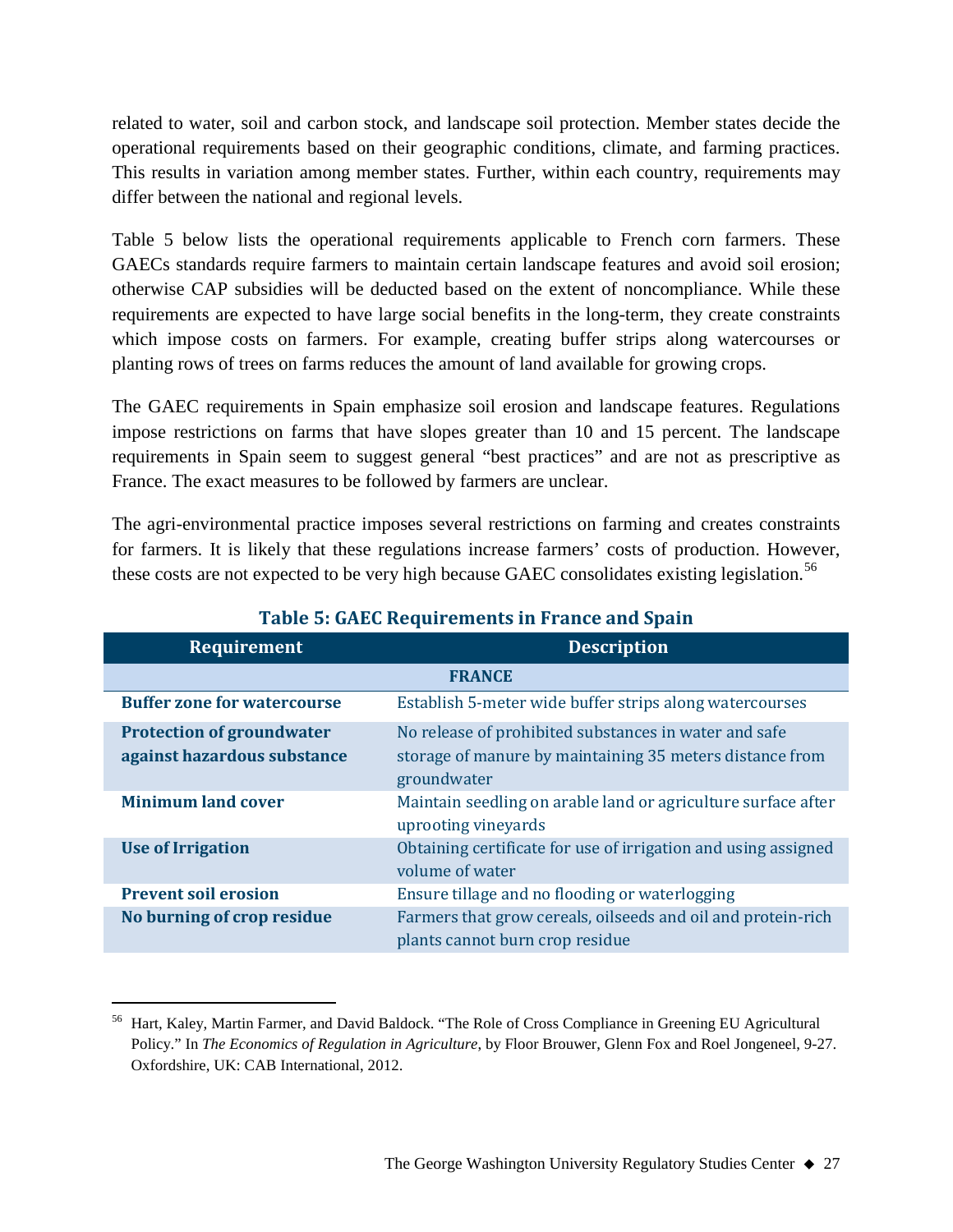related to water, soil and carbon stock, and landscape soil protection. Member states decide the operational requirements based on their geographic conditions, climate, and farming practices. This results in variation among member states. Further, within each country, requirements may differ between the national and regional levels.

Table 5 below lists the operational requirements applicable to French corn farmers. These GAECs standards require farmers to maintain certain landscape features and avoid soil erosion; otherwise CAP subsidies will be deducted based on the extent of noncompliance. While these requirements are expected to have large social benefits in the long-term, they create constraints which impose costs on farmers. For example, creating buffer strips along watercourses or planting rows of trees on farms reduces the amount of land available for growing crops.

The GAEC requirements in Spain emphasize soil erosion and landscape features. Regulations impose restrictions on farms that have slopes greater than 10 and 15 percent. The landscape requirements in Spain seem to suggest general "best practices" and are not as prescriptive as France. The exact measures to be followed by farmers are unclear.

The agri-environmental practice imposes several restrictions on farming and creates constraints for farmers. It is likely that these regulations increase farmers' costs of production. However, these costs are not expected to be very high because GAEC consolidates existing legislation.[56]

**Table 5: GAEC Requirements in France and Spain**

| Requirement | Description |
|---|---|
| **FRANCE** | |
| **Buffer zone for watercourse** | Establish 5-meter wide buffer strips along watercourses |
| **Protection of groundwater against hazardous substance** | No release of prohibited substances in water and safe storage of manure by maintaining 35 meters distance from groundwater |
| **Minimum land cover** | Maintain seedling on arable land or agriculture surface after uprooting vineyards |
| **Use of Irrigation** | Obtaining certificate for use of irrigation and using assigned volume of water |
| **Prevent soil erosion** | Ensure tillage and no flooding or waterlogging |
| **No burning of crop residue** | Farmers that grow cereals, oilseeds and oil and protein-rich plants cannot burn crop residue |

[56] Hart, Kaley, Martin Farmer, and David Baldock. "The Role of Cross Compliance in Greening EU Agricultural Policy." In *The Economics of Regulation in Agriculture*, by Floor Brouwer, Glenn Fox and Roel Jongeneel, 9-27. Oxfordshire, UK: CAB International, 2012.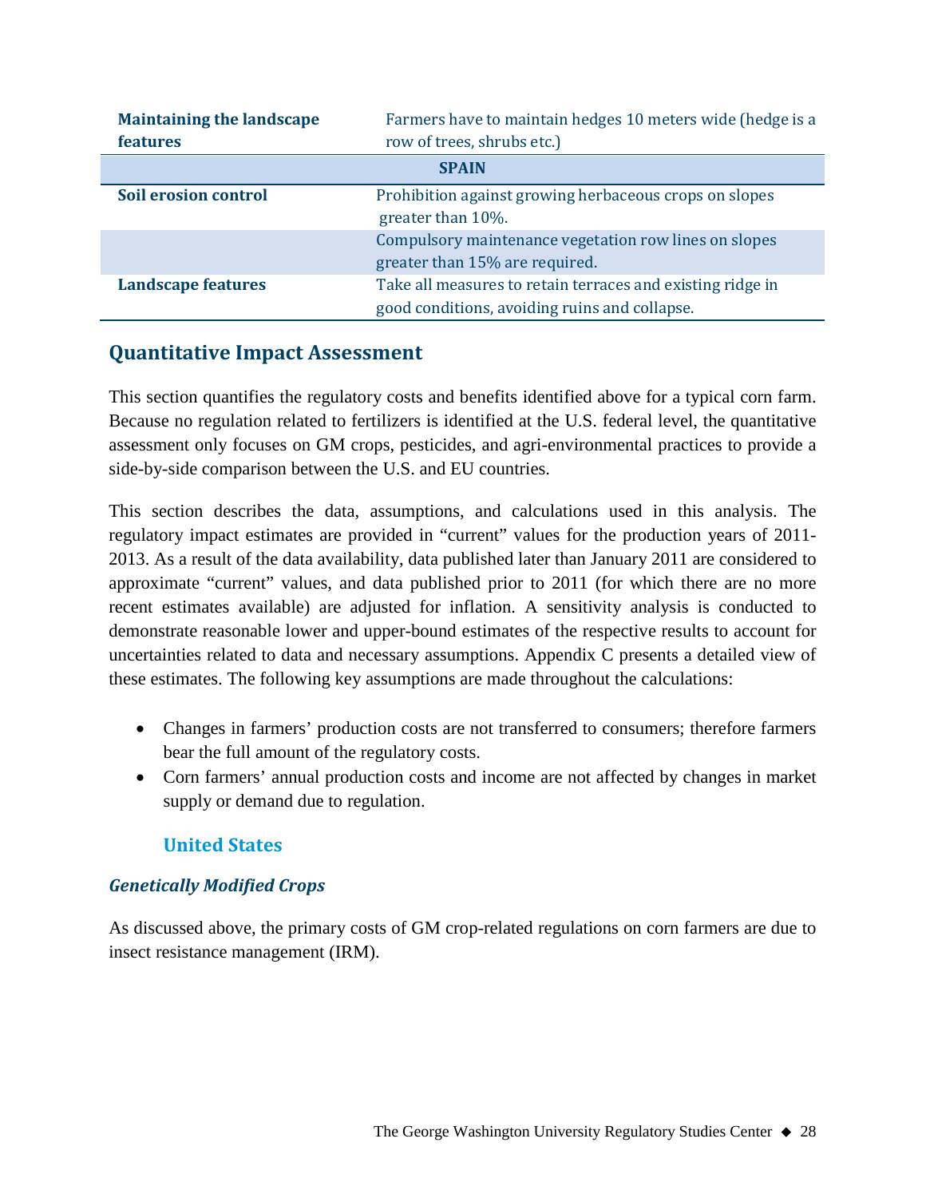| | |
|---|---|
| **Maintaining the landscape features** | Farmers have to maintain hedges 10 meters wide (hedge is a row of trees, shrubs etc.) |
| **SPAIN** | |
| **Soil erosion control** | Prohibition against growing herbaceous crops on slopes greater than 10%. |
| | Compulsory maintenance vegetation row lines on slopes greater than 15% are required. |
| **Landscape features** | Take all measures to retain terraces and existing ridge in good conditions, avoiding ruins and collapse. |

## Quantitative Impact Assessment

This section quantifies the regulatory costs and benefits identified above for a typical corn farm. Because no regulation related to fertilizers is identified at the U.S. federal level, the quantitative assessment only focuses on GM crops, pesticides, and agri-environmental practices to provide a side-by-side comparison between the U.S. and EU countries.

This section describes the data, assumptions, and calculations used in this analysis. The regulatory impact estimates are provided in "current" values for the production years of 2011-2013. As a result of the data availability, data published later than January 2011 are considered to approximate "current" values, and data published prior to 2011 (for which there are no more recent estimates available) are adjusted for inflation. A sensitivity analysis is conducted to demonstrate reasonable lower and upper-bound estimates of the respective results to account for uncertainties related to data and necessary assumptions. Appendix C presents a detailed view of these estimates. The following key assumptions are made throughout the calculations:

- Changes in farmers' production costs are not transferred to consumers; therefore farmers bear the full amount of the regulatory costs.
- Corn farmers' annual production costs and income are not affected by changes in market supply or demand due to regulation.

### United States

#### *Genetically Modified Crops*

As discussed above, the primary costs of GM crop-related regulations on corn farmers are due to insect resistance management (IRM).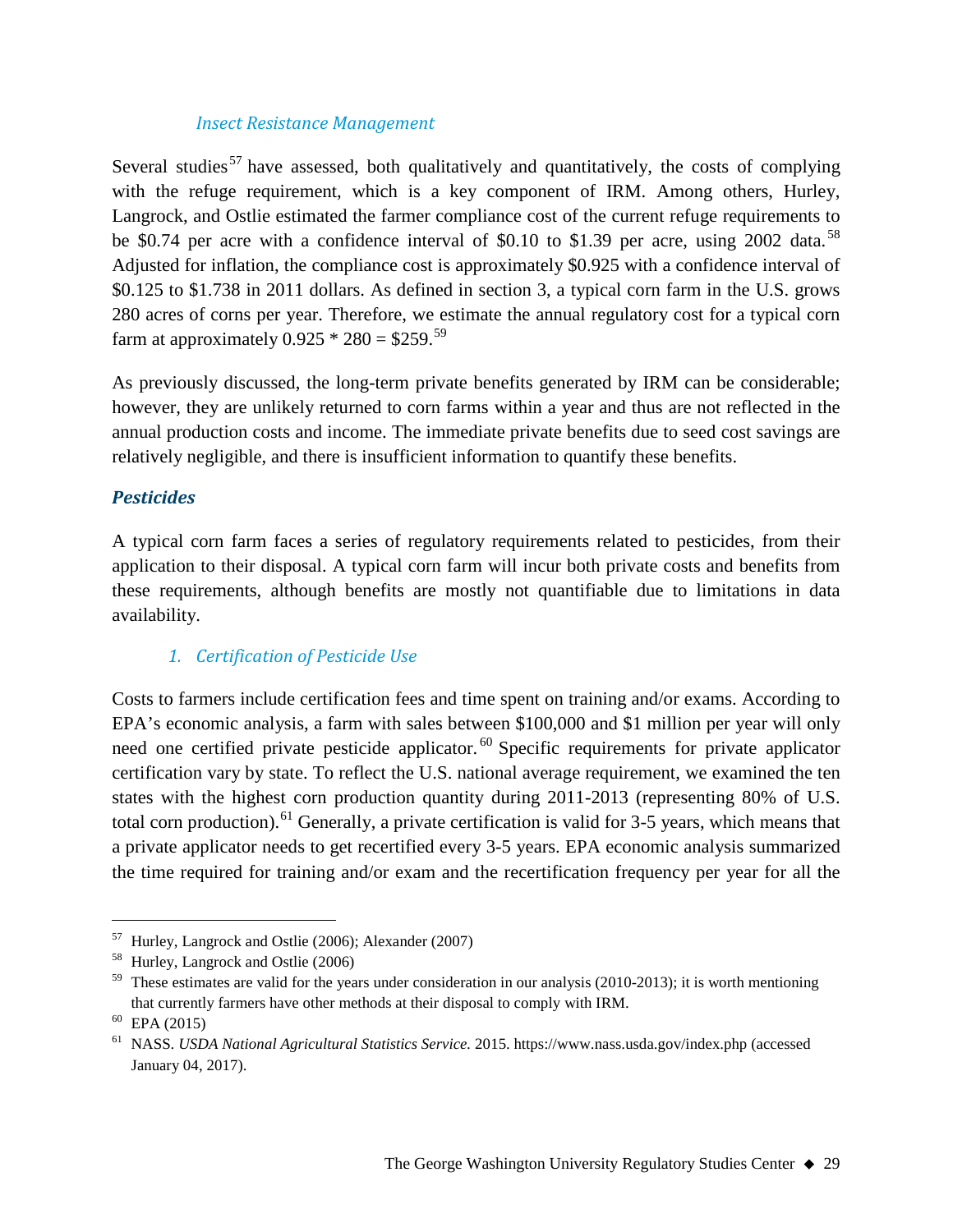#### *Insect Resistance Management*

Several studies[57] have assessed, both qualitatively and quantitatively, the costs of complying with the refuge requirement, which is a key component of IRM. Among others, Hurley, Langrock, and Ostlie estimated the farmer compliance cost of the current refuge requirements to be $0.74 per acre with a confidence interval of $0.10 to $1.39 per acre, using 2002 data.[58] Adjusted for inflation, the compliance cost is approximately $0.925 with a confidence interval of $0.125 to $1.738 in 2011 dollars. As defined in section 3, a typical corn farm in the U.S. grows 280 acres of corns per year. Therefore, we estimate the annual regulatory cost for a typical corn farm at approximately 0.925 * 280 = $259.[59]

As previously discussed, the long-term private benefits generated by IRM can be considerable; however, they are unlikely returned to corn farms within a year and thus are not reflected in the annual production costs and income. The immediate private benefits due to seed cost savings are relatively negligible, and there is insufficient information to quantify these benefits.

### ***Pesticides***

A typical corn farm faces a series of regulatory requirements related to pesticides, from their application to their disposal. A typical corn farm will incur both private costs and benefits from these requirements, although benefits are mostly not quantifiable due to limitations in data availability.

#### *1. Certification of Pesticide Use*

Costs to farmers include certification fees and time spent on training and/or exams. According to EPA's economic analysis, a farm with sales between $100,000 and $1 million per year will only need one certified private pesticide applicator.[60] Specific requirements for private applicator certification vary by state. To reflect the U.S. national average requirement, we examined the ten states with the highest corn production quantity during 2011-2013 (representing 80% of U.S. total corn production).[61] Generally, a private certification is valid for 3-5 years, which means that a private applicator needs to get recertified every 3-5 years. EPA economic analysis summarized the time required for training and/or exam and the recertification frequency per year for all the

---

[57] Hurley, Langrock and Ostlie (2006); Alexander (2007)

[58] Hurley, Langrock and Ostlie (2006)

[59] These estimates are valid for the years under consideration in our analysis (2010-2013); it is worth mentioning that currently farmers have other methods at their disposal to comply with IRM.

[60] EPA (2015)

[61] NASS. *USDA National Agricultural Statistics Service*. 2015. https://www.nass.usda.gov/index.php (accessed January 04, 2017).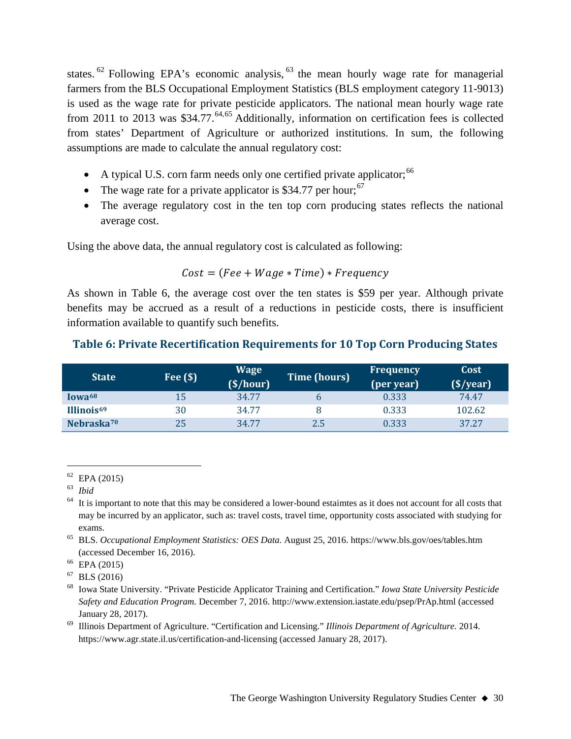states.[62] Following EPA's economic analysis,[63] the mean hourly wage rate for managerial farmers from the BLS Occupational Employment Statistics (BLS employment category 11-9013) is used as the wage rate for private pesticide applicators. The national mean hourly wage rate from 2011 to 2013 was $34.77.[64,65] Additionally, information on certification fees is collected from states' Department of Agriculture or authorized institutions. In sum, the following assumptions are made to calculate the annual regulatory cost:

- A typical U.S. corn farm needs only one certified private applicator;[66]
- The wage rate for a private applicator is $34.77 per hour;[67]
- The average regulatory cost in the ten top corn producing states reflects the national average cost.

Using the above data, the annual regulatory cost is calculated as following:

$$Cost = (Fee + Wage * Time) * Frequency$$

As shown in Table 6, the average cost over the ten states is $59 per year. Although private benefits may be accrued as a result of a reductions in pesticide costs, there is insufficient information available to quantify such benefits.

### Table 6: Private Recertification Requirements for 10 Top Corn Producing States

| State | Fee ($) | Wage ($/hour) | Time (hours) | Frequency (per year) | Cost ($/year) |
|---|---|---|---|---|---|
| **Iowa**[68] | 15 | 34.77 | 6 | 0.333 | 74.47 |
| **Illinois**[69] | 30 | 34.77 | 8 | 0.333 | 102.62 |
| **Nebraska**[70] | 25 | 34.77 | 2.5 | 0.333 | 37.27 |

---

[62] EPA (2015)

[63] *Ibid*

[64] It is important to note that this may be considered a lower-bound estaimtes as it does not account for all costs that may be incurred by an applicator, such as: travel costs, travel time, opportunity costs associated with studying for exams.

[65] BLS. *Occupational Employment Statistics: OES Data.* August 25, 2016. https://www.bls.gov/oes/tables.htm (accessed December 16, 2016).

[66] EPA (2015)

[67] BLS (2016)

[68] Iowa State University. "Private Pesticide Applicator Training and Certification." *Iowa State University Pesticide Safety and Education Program.* December 7, 2016. http://www.extension.iastate.edu/psep/PrAp.html (accessed January 28, 2017).

[69] Illinois Department of Agriculture. "Certification and Licensing." *Illinois Department of Agriculture.* 2014. https://www.agr.state.il.us/certification-and-licensing (accessed January 28, 2017).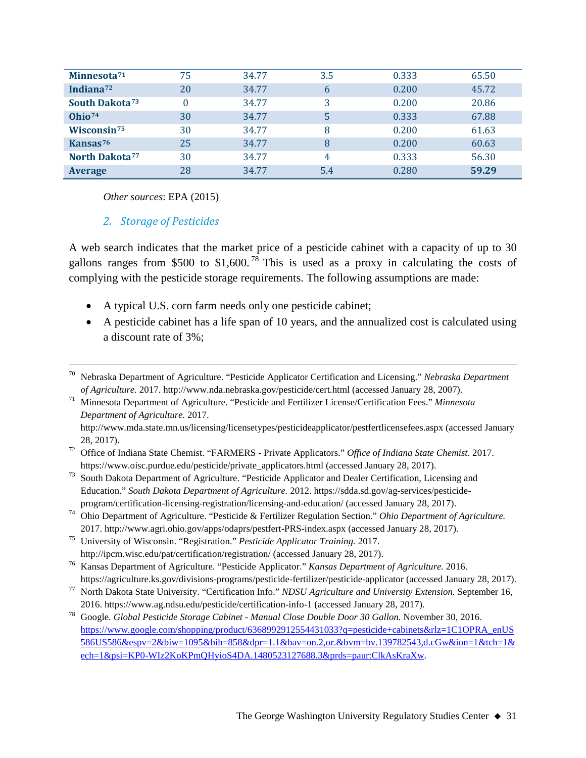| | | | | | |
|---|---|---|---|---|---|
| **Minnesota**[71] | 75 | 34.77 | 3.5 | 0.333 | 65.50 |
| **Indiana**[72] | 20 | 34.77 | 6 | 0.200 | 45.72 |
| **South Dakota**[73] | 0 | 34.77 | 3 | 0.200 | 20.86 |
| **Ohio**[74] | 30 | 34.77 | 5 | 0.333 | 67.88 |
| **Wisconsin**[75] | 30 | 34.77 | 8 | 0.200 | 61.63 |
| **Kansas**[76] | 25 | 34.77 | 8 | 0.200 | 60.63 |
| **North Dakota**[77] | 30 | 34.77 | 4 | 0.333 | 56.30 |
| **Average** | 28 | 34.77 | 5.4 | 0.280 | **59.29** |

*Other sources*: EPA (2015)

### 2. *Storage of Pesticides*

A web search indicates that the market price of a pesticide cabinet with a capacity of up to 30 gallons ranges from $500 to $1,600.[78] This is used as a proxy in calculating the costs of complying with the pesticide storage requirements. The following assumptions are made:

- A typical U.S. corn farm needs only one pesticide cabinet;
- A pesticide cabinet has a life span of 10 years, and the annualized cost is calculated using a discount rate of 3%;

---

[70] Nebraska Department of Agriculture. "Pesticide Applicator Certification and Licensing." *Nebraska Department of Agriculture.* 2017. http://www.nda.nebraska.gov/pesticide/cert.html (accessed January 28, 2007).

[71] Minnesota Department of Agriculture. "Pesticide and Fertilizer License/Certification Fees." *Minnesota Department of Agriculture.* 2017. http://www.mda.state.mn.us/licensing/licensetypes/pesticideapplicator/pestfertlicensefees.aspx (accessed January 28, 2017).

[72] Office of Indiana State Chemist. "FARMERS - Private Applicators." *Office of Indiana State Chemist.* 2017. https://www.oisc.purdue.edu/pesticide/private_applicators.html (accessed January 28, 2017).

[73] South Dakota Department of Agriculture. "Pesticide Applicator and Dealer Certification, Licensing and Education." *South Dakota Department of Agriculture.* 2012. https://sdda.sd.gov/ag-services/pesticide-program/certification-licensing-registration/licensing-and-education/ (accessed January 28, 2017).

[74] Ohio Department of Agriculture. "Pesticide & Fertilizer Regulation Section." *Ohio Department of Agriculture.* 2017. http://www.agri.ohio.gov/apps/odaprs/pestfert-PRS-index.aspx (accessed January 28, 2017).

[75] University of Wisconsin. "Registration." *Pesticide Applicator Training.* 2017. http://ipcm.wisc.edu/pat/certification/registration/ (accessed January 28, 2017).

[76] Kansas Department of Agriculture. "Pesticide Applicator." *Kansas Department of Agriculture.* 2016. https://agriculture.ks.gov/divisions-programs/pesticide-fertilizer/pesticide-applicator (accessed January 28, 2017).

[77] North Dakota State University. "Certification Info." *NDSU Agriculture and University Extension.* September 16, 2016. https://www.ag.ndsu.edu/pesticide/certification-info-1 (accessed January 28, 2017).

[78] Google. *Global Pesticide Storage Cabinet - Manual Close Double Door 30 Gallon.* November 30, 2016. https://www.google.com/shopping/product/6368992912554431033?q=pesticide+cabinets&rlz=1C1OPRA_enUS586US586&espv=2&biw=1095&bih=858&dpr=1.1&bav=on.2,or.&bvm=bv.139782543,d.cGw&ion=1&tch=1&ech=1&psi=KP0-WIz2KoKPmQHyioS4DA.1480523127688.3&prds=paur:ClkAsKraXw.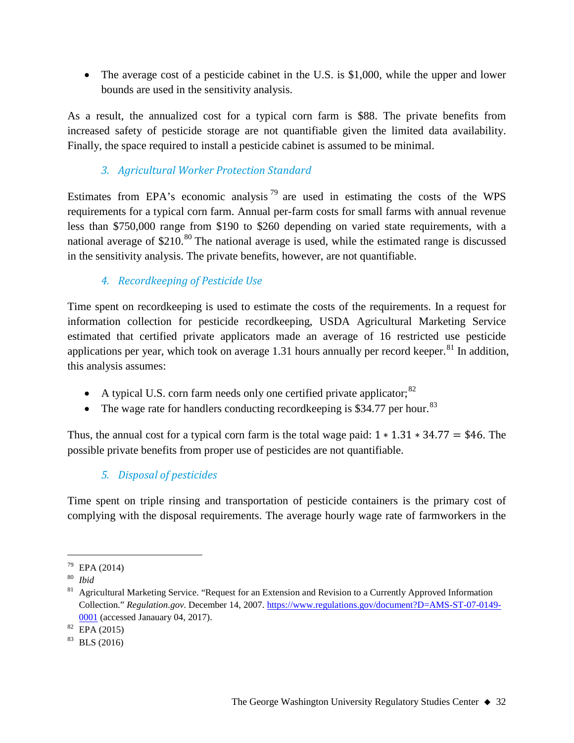- The average cost of a pesticide cabinet in the U.S. is $1,000, while the upper and lower bounds are used in the sensitivity analysis.

As a result, the annualized cost for a typical corn farm is $88. The private benefits from increased safety of pesticide storage are not quantifiable given the limited data availability. Finally, the space required to install a pesticide cabinet is assumed to be minimal.

### *3. Agricultural Worker Protection Standard*

Estimates from EPA's economic analysis[79] are used in estimating the costs of the WPS requirements for a typical corn farm. Annual per-farm costs for small farms with annual revenue less than $750,000 range from $190 to $260 depending on varied state requirements, with a national average of $210.[80] The national average is used, while the estimated range is discussed in the sensitivity analysis. The private benefits, however, are not quantifiable.

### *4. Recordkeeping of Pesticide Use*

Time spent on recordkeeping is used to estimate the costs of the requirements. In a request for information collection for pesticide recordkeeping, USDA Agricultural Marketing Service estimated that certified private applicators made an average of 16 restricted use pesticide applications per year, which took on average 1.31 hours annually per record keeper.[81] In addition, this analysis assumes:

- A typical U.S. corn farm needs only one certified private applicator;[82]
- The wage rate for handlers conducting recordkeeping is $34.77 per hour.[83]

Thus, the annual cost for a typical corn farm is the total wage paid: $1 * 1.31 * 34.77 = \$46$. The possible private benefits from proper use of pesticides are not quantifiable.

### *5. Disposal of pesticides*

Time spent on triple rinsing and transportation of pesticide containers is the primary cost of complying with the disposal requirements. The average hourly wage rate of farmworkers in the

---

[79] EPA (2014)

[80] *Ibid*

[81] Agricultural Marketing Service. "Request for an Extension and Revision to a Currently Approved Information Collection." *Regulation.gov*. December 14, 2007. https://www.regulations.gov/document?D=AMS-ST-07-0149-0001 (accessed Janauary 04, 2017).

[82] EPA (2015)

[83] BLS (2016)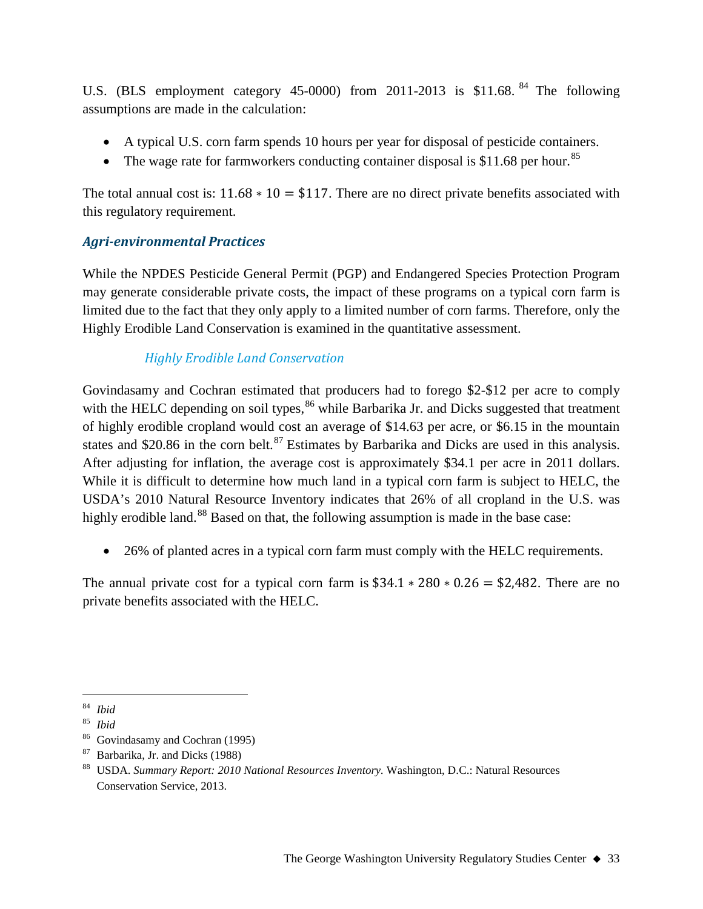U.S. (BLS employment category 45-0000) from 2011-2013 is $11.68.[84] The following assumptions are made in the calculation:

- A typical U.S. corn farm spends 10 hours per year for disposal of pesticide containers.
- The wage rate for farmworkers conducting container disposal is $11.68 per hour.[85]

The total annual cost is: $11.68 * 10 = \$117$. There are no direct private benefits associated with this regulatory requirement.

### *Agri-environmental Practices*

While the NPDES Pesticide General Permit (PGP) and Endangered Species Protection Program may generate considerable private costs, the impact of these programs on a typical corn farm is limited due to the fact that they only apply to a limited number of corn farms. Therefore, only the Highly Erodible Land Conservation is examined in the quantitative assessment.

#### *Highly Erodible Land Conservation*

Govindasamy and Cochran estimated that producers had to forego $2-$12 per acre to comply with the HELC depending on soil types,[86] while Barbarika Jr. and Dicks suggested that treatment of highly erodible cropland would cost an average of $14.63 per acre, or $6.15 in the mountain states and $20.86 in the corn belt.[87] Estimates by Barbarika and Dicks are used in this analysis. After adjusting for inflation, the average cost is approximately $34.1 per acre in 2011 dollars. While it is difficult to determine how much land in a typical corn farm is subject to HELC, the USDA's 2010 Natural Resource Inventory indicates that 26% of all cropland in the U.S. was highly erodible land.[88] Based on that, the following assumption is made in the base case:

- 26% of planted acres in a typical corn farm must comply with the HELC requirements.

The annual private cost for a typical corn farm is $\$34.1 * 280 * 0.26 = \$2{,}482$. There are no private benefits associated with the HELC.

---

[84] *Ibid*

[85] *Ibid*

[86] Govindasamy and Cochran (1995)

[87] Barbarika, Jr. and Dicks (1988)

[88] USDA. *Summary Report: 2010 National Resources Inventory.* Washington, D.C.: Natural Resources Conservation Service, 2013.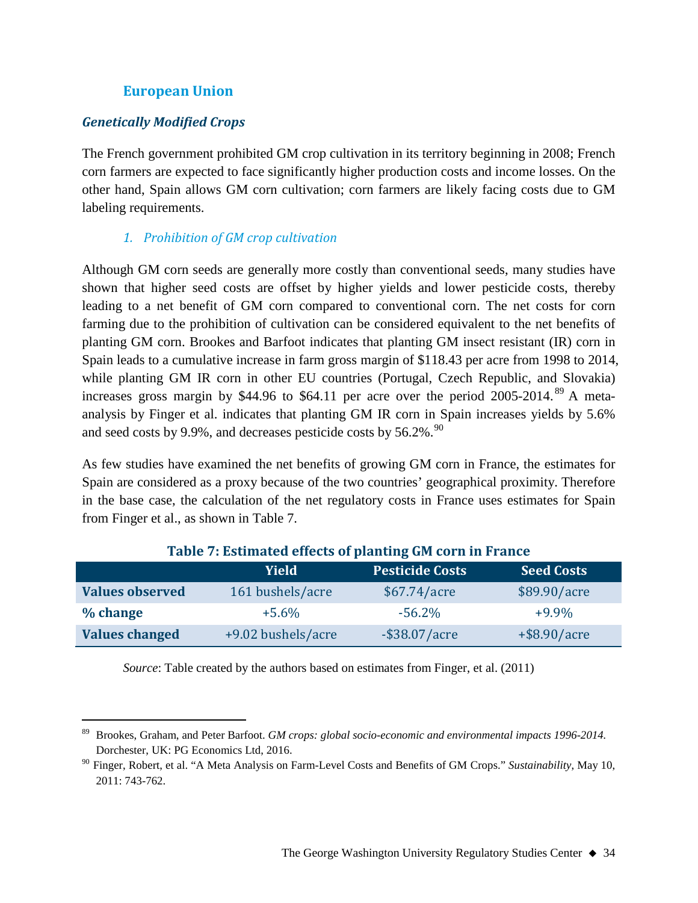## European Union

### *Genetically Modified Crops*

The French government prohibited GM crop cultivation in its territory beginning in 2008; French corn farmers are expected to face significantly higher production costs and income losses. On the other hand, Spain allows GM corn cultivation; corn farmers are likely facing costs due to GM labeling requirements.

#### *1. Prohibition of GM crop cultivation*

Although GM corn seeds are generally more costly than conventional seeds, many studies have shown that higher seed costs are offset by higher yields and lower pesticide costs, thereby leading to a net benefit of GM corn compared to conventional corn. The net costs for corn farming due to the prohibition of cultivation can be considered equivalent to the net benefits of planting GM corn. Brookes and Barfoot indicates that planting GM insect resistant (IR) corn in Spain leads to a cumulative increase in farm gross margin of $118.43 per acre from 1998 to 2014, while planting GM IR corn in other EU countries (Portugal, Czech Republic, and Slovakia) increases gross margin by $44.96 to $64.11 per acre over the period 2005-2014.[89] A meta-analysis by Finger et al. indicates that planting GM IR corn in Spain increases yields by 5.6% and seed costs by 9.9%, and decreases pesticide costs by 56.2%.[90]

As few studies have examined the net benefits of growing GM corn in France, the estimates for Spain are considered as a proxy because of the two countries' geographical proximity. Therefore in the base case, the calculation of the net regulatory costs in France uses estimates for Spain from Finger et al., as shown in Table 7.

**Table 7: Estimated effects of planting GM corn in France**

| | Yield | Pesticide Costs | Seed Costs |
|---|---|---|---|
| **Values observed** | 161 bushels/acre | $67.74/acre | $89.90/acre |
| **% change** | +5.6% | -56.2% | +9.9% |
| **Values changed** | +9.02 bushels/acre | -$38.07/acre | +$8.90/acre |

*Source*: Table created by the authors based on estimates from Finger, et al. (2011)

---

[89] Brookes, Graham, and Peter Barfoot. *GM crops: global socio-economic and environmental impacts 1996-2014.* Dorchester, UK: PG Economics Ltd, 2016.

[90] Finger, Robert, et al. "A Meta Analysis on Farm-Level Costs and Benefits of GM Crops." *Sustainability*, May 10, 2011: 743-762.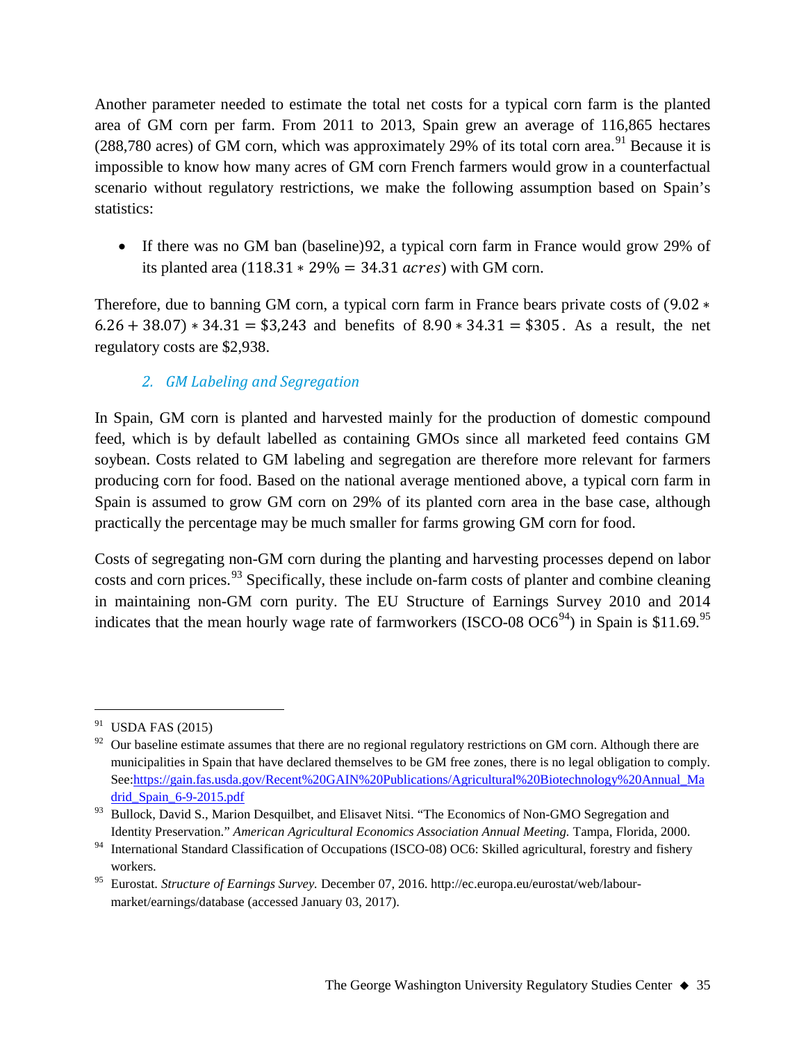Another parameter needed to estimate the total net costs for a typical corn farm is the planted area of GM corn per farm. From 2011 to 2013, Spain grew an average of 116,865 hectares (288,780 acres) of GM corn, which was approximately 29% of its total corn area.[91] Because it is impossible to know how many acres of GM corn French farmers would grow in a counterfactual scenario without regulatory restrictions, we make the following assumption based on Spain's statistics:

- If there was no GM ban (baseline)92, a typical corn farm in France would grow 29% of its planted area ($118.31 * 29\% = 34.31\ acres$) with GM corn.

Therefore, due to banning GM corn, a typical corn farm in France bears private costs of $(9.02 * 6.26 + 38.07) * 34.31 = \$3{,}243$ and benefits of $8.90 * 34.31 = \$305$. As a result, the net regulatory costs are $2,938.

### *2. GM Labeling and Segregation*

In Spain, GM corn is planted and harvested mainly for the production of domestic compound feed, which is by default labelled as containing GMOs since all marketed feed contains GM soybean. Costs related to GM labeling and segregation are therefore more relevant for farmers producing corn for food. Based on the national average mentioned above, a typical corn farm in Spain is assumed to grow GM corn on 29% of its planted corn area in the base case, although practically the percentage may be much smaller for farms growing GM corn for food.

Costs of segregating non-GM corn during the planting and harvesting processes depend on labor costs and corn prices.[93] Specifically, these include on-farm costs of planter and combine cleaning in maintaining non-GM corn purity. The EU Structure of Earnings Survey 2010 and 2014 indicates that the mean hourly wage rate of farmworkers (ISCO-08 OC6[94]) in Spain is $11.69.[95]

---

[91] USDA FAS (2015)

[92] Our baseline estimate assumes that there are no regional regulatory restrictions on GM corn. Although there are municipalities in Spain that have declared themselves to be GM free zones, there is no legal obligation to comply. See:https://gain.fas.usda.gov/Recent%20GAIN%20Publications/Agricultural%20Biotechnology%20Annual_Madrid_Spain_6-9-2015.pdf

[93] Bullock, David S., Marion Desquilbet, and Elisavet Nitsi. "The Economics of Non-GMO Segregation and Identity Preservation." *American Agricultural Economics Association Annual Meeting.* Tampa, Florida, 2000.

[94] International Standard Classification of Occupations (ISCO-08) OC6: Skilled agricultural, forestry and fishery workers.

[95] Eurostat. *Structure of Earnings Survey.* December 07, 2016. http://ec.europa.eu/eurostat/web/labour-market/earnings/database (accessed January 03, 2017).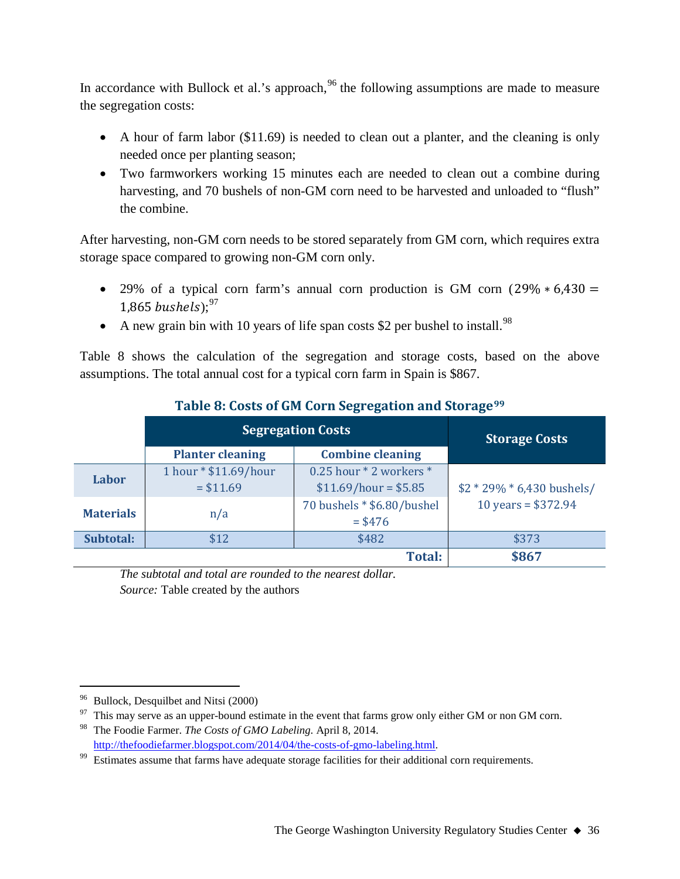In accordance with Bullock et al.'s approach,[96] the following assumptions are made to measure the segregation costs:

- A hour of farm labor ($11.69) is needed to clean out a planter, and the cleaning is only needed once per planting season;
- Two farmworkers working 15 minutes each are needed to clean out a combine during harvesting, and 70 bushels of non-GM corn need to be harvested and unloaded to "flush" the combine.

After harvesting, non-GM corn needs to be stored separately from GM corn, which requires extra storage space compared to growing non-GM corn only.

- 29% of a typical corn farm's annual corn production is GM corn ($29\% * 6{,}430 = 1{,}865\ bushels$);[97]
- A new grain bin with 10 years of life span costs $2 per bushel to install.[98]

Table 8 shows the calculation of the segregation and storage costs, based on the above assumptions. The total annual cost for a typical corn farm in Spain is $867.

**Table 8: Costs of GM Corn Segregation and Storage**[99]

| | Segregation Costs | | Storage Costs |
|---|---|---|---|
| | Planter cleaning | Combine cleaning | |
| **Labor** | 1 hour * $11.69/hour = $11.69 | 0.25 hour * 2 workers * $11.69/hour = $5.85 | $2 * 29% * 6,430 bushels/ 10 years = $372.94 |
| **Materials** | n/a | 70 bushels * $6.80/bushel = $476 | |
| **Subtotal:** | $12 | $482 | $373 |
| | | **Total:** | **$867** |

*The subtotal and total are rounded to the nearest dollar.*
*Source:* Table created by the authors

---

[96] Bullock, Desquilbet and Nitsi (2000)

[97] This may serve as an upper-bound estimate in the event that farms grow only either GM or non GM corn.

[98] The Foodie Farmer. *The Costs of GMO Labeling.* April 8, 2014. http://thefoodiefarmer.blogspot.com/2014/04/the-costs-of-gmo-labeling.html.

[99] Estimates assume that farms have adequate storage facilities for their additional corn requirements.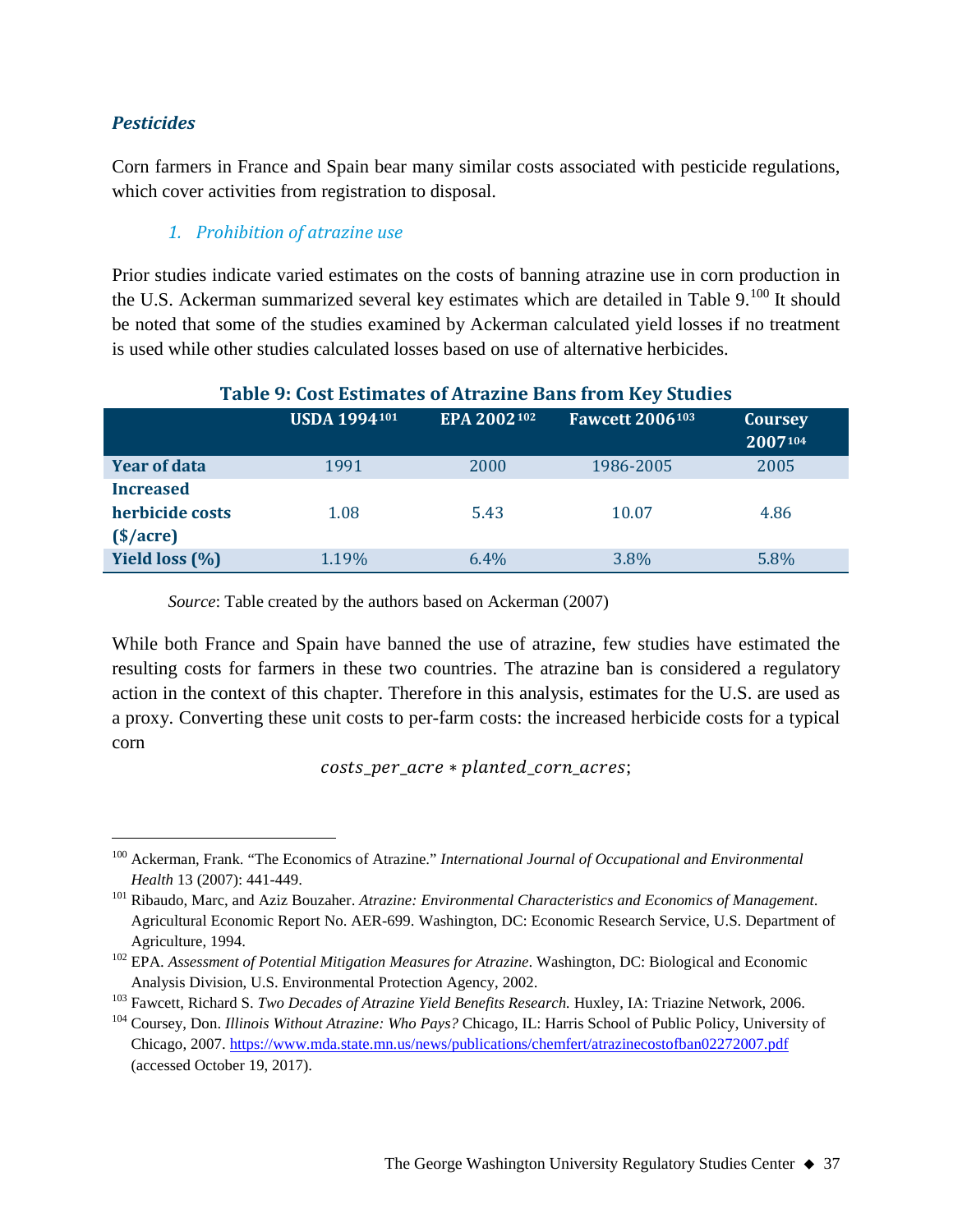### *Pesticides*

Corn farmers in France and Spain bear many similar costs associated with pesticide regulations, which cover activities from registration to disposal.

#### *1. Prohibition of atrazine use*

Prior studies indicate varied estimates on the costs of banning atrazine use in corn production in the U.S. Ackerman summarized several key estimates which are detailed in Table 9.[100] It should be noted that some of the studies examined by Ackerman calculated yield losses if no treatment is used while other studies calculated losses based on use of alternative herbicides.

**Table 9: Cost Estimates of Atrazine Bans from Key Studies**

| | USDA 1994[101] | EPA 2002[102] | Fawcett 2006[103] | Coursey 2007[104] |
|---|---|---|---|---|
| **Year of data** | 1991 | 2000 | 1986-2005 | 2005 |
| **Increased herbicide costs ($/acre)** | 1.08 | 5.43 | 10.07 | 4.86 |
| **Yield loss (%)** | 1.19% | 6.4% | 3.8% | 5.8% |

*Source*: Table created by the authors based on Ackerman (2007)

While both France and Spain have banned the use of atrazine, few studies have estimated the resulting costs for farmers in these two countries. The atrazine ban is considered a regulatory action in the context of this chapter. Therefore in this analysis, estimates for the U.S. are used as a proxy. Converting these unit costs to per-farm costs: the increased herbicide costs for a typical corn

$$costs\_per\_acre * planted\_corn\_acres;$$

---

[100] Ackerman, Frank. "The Economics of Atrazine." *International Journal of Occupational and Environmental Health* 13 (2007): 441-449.

[101] Ribaudo, Marc, and Aziz Bouzaher. *Atrazine: Environmental Characteristics and Economics of Management*. Agricultural Economic Report No. AER-699. Washington, DC: Economic Research Service, U.S. Department of Agriculture, 1994.

[102] EPA. *Assessment of Potential Mitigation Measures for Atrazine*. Washington, DC: Biological and Economic Analysis Division, U.S. Environmental Protection Agency, 2002.

[103] Fawcett, Richard S. *Two Decades of Atrazine Yield Benefits Research.* Huxley, IA: Triazine Network, 2006.

[104] Coursey, Don. *Illinois Without Atrazine: Who Pays?* Chicago, IL: Harris School of Public Policy, University of Chicago, 2007. https://www.mda.state.mn.us/news/publications/chemfert/atrazinecostofban02272007.pdf (accessed October 19, 2017).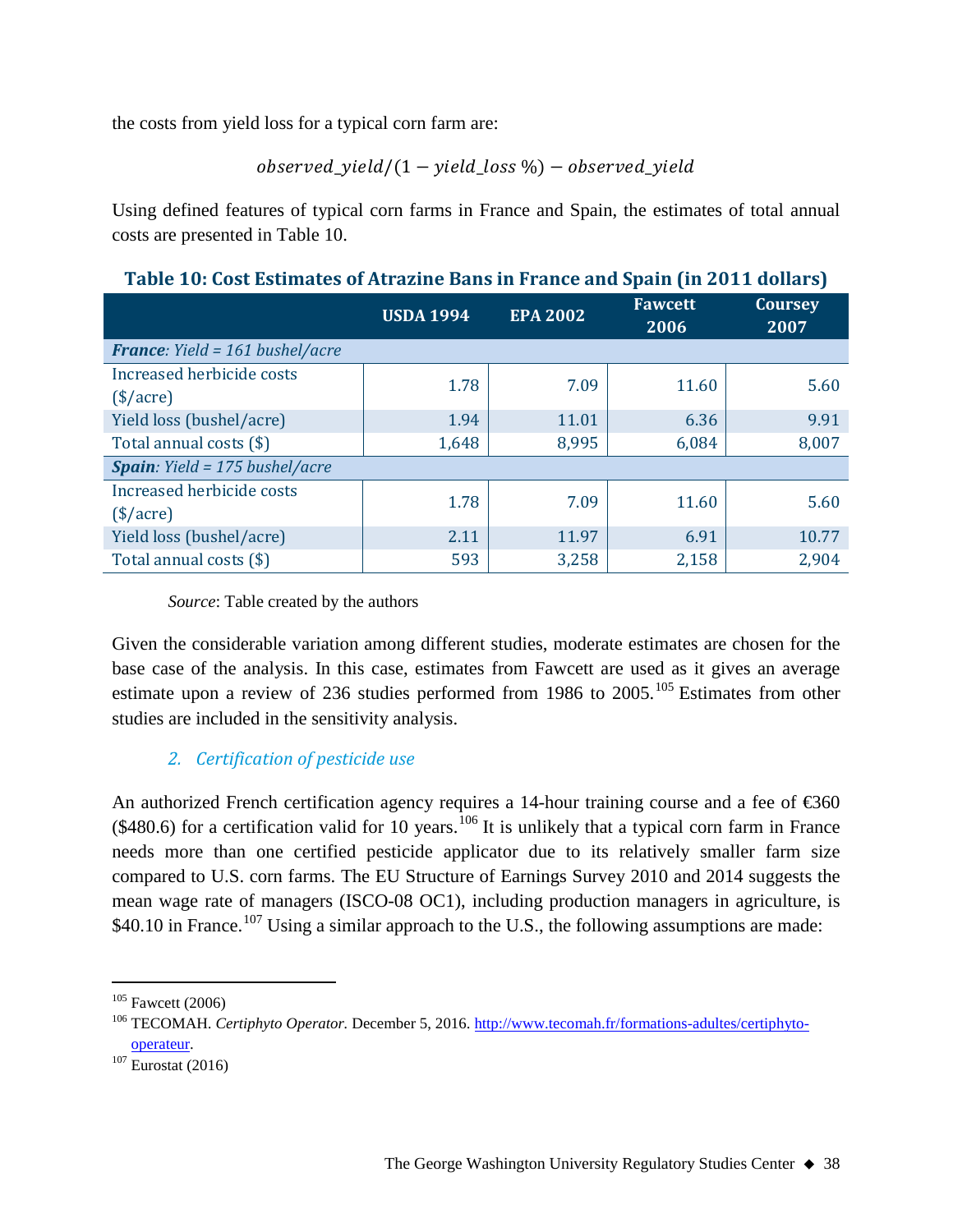the costs from yield loss for a typical corn farm are:

$$observed\_yield/(1 - yield\_loss\ \%) - observed\_yield$$

Using defined features of typical corn farms in France and Spain, the estimates of total annual costs are presented in Table 10.

**Table 10: Cost Estimates of Atrazine Bans in France and Spain (in 2011 dollars)**

| | USDA 1994 | EPA 2002 | Fawcett 2006 | Coursey 2007 |
|---|---|---|---|---|
| ***France**: Yield = 161 bushel/acre* | | | | |
| Increased herbicide costs ($/acre) | 1.78 | 7.09 | 11.60 | 5.60 |
| Yield loss (bushel/acre) | 1.94 | 11.01 | 6.36 | 9.91 |
| Total annual costs ($) | 1,648 | 8,995 | 6,084 | 8,007 |
| ***Spain**: Yield = 175 bushel/acre* | | | | |
| Increased herbicide costs ($/acre) | 1.78 | 7.09 | 11.60 | 5.60 |
| Yield loss (bushel/acre) | 2.11 | 11.97 | 6.91 | 10.77 |
| Total annual costs ($) | 593 | 3,258 | 2,158 | 2,904 |

*Source*: Table created by the authors

Given the considerable variation among different studies, moderate estimates are chosen for the base case of the analysis. In this case, estimates from Fawcett are used as it gives an average estimate upon a review of 236 studies performed from 1986 to 2005.[105] Estimates from other studies are included in the sensitivity analysis.

### *2. Certification of pesticide use*

An authorized French certification agency requires a 14-hour training course and a fee of €360 ($480.6) for a certification valid for 10 years.[106] It is unlikely that a typical corn farm in France needs more than one certified pesticide applicator due to its relatively smaller farm size compared to U.S. corn farms. The EU Structure of Earnings Survey 2010 and 2014 suggests the mean wage rate of managers (ISCO-08 OC1), including production managers in agriculture, is $40.10 in France.[107] Using a similar approach to the U.S., the following assumptions are made:

---

[105] Fawcett (2006)

[106] TECOMAH. *Certiphyto Operator.* December 5, 2016. http://www.tecomah.fr/formations-adultes/certiphyto-operateur.

[107] Eurostat (2016)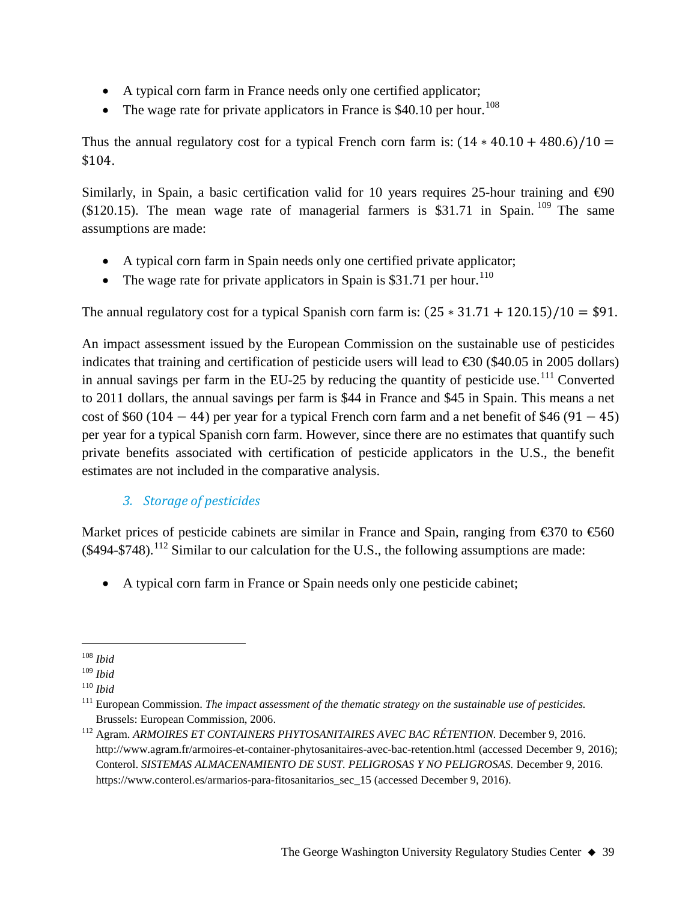- A typical corn farm in France needs only one certified applicator;
- The wage rate for private applicators in France is $40.10 per hour.[108]

Thus the annual regulatory cost for a typical French corn farm is: $(14 * 40.10 + 480.6)/10 = \$104$.

Similarly, in Spain, a basic certification valid for 10 years requires 25-hour training and €90 ($120.15). The mean wage rate of managerial farmers is $31.71 in Spain.[109] The same assumptions are made:

- A typical corn farm in Spain needs only one certified private applicator;
- The wage rate for private applicators in Spain is $31.71 per hour.[110]

The annual regulatory cost for a typical Spanish corn farm is: $(25 * 31.71 + 120.15)/10 = \$91$.

An impact assessment issued by the European Commission on the sustainable use of pesticides indicates that training and certification of pesticide users will lead to €30 ($40.05 in 2005 dollars) in annual savings per farm in the EU-25 by reducing the quantity of pesticide use.[111] Converted to 2011 dollars, the annual savings per farm is $44 in France and $45 in Spain. This means a net cost of $60 $(104 - 44)$ per year for a typical French corn farm and a net benefit of $46 $(91 - 45)$ per year for a typical Spanish corn farm. However, since there are no estimates that quantify such private benefits associated with certification of pesticide applicators in the U.S., the benefit estimates are not included in the comparative analysis.

### 3. *Storage of pesticides*

Market prices of pesticide cabinets are similar in France and Spain, ranging from €370 to €560 ($494-$748).[112] Similar to our calculation for the U.S., the following assumptions are made:

- A typical corn farm in France or Spain needs only one pesticide cabinet;

---

[108] *Ibid*

[109] *Ibid*

[110] *Ibid*

[111] European Commission. *The impact assessment of the thematic strategy on the sustainable use of pesticides.* Brussels: European Commission, 2006.

[112] Agram. *ARMOIRES ET CONTAINERS PHYTOSANITAIRES AVEC BAC RÉTENTION.* December 9, 2016. http://www.agram.fr/armoires-et-container-phytosanitaires-avec-bac-retention.html (accessed December 9, 2016); Conterol. *SISTEMAS ALMACENAMIENTO DE SUST. PELIGROSAS Y NO PELIGROSAS.* December 9, 2016. https://www.conterol.es/armarios-para-fitosanitarios_sec_15 (accessed December 9, 2016).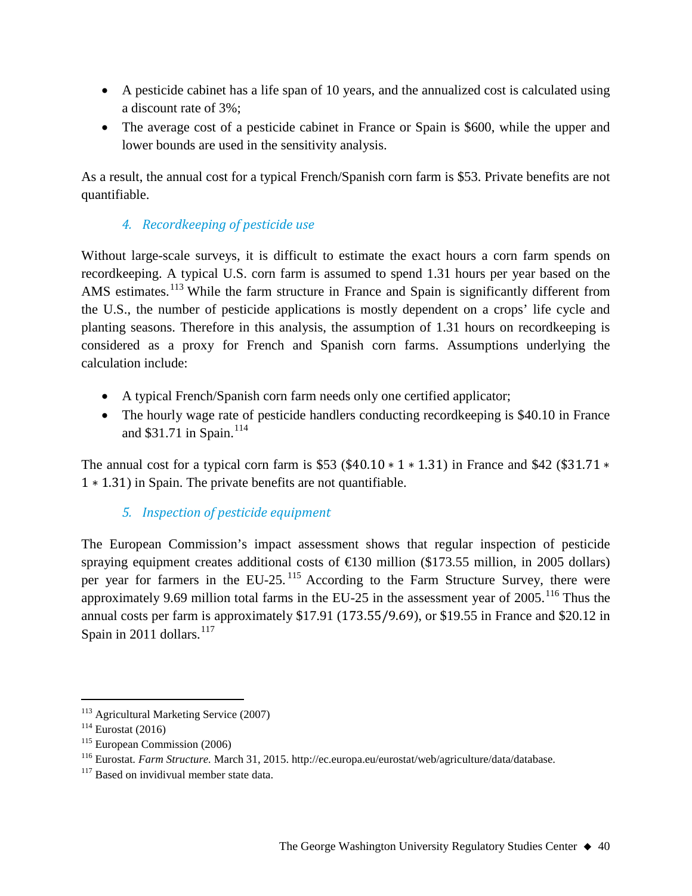- A pesticide cabinet has a life span of 10 years, and the annualized cost is calculated using a discount rate of 3%;
- The average cost of a pesticide cabinet in France or Spain is \$600, while the upper and lower bounds are used in the sensitivity analysis.

As a result, the annual cost for a typical French/Spanish corn farm is \$53. Private benefits are not quantifiable.

### *4. Recordkeeping of pesticide use*

Without large-scale surveys, it is difficult to estimate the exact hours a corn farm spends on recordkeeping. A typical U.S. corn farm is assumed to spend 1.31 hours per year based on the AMS estimates.[113] While the farm structure in France and Spain is significantly different from the U.S., the number of pesticide applications is mostly dependent on a crops' life cycle and planting seasons. Therefore in this analysis, the assumption of 1.31 hours on recordkeeping is considered as a proxy for French and Spanish corn farms. Assumptions underlying the calculation include:

- A typical French/Spanish corn farm needs only one certified applicator;
- The hourly wage rate of pesticide handlers conducting recordkeeping is \$40.10 in France and \$31.71 in Spain.[114]

The annual cost for a typical corn farm is \$53 ($\$40.10 * 1 * 1.31$) in France and \$42 ($\$31.71 * 1 * 1.31$) in Spain. The private benefits are not quantifiable.

### *5. Inspection of pesticide equipment*

The European Commission's impact assessment shows that regular inspection of pesticide spraying equipment creates additional costs of €130 million (\$173.55 million, in 2005 dollars) per year for farmers in the EU-25.[115] According to the Farm Structure Survey, there were approximately 9.69 million total farms in the EU-25 in the assessment year of 2005.[116] Thus the annual costs per farm is approximately \$17.91 ($173.55/9.69$), or \$19.55 in France and \$20.12 in Spain in 2011 dollars.[117]

---

[113] Agricultural Marketing Service (2007)

[114] Eurostat (2016)

[115] European Commission (2006)

[116] Eurostat. *Farm Structure.* March 31, 2015. http://ec.europa.eu/eurostat/web/agriculture/data/database.

[117] Based on invidivual member state data.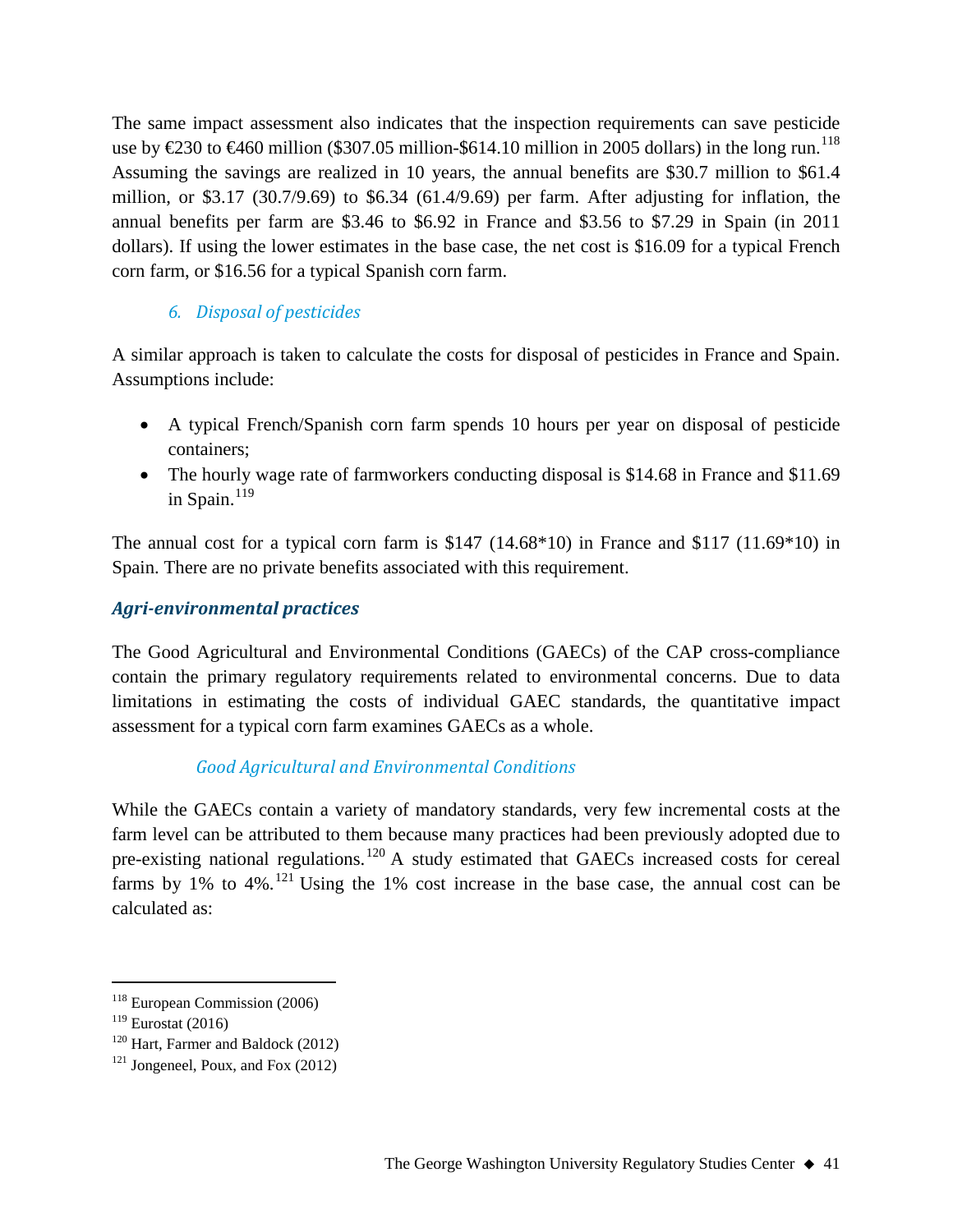The same impact assessment also indicates that the inspection requirements can save pesticide use by €230 to €460 million ($307.05 million-$614.10 million in 2005 dollars) in the long run.[118] Assuming the savings are realized in 10 years, the annual benefits are $30.7 million to $61.4 million, or $3.17 (30.7/9.69) to $6.34 (61.4/9.69) per farm. After adjusting for inflation, the annual benefits per farm are $3.46 to $6.92 in France and $3.56 to $7.29 in Spain (in 2011 dollars). If using the lower estimates in the base case, the net cost is $16.09 for a typical French corn farm, or $16.56 for a typical Spanish corn farm.

#### *6. Disposal of pesticides*

A similar approach is taken to calculate the costs for disposal of pesticides in France and Spain. Assumptions include:

- A typical French/Spanish corn farm spends 10 hours per year on disposal of pesticide containers;
- The hourly wage rate of farmworkers conducting disposal is $14.68 in France and $11.69 in Spain.[119]

The annual cost for a typical corn farm is $147 (14.68*10) in France and $117 (11.69*10) in Spain. There are no private benefits associated with this requirement.

### ***Agri-environmental practices***

The Good Agricultural and Environmental Conditions (GAECs) of the CAP cross-compliance contain the primary regulatory requirements related to environmental concerns. Due to data limitations in estimating the costs of individual GAEC standards, the quantitative impact assessment for a typical corn farm examines GAECs as a whole.

#### *Good Agricultural and Environmental Conditions*

While the GAECs contain a variety of mandatory standards, very few incremental costs at the farm level can be attributed to them because many practices had been previously adopted due to pre-existing national regulations.[120] A study estimated that GAECs increased costs for cereal farms by 1% to 4%.[121] Using the 1% cost increase in the base case, the annual cost can be calculated as:

---

[118] European Commission (2006)

[119] Eurostat (2016)

[120] Hart, Farmer and Baldock (2012)

[121] Jongeneel, Poux, and Fox (2012)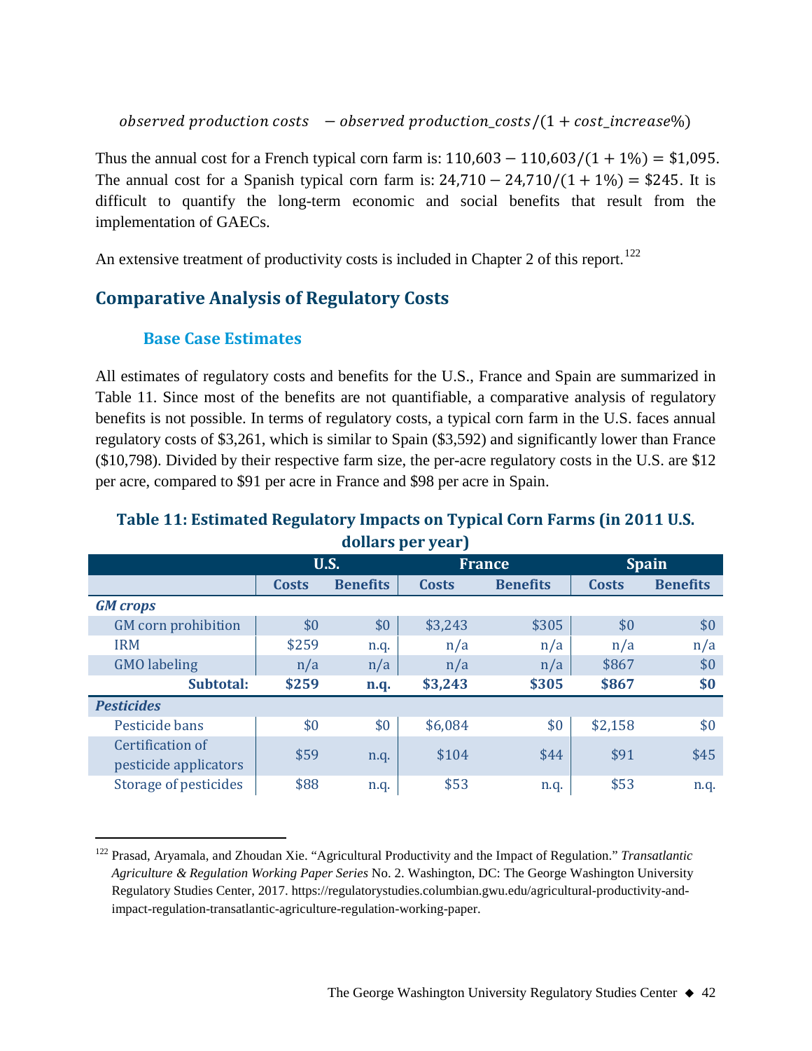$$observed\ production\ costs \quad - observed\ production\_costs/(1 + cost\_increase\%)$$

Thus the annual cost for a French typical corn farm is: $110{,}603 - 110{,}603/(1 + 1\%) = \$1{,}095$. The annual cost for a Spanish typical corn farm is: $24{,}710 - 24{,}710/(1 + 1\%) = \$245$. It is difficult to quantify the long-term economic and social benefits that result from the implementation of GAECs.

An extensive treatment of productivity costs is included in Chapter 2 of this report.[122]

## Comparative Analysis of Regulatory Costs

### Base Case Estimates

All estimates of regulatory costs and benefits for the U.S., France and Spain are summarized in Table 11. Since most of the benefits are not quantifiable, a comparative analysis of regulatory benefits is not possible. In terms of regulatory costs, a typical corn farm in the U.S. faces annual regulatory costs of $3,261, which is similar to Spain ($3,592) and significantly lower than France ($10,798). Divided by their respective farm size, the per-acre regulatory costs in the U.S. are $12 per acre, compared to $91 per acre in France and $98 per acre in Spain.

**Table 11: Estimated Regulatory Impacts on Typical Corn Farms (in 2011 U.S. dollars per year)**

| | U.S. | | France | | Spain | |
|---|---|---|---|---|---|---|
| | Costs | Benefits | Costs | Benefits | Costs | Benefits |
| ***GM crops*** | | | | | | |
| GM corn prohibition | $0 | $0 | $3,243 | $305 | $0 | $0 |
| IRM | $259 | n.q. | n/a | n/a | n/a | n/a |
| GMO labeling | n/a | n/a | n/a | n/a | $867 | $0 |
| **Subtotal:** | **$259** | **n.q.** | **$3,243** | **$305** | **$867** | **$0** |
| ***Pesticides*** | | | | | | |
| Pesticide bans | $0 | $0 | $6,084 | $0 | $2,158 | $0 |
| Certification of pesticide applicators | $59 | n.q. | $104 | $44 | $91 | $45 |
| Storage of pesticides | $88 | n.q. | $53 | n.q. | $53 | n.q. |

[122] Prasad, Aryamala, and Zhoudan Xie. "Agricultural Productivity and the Impact of Regulation." *Transatlantic Agriculture & Regulation Working Paper Series* No. 2. Washington, DC: The George Washington University Regulatory Studies Center, 2017. https://regulatorystudies.columbian.gwu.edu/agricultural-productivity-and-impact-regulation-transatlantic-agriculture-regulation-working-paper.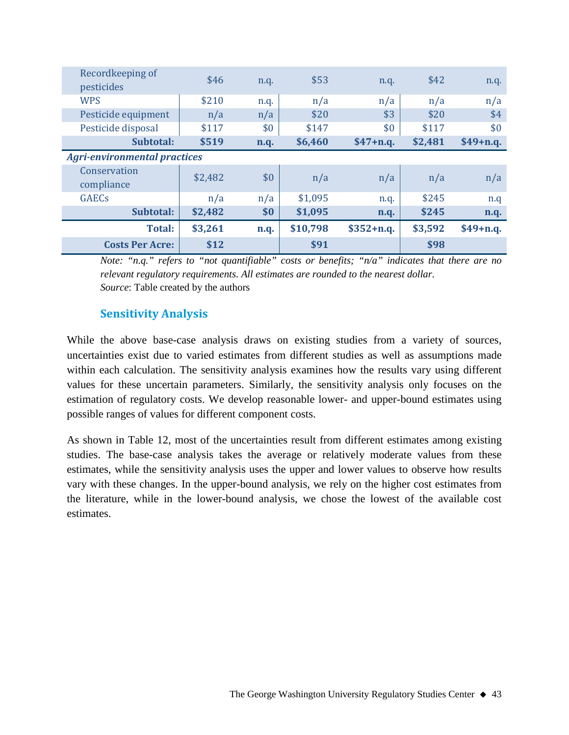| | | | | | | |
|---|---|---|---|---|---|---|
| Recordkeeping of pesticides | $46 | n.q. | $53 | n.q. | $42 | n.q. |
| WPS | $210 | n.q. | n/a | n/a | n/a | n/a |
| Pesticide equipment | n/a | n/a | $20 | $3 | $20 | $4 |
| Pesticide disposal | $117 | $0 | $147 | $0 | $117 | $0 |
| **Subtotal:** | **$519** | **n.q.** | **$6,460** | **$47+n.q.** | **$2,481** | **$49+n.q.** |
| ***Agri-environmental practices*** | | | | | | |
| Conservation compliance | $2,482 | $0 | n/a | n/a | n/a | n/a |
| GAECs | n/a | n/a | $1,095 | n.q. | $245 | n.q |
| **Subtotal:** | **$2,482** | **$0** | **$1,095** | **n.q.** | **$245** | **n.q.** |
| **Total:** | **$3,261** | **n.q.** | **$10,798** | **$352+n.q.** | **$3,592** | **$49+n.q.** |
| **Costs Per Acre:** | **$12** | | **$91** | | **$98** | |

*Note: "n.q." refers to "not quantifiable" costs or benefits; "n/a" indicates that there are no relevant regulatory requirements. All estimates are rounded to the nearest dollar.*
*Source*: Table created by the authors

### Sensitivity Analysis

While the above base-case analysis draws on existing studies from a variety of sources, uncertainties exist due to varied estimates from different studies as well as assumptions made within each calculation. The sensitivity analysis examines how the results vary using different values for these uncertain parameters. Similarly, the sensitivity analysis only focuses on the estimation of regulatory costs. We develop reasonable lower- and upper-bound estimates using possible ranges of values for different component costs.

As shown in Table 12, most of the uncertainties result from different estimates among existing studies. The base-case analysis takes the average or relatively moderate values from these estimates, while the sensitivity analysis uses the upper and lower values to observe how results vary with these changes. In the upper-bound analysis, we rely on the higher cost estimates from the literature, while in the lower-bound analysis, we chose the lowest of the available cost estimates.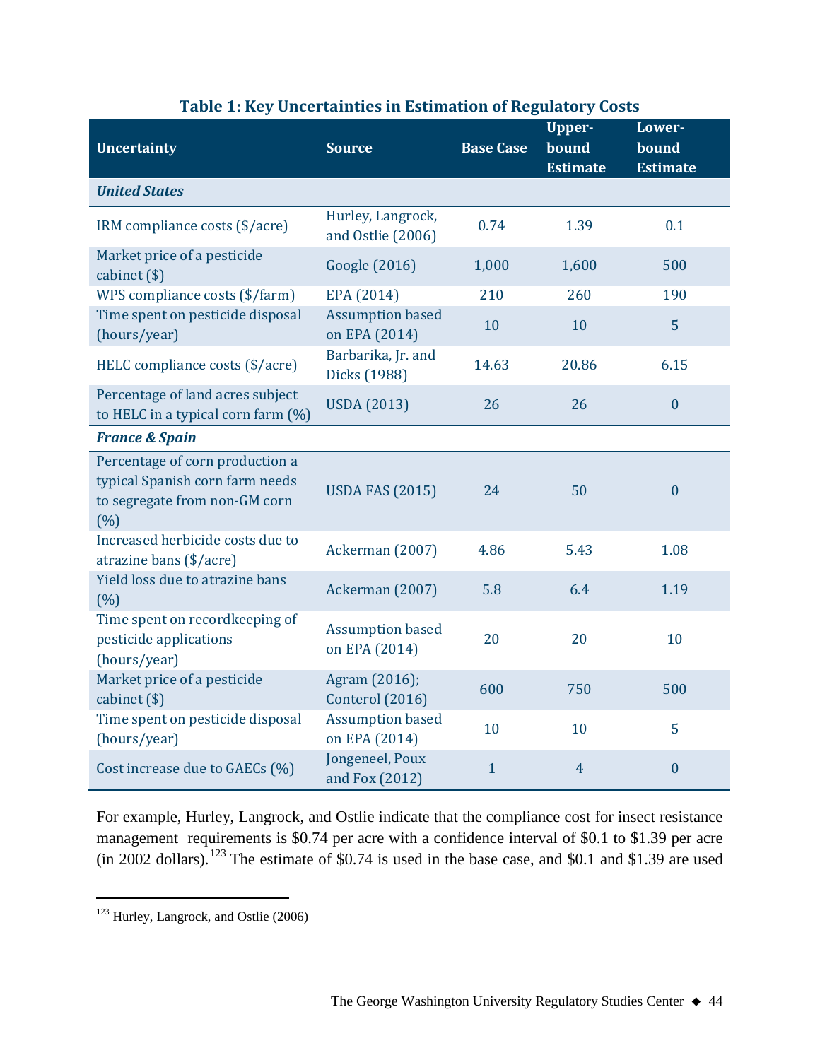**Table 1: Key Uncertainties in Estimation of Regulatory Costs**

| Uncertainty | Source | Base Case | Upper-bound Estimate | Lower-bound Estimate |
|---|---|---|---|---|
| ***United States*** | | | | |
| IRM compliance costs ($/acre) | Hurley, Langrock, and Ostlie (2006) | 0.74 | 1.39 | 0.1 |
| Market price of a pesticide cabinet ($) | Google (2016) | 1,000 | 1,600 | 500 |
| WPS compliance costs ($/farm) | EPA (2014) | 210 | 260 | 190 |
| Time spent on pesticide disposal (hours/year) | Assumption based on EPA (2014) | 10 | 10 | 5 |
| HELC compliance costs ($/acre) | Barbarika, Jr. and Dicks (1988) | 14.63 | 20.86 | 6.15 |
| Percentage of land acres subject to HELC in a typical corn farm (%) | USDA (2013) | 26 | 26 | 0 |
| ***France & Spain*** | | | | |
| Percentage of corn production a typical Spanish corn farm needs to segregate from non-GM corn (%) | USDA FAS (2015) | 24 | 50 | 0 |
| Increased herbicide costs due to atrazine bans ($/acre) | Ackerman (2007) | 4.86 | 5.43 | 1.08 |
| Yield loss due to atrazine bans (%) | Ackerman (2007) | 5.8 | 6.4 | 1.19 |
| Time spent on recordkeeping of pesticide applications (hours/year) | Assumption based on EPA (2014) | 20 | 20 | 10 |
| Market price of a pesticide cabinet ($) | Agram (2016); Conterol (2016) | 600 | 750 | 500 |
| Time spent on pesticide disposal (hours/year) | Assumption based on EPA (2014) | 10 | 10 | 5 |
| Cost increase due to GAECs (%) | Jongeneel, Poux and Fox (2012) | 1 | 4 | 0 |

For example, Hurley, Langrock, and Ostlie indicate that the compliance cost for insect resistance management requirements is $0.74 per acre with a confidence interval of $0.1 to $1.39 per acre (in 2002 dollars).[123] The estimate of $0.74 is used in the base case, and $0.1 and $1.39 are used

[123] Hurley, Langrock, and Ostlie (2006)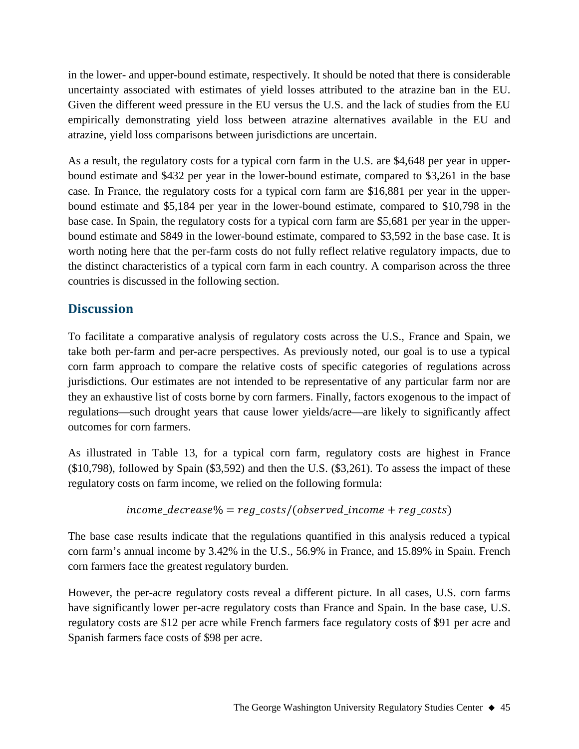in the lower- and upper-bound estimate, respectively. It should be noted that there is considerable uncertainty associated with estimates of yield losses attributed to the atrazine ban in the EU. Given the different weed pressure in the EU versus the U.S. and the lack of studies from the EU empirically demonstrating yield loss between atrazine alternatives available in the EU and atrazine, yield loss comparisons between jurisdictions are uncertain.

As a result, the regulatory costs for a typical corn farm in the U.S. are $4,648 per year in upper-bound estimate and $432 per year in the lower-bound estimate, compared to $3,261 in the base case. In France, the regulatory costs for a typical corn farm are $16,881 per year in the upper-bound estimate and $5,184 per year in the lower-bound estimate, compared to $10,798 in the base case. In Spain, the regulatory costs for a typical corn farm are $5,681 per year in the upper-bound estimate and $849 in the lower-bound estimate, compared to $3,592 in the base case. It is worth noting here that the per-farm costs do not fully reflect relative regulatory impacts, due to the distinct characteristics of a typical corn farm in each country. A comparison across the three countries is discussed in the following section.

## Discussion

To facilitate a comparative analysis of regulatory costs across the U.S., France and Spain, we take both per-farm and per-acre perspectives. As previously noted, our goal is to use a typical corn farm approach to compare the relative costs of specific categories of regulations across jurisdictions. Our estimates are not intended to be representative of any particular farm nor are they an exhaustive list of costs borne by corn farmers. Finally, factors exogenous to the impact of regulations—such drought years that cause lower yields/acre—are likely to significantly affect outcomes for corn farmers.

As illustrated in Table 13, for a typical corn farm, regulatory costs are highest in France ($10,798), followed by Spain ($3,592) and then the U.S. ($3,261). To assess the impact of these regulatory costs on farm income, we relied on the following formula:

$$income\_decrease\% = reg\_costs/(observed\_income + reg\_costs)$$

The base case results indicate that the regulations quantified in this analysis reduced a typical corn farm's annual income by 3.42% in the U.S., 56.9% in France, and 15.89% in Spain. French corn farmers face the greatest regulatory burden.

However, the per-acre regulatory costs reveal a different picture. In all cases, U.S. corn farms have significantly lower per-acre regulatory costs than France and Spain. In the base case, U.S. regulatory costs are $12 per acre while French farmers face regulatory costs of $91 per acre and Spanish farmers face costs of $98 per acre.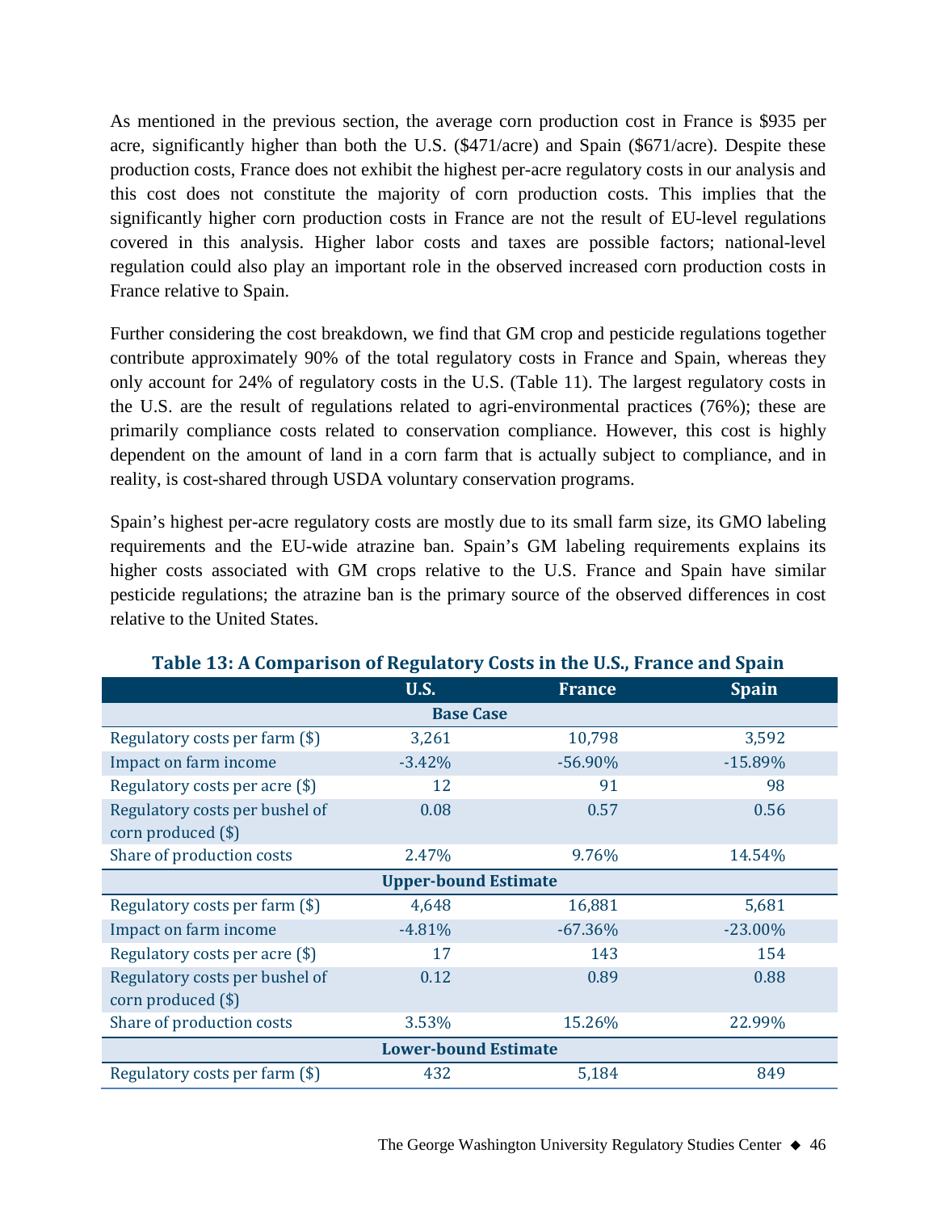As mentioned in the previous section, the average corn production cost in France is $935 per acre, significantly higher than both the U.S. ($471/acre) and Spain ($671/acre). Despite these production costs, France does not exhibit the highest per-acre regulatory costs in our analysis and this cost does not constitute the majority of corn production costs. This implies that the significantly higher corn production costs in France are not the result of EU-level regulations covered in this analysis. Higher labor costs and taxes are possible factors; national-level regulation could also play an important role in the observed increased corn production costs in France relative to Spain.

Further considering the cost breakdown, we find that GM crop and pesticide regulations together contribute approximately 90% of the total regulatory costs in France and Spain, whereas they only account for 24% of regulatory costs in the U.S. (Table 11). The largest regulatory costs in the U.S. are the result of regulations related to agri-environmental practices (76%); these are primarily compliance costs related to conservation compliance. However, this cost is highly dependent on the amount of land in a corn farm that is actually subject to compliance, and in reality, is cost-shared through USDA voluntary conservation programs.

Spain's highest per-acre regulatory costs are mostly due to its small farm size, its GMO labeling requirements and the EU-wide atrazine ban. Spain's GM labeling requirements explains its higher costs associated with GM crops relative to the U.S. France and Spain have similar pesticide regulations; the atrazine ban is the primary source of the observed differences in cost relative to the United States.

**Table 13: A Comparison of Regulatory Costs in the U.S., France and Spain**

| | U.S. | France | Spain |
|---|---|---|---|
| **Base Case** | | | |
| Regulatory costs per farm ($) | 3,261 | 10,798 | 3,592 |
| Impact on farm income | -3.42% | -56.90% | -15.89% |
| Regulatory costs per acre ($) | 12 | 91 | 98 |
| Regulatory costs per bushel of corn produced ($) | 0.08 | 0.57 | 0.56 |
| Share of production costs | 2.47% | 9.76% | 14.54% |
| **Upper-bound Estimate** | | | |
| Regulatory costs per farm ($) | 4,648 | 16,881 | 5,681 |
| Impact on farm income | -4.81% | -67.36% | -23.00% |
| Regulatory costs per acre ($) | 17 | 143 | 154 |
| Regulatory costs per bushel of corn produced ($) | 0.12 | 0.89 | 0.88 |
| Share of production costs | 3.53% | 15.26% | 22.99% |
| **Lower-bound Estimate** | | | |
| Regulatory costs per farm ($) | 432 | 5,184 | 849 |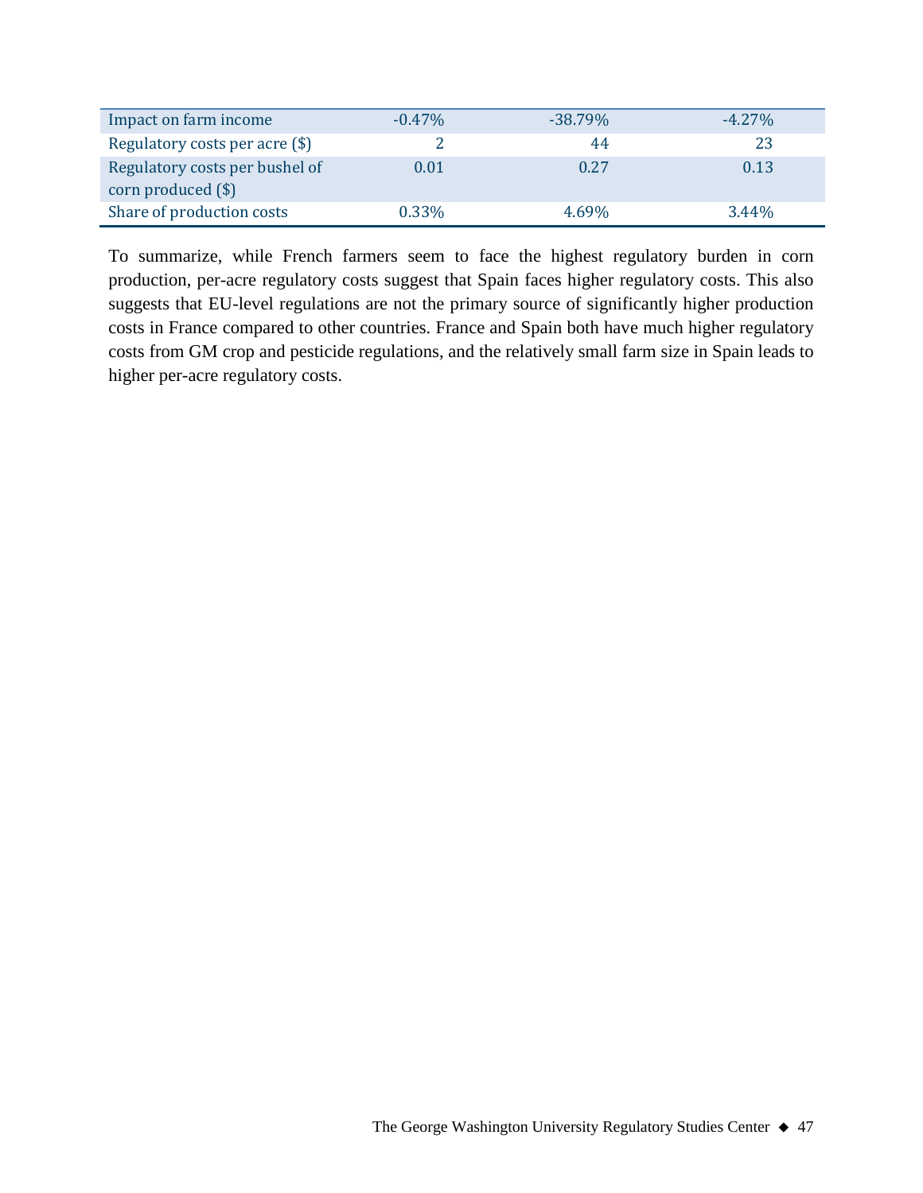| | | | |
|---|---|---|---|
| Impact on farm income | -0.47% | -38.79% | -4.27% |
| Regulatory costs per acre ($) | 2 | 44 | 23 |
| Regulatory costs per bushel of corn produced ($) | 0.01 | 0.27 | 0.13 |
| Share of production costs | 0.33% | 4.69% | 3.44% |

To summarize, while French farmers seem to face the highest regulatory burden in corn production, per-acre regulatory costs suggest that Spain faces higher regulatory costs. This also suggests that EU-level regulations are not the primary source of significantly higher production costs in France compared to other countries. France and Spain both have much higher regulatory costs from GM crop and pesticide regulations, and the relatively small farm size in Spain leads to higher per-acre regulatory costs.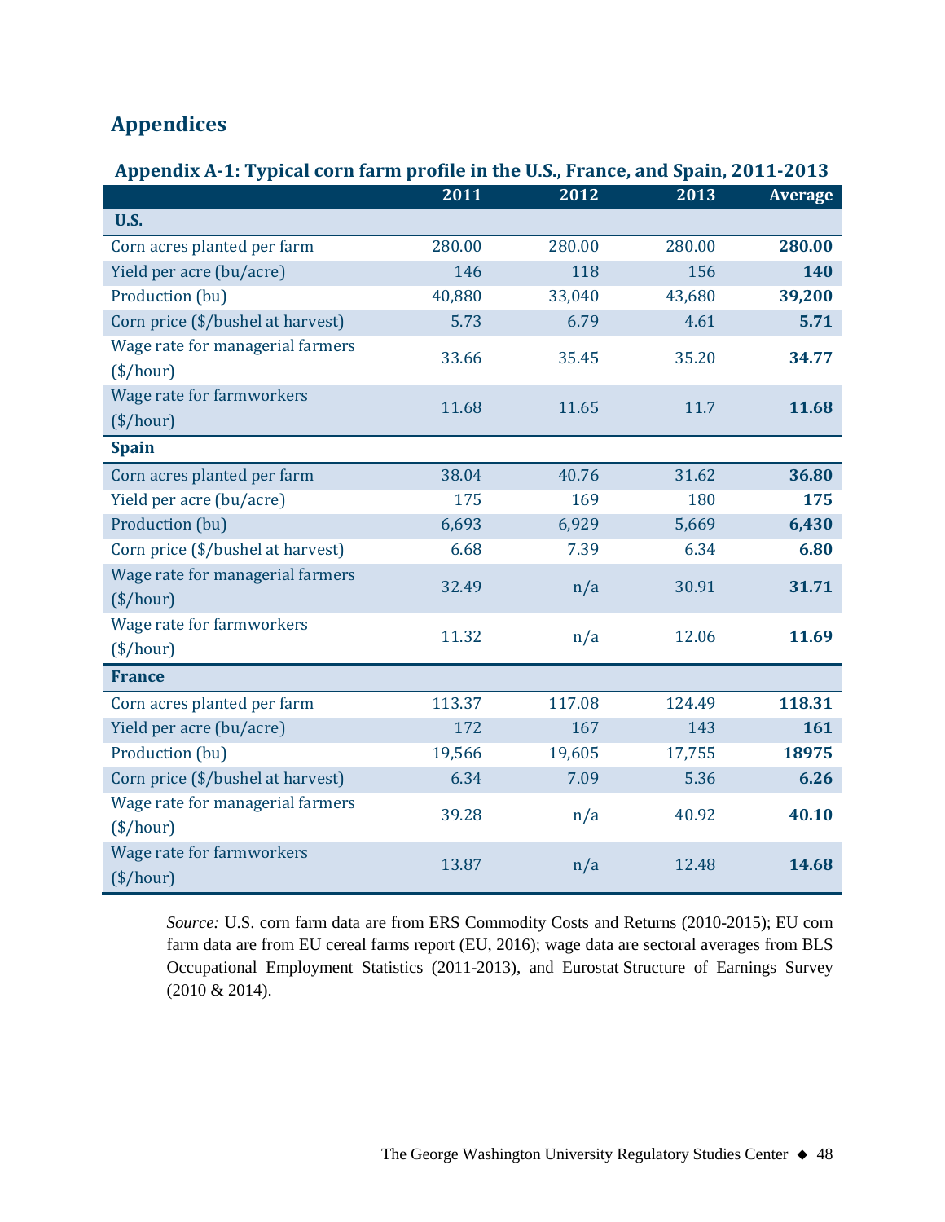## Appendices

**Appendix A-1: Typical corn farm profile in the U.S., France, and Spain, 2011-2013**

| | 2011 | 2012 | 2013 | Average |
|---|---|---|---|---|
| **U.S.** | | | | |
| Corn acres planted per farm | 280.00 | 280.00 | 280.00 | **280.00** |
| Yield per acre (bu/acre) | 146 | 118 | 156 | **140** |
| Production (bu) | 40,880 | 33,040 | 43,680 | **39,200** |
| Corn price ($/bushel at harvest) | 5.73 | 6.79 | 4.61 | **5.71** |
| Wage rate for managerial farmers ($/hour) | 33.66 | 35.45 | 35.20 | **34.77** |
| Wage rate for farmworkers ($/hour) | 11.68 | 11.65 | 11.7 | **11.68** |
| **Spain** | | | | |
| Corn acres planted per farm | 38.04 | 40.76 | 31.62 | **36.80** |
| Yield per acre (bu/acre) | 175 | 169 | 180 | **175** |
| Production (bu) | 6,693 | 6,929 | 5,669 | **6,430** |
| Corn price ($/bushel at harvest) | 6.68 | 7.39 | 6.34 | **6.80** |
| Wage rate for managerial farmers ($/hour) | 32.49 | n/a | 30.91 | **31.71** |
| Wage rate for farmworkers ($/hour) | 11.32 | n/a | 12.06 | **11.69** |
| **France** | | | | |
| Corn acres planted per farm | 113.37 | 117.08 | 124.49 | **118.31** |
| Yield per acre (bu/acre) | 172 | 167 | 143 | **161** |
| Production (bu) | 19,566 | 19,605 | 17,755 | **18975** |
| Corn price ($/bushel at harvest) | 6.34 | 7.09 | 5.36 | **6.26** |
| Wage rate for managerial farmers ($/hour) | 39.28 | n/a | 40.92 | **40.10** |
| Wage rate for farmworkers ($/hour) | 13.87 | n/a | 12.48 | **14.68** |

*Source:* U.S. corn farm data are from ERS Commodity Costs and Returns (2010-2015); EU corn farm data are from EU cereal farms report (EU, 2016); wage data are sectoral averages from BLS Occupational Employment Statistics (2011-2013), and Eurostat Structure of Earnings Survey (2010 & 2014).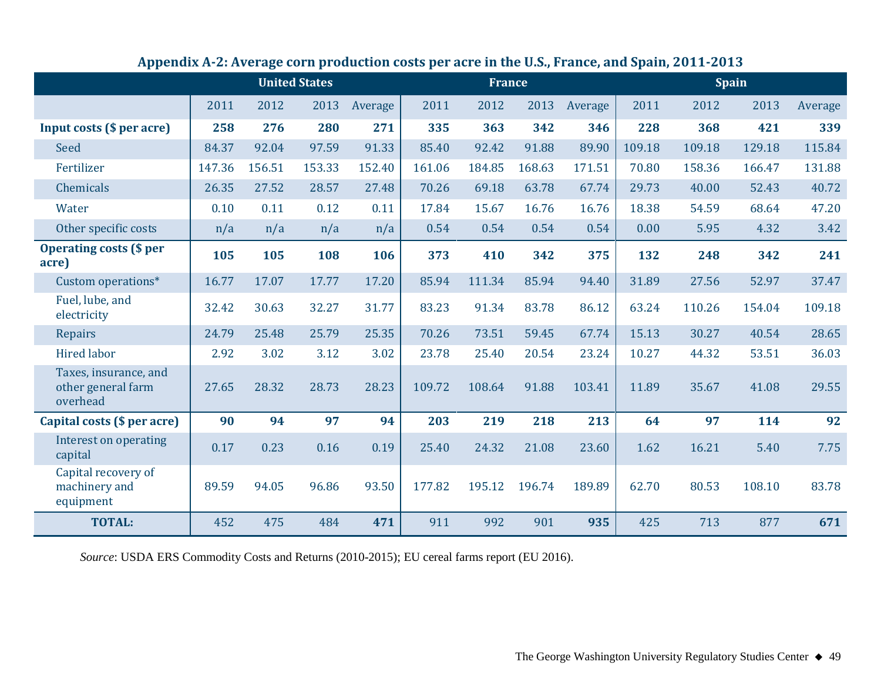**Appendix A-2: Average corn production costs per acre in the U.S., France, and Spain, 2011-2013**

| | United States | | | | France | | | | Spain | | | |
|---|---|---|---|---|---|---|---|---|---|---|---|---|
| | 2011 | 2012 | 2013 | Average | 2011 | 2012 | 2013 | Average | 2011 | 2012 | 2013 | Average |
| **Input costs ($ per acre)** | **258** | **276** | **280** | **271** | **335** | **363** | **342** | **346** | **228** | **368** | **421** | **339** |
| Seed | 84.37 | 92.04 | 97.59 | 91.33 | 85.40 | 92.42 | 91.88 | 89.90 | 109.18 | 109.18 | 129.18 | 115.84 |
| Fertilizer | 147.36 | 156.51 | 153.33 | 152.40 | 161.06 | 184.85 | 168.63 | 171.51 | 70.80 | 158.36 | 166.47 | 131.88 |
| Chemicals | 26.35 | 27.52 | 28.57 | 27.48 | 70.26 | 69.18 | 63.78 | 67.74 | 29.73 | 40.00 | 52.43 | 40.72 |
| Water | 0.10 | 0.11 | 0.12 | 0.11 | 17.84 | 15.67 | 16.76 | 16.76 | 18.38 | 54.59 | 68.64 | 47.20 |
| Other specific costs | n/a | n/a | n/a | n/a | 0.54 | 0.54 | 0.54 | 0.54 | 0.00 | 5.95 | 4.32 | 3.42 |
| **Operating costs ($ per acre)** | **105** | **105** | **108** | **106** | **373** | **410** | **342** | **375** | **132** | **248** | **342** | **241** |
| Custom operations* | 16.77 | 17.07 | 17.77 | 17.20 | 85.94 | 111.34 | 85.94 | 94.40 | 31.89 | 27.56 | 52.97 | 37.47 |
| Fuel, lube, and electricity | 32.42 | 30.63 | 32.27 | 31.77 | 83.23 | 91.34 | 83.78 | 86.12 | 63.24 | 110.26 | 154.04 | 109.18 |
| Repairs | 24.79 | 25.48 | 25.79 | 25.35 | 70.26 | 73.51 | 59.45 | 67.74 | 15.13 | 30.27 | 40.54 | 28.65 |
| Hired labor | 2.92 | 3.02 | 3.12 | 3.02 | 23.78 | 25.40 | 20.54 | 23.24 | 10.27 | 44.32 | 53.51 | 36.03 |
| Taxes, insurance, and other general farm overhead | 27.65 | 28.32 | 28.73 | 28.23 | 109.72 | 108.64 | 91.88 | 103.41 | 11.89 | 35.67 | 41.08 | 29.55 |
| **Capital costs ($ per acre)** | **90** | **94** | **97** | **94** | **203** | **219** | **218** | **213** | **64** | **97** | **114** | **92** |
| Interest on operating capital | 0.17 | 0.23 | 0.16 | 0.19 | 25.40 | 24.32 | 21.08 | 23.60 | 1.62 | 16.21 | 5.40 | 7.75 |
| Capital recovery of machinery and equipment | 89.59 | 94.05 | 96.86 | 93.50 | 177.82 | 195.12 | 196.74 | 189.89 | 62.70 | 80.53 | 108.10 | 83.78 |
| **TOTAL:** | 452 | 475 | 484 | **471** | 911 | 992 | 901 | **935** | 425 | 713 | 877 | **671** |

*Source*: USDA ERS Commodity Costs and Returns (2010-2015); EU cereal farms report (EU 2016).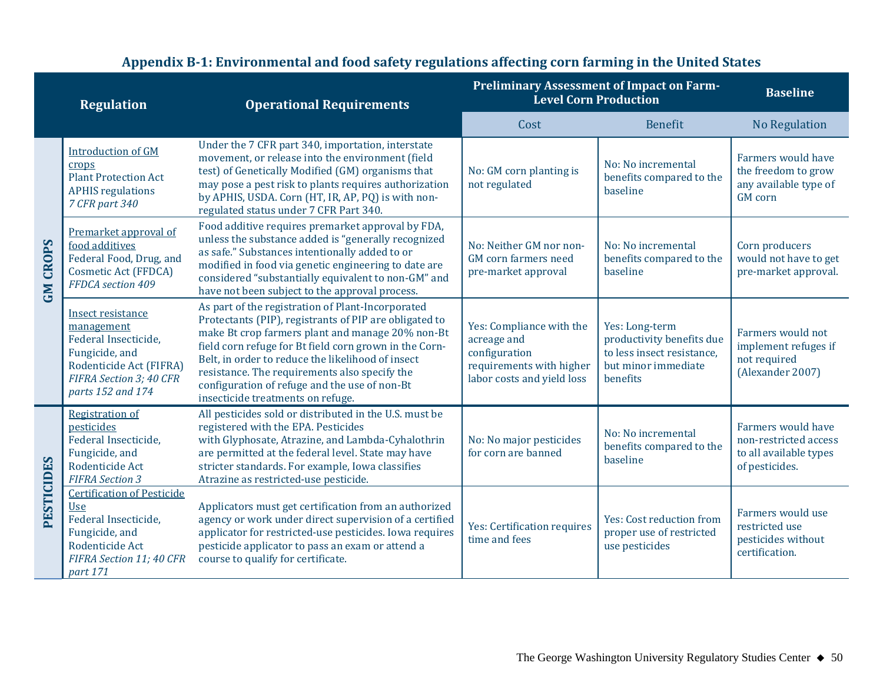### Appendix B-1: Environmental and food safety regulations affecting corn farming in the United States

| | Regulation | Operational Requirements | Preliminary Assessment of Impact on Farm-Level Corn Production | | Baseline |
|---|---|---|---|---|---|
| | | | Cost | Benefit | No Regulation |
| **GM CROPS** | Introduction of GM crops<br>Plant Protection Act<br>APHIS regulations<br>*7 CFR part 340* | Under the 7 CFR part 340, importation, interstate movement, or release into the environment (field test) of Genetically Modified (GM) organisms that may pose a pest risk to plants requires authorization by APHIS, USDA. Corn (HT, IR, AP, PQ) is with non-regulated status under 7 CFR Part 340. | No: GM corn planting is not regulated | No: No incremental benefits compared to the baseline | Farmers would have the freedom to grow any available type of GM corn |
| **GM CROPS** | Premarket approval of food additives<br>Federal Food, Drug, and Cosmetic Act (FFDCA)<br>*FFDCA section 409* | Food additive requires premarket approval by FDA, unless the substance added is "generally recognized as safe." Substances intentionally added to or modified in food via genetic engineering to date are considered "substantially equivalent to non-GM" and have not been subject to the approval process. | No: Neither GM nor non-GM corn farmers need pre-market approval | No: No incremental benefits compared to the baseline | Corn producers would not have to get pre-market approval. |
| **GM CROPS** | Insect resistance management<br>Federal Insecticide, Fungicide, and Rodenticide Act (FIFRA)<br>*FIFRA Section 3; 40 CFR parts 152 and 174* | As part of the registration of Plant-Incorporated Protectants (PIP), registrants of PIP are obligated to make Bt crop farmers plant and manage 20% non-Bt field corn refuge for Bt field corn grown in the Corn-Belt, in order to reduce the likelihood of insect resistance. The requirements also specify the configuration of refuge and the use of non-Bt insecticide treatments on refuge. | Yes: Compliance with the acreage and configuration requirements with higher labor costs and yield loss | Yes: Long-term productivity benefits due to less insect resistance, but minor immediate benefits | Farmers would not implement refuges if not required (Alexander 2007) |
| **PESTICIDES** | Registration of pesticides<br>Federal Insecticide, Fungicide, and Rodenticide Act<br>*FIFRA Section 3* | All pesticides sold or distributed in the U.S. must be registered with the EPA. Pesticides with Glyphosate, Atrazine, and Lambda-Cyhalothrin are permitted at the federal level. State may have stricter standards. For example, Iowa classifies Atrazine as restricted-use pesticide. | No: No major pesticides for corn are banned | No: No incremental benefits compared to the baseline | Farmers would have non-restricted access to all available types of pesticides. |
| **PESTICIDES** | Certification of Pesticide Use<br>Federal Insecticide, Fungicide, and Rodenticide Act<br>*FIFRA Section 11; 40 CFR part 171* | Applicators must get certification from an authorized agency or work under direct supervision of a certified applicator for restricted-use pesticides. Iowa requires pesticide applicator to pass an exam or attend a course to qualify for certificate. | Yes: Certification requires time and fees | Yes: Cost reduction from proper use of restricted use pesticides | Farmers would use restricted use pesticides without certification. |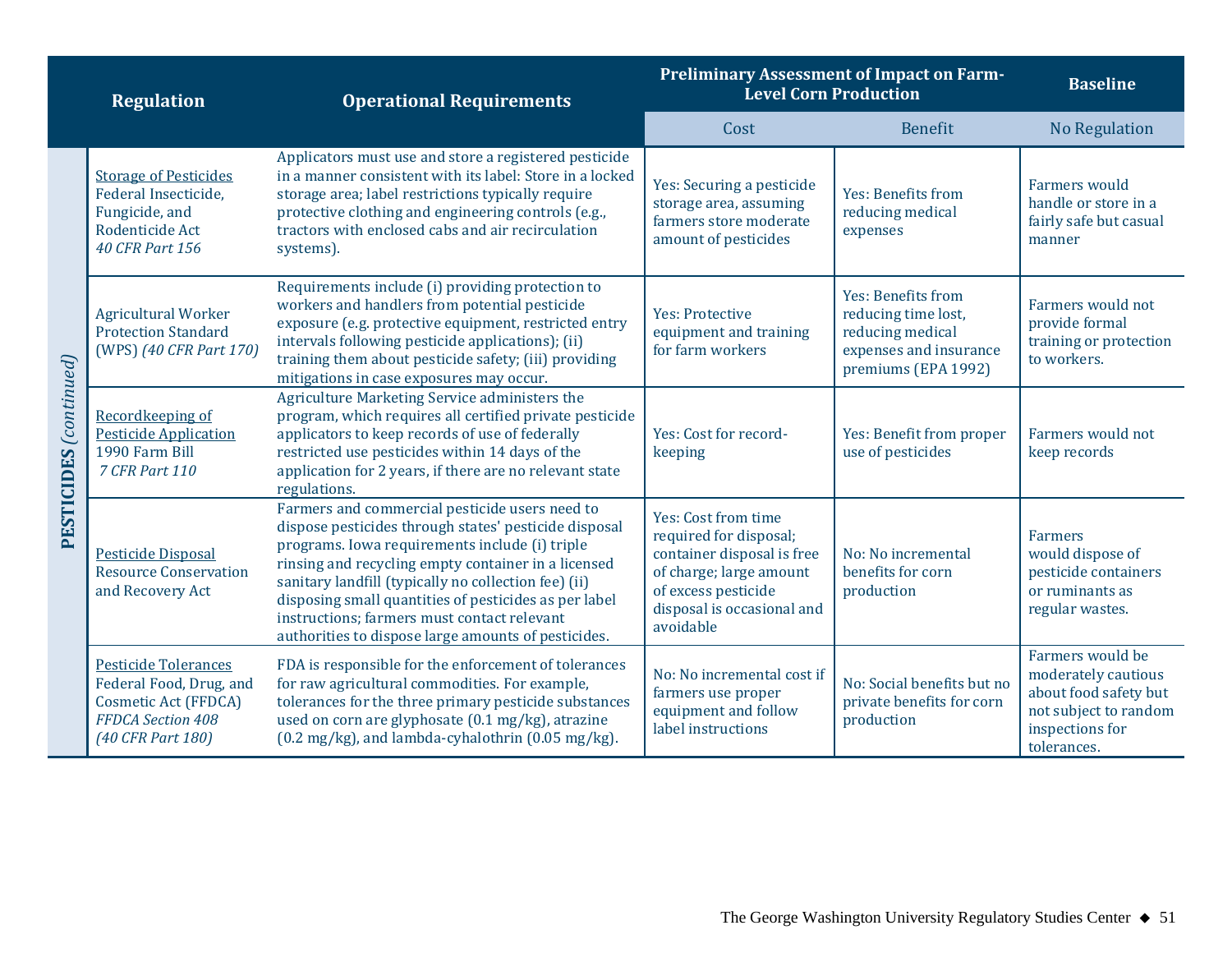| | Regulation | Operational Requirements | Preliminary Assessment of Impact on Farm-Level Corn Production | | Baseline |
|---|---|---|---|---|---|
| | | | Cost | Benefit | No Regulation |
| **PESTICIDES** *(continued)* | Storage of Pesticides<br>Federal Insecticide, Fungicide, and Rodenticide Act<br>*40 CFR Part 156* | Applicators must use and store a registered pesticide in a manner consistent with its label: Store in a locked storage area; label restrictions typically require protective clothing and engineering controls (e.g., tractors with enclosed cabs and air recirculation systems). | Yes: Securing a pesticide storage area, assuming farmers store moderate amount of pesticides | Yes: Benefits from reducing medical expenses | Farmers would handle or store in a fairly safe but casual manner |
| | Agricultural Worker Protection Standard (WPS) *(40 CFR Part 170)* | Requirements include (i) providing protection to workers and handlers from potential pesticide exposure (e.g. protective equipment, restricted entry intervals following pesticide applications); (ii) training them about pesticide safety; (iii) providing mitigations in case exposures may occur. | Yes: Protective equipment and training for farm workers | Yes: Benefits from reducing time lost, reducing medical expenses and insurance premiums (EPA 1992) | Farmers would not provide formal training or protection to workers. |
| | Recordkeeping of Pesticide Application<br>1990 Farm Bill<br>*7 CFR Part 110* | Agriculture Marketing Service administers the program, which requires all certified private pesticide applicators to keep records of use of federally restricted use pesticides within 14 days of the application for 2 years, if there are no relevant state regulations. | Yes: Cost for record-keeping | Yes: Benefit from proper use of pesticides | Farmers would not keep records |
| | Pesticide Disposal<br>Resource Conservation and Recovery Act | Farmers and commercial pesticide users need to dispose pesticides through states' pesticide disposal programs. Iowa requirements include (i) triple rinsing and recycling empty container in a licensed sanitary landfill (typically no collection fee) (ii) disposing small quantities of pesticides as per label instructions; farmers must contact relevant authorities to dispose large amounts of pesticides. | Yes: Cost from time required for disposal; container disposal is free of charge; large amount of excess pesticide disposal is occasional and avoidable | No: No incremental benefits for corn production | Farmers would dispose of pesticide containers or ruminants as regular wastes. |
| | Pesticide Tolerances<br>Federal Food, Drug, and Cosmetic Act (FFDCA)<br>*FFDCA Section 408*<br>*(40 CFR Part 180)* | FDA is responsible for the enforcement of tolerances for raw agricultural commodities. For example, tolerances for the three primary pesticide substances used on corn are glyphosate (0.1 mg/kg), atrazine (0.2 mg/kg), and lambda-cyhalothrin (0.05 mg/kg). | No: No incremental cost if farmers use proper equipment and follow label instructions | No: Social benefits but no private benefits for corn production | Farmers would be moderately cautious about food safety but not subject to random inspections for tolerances. |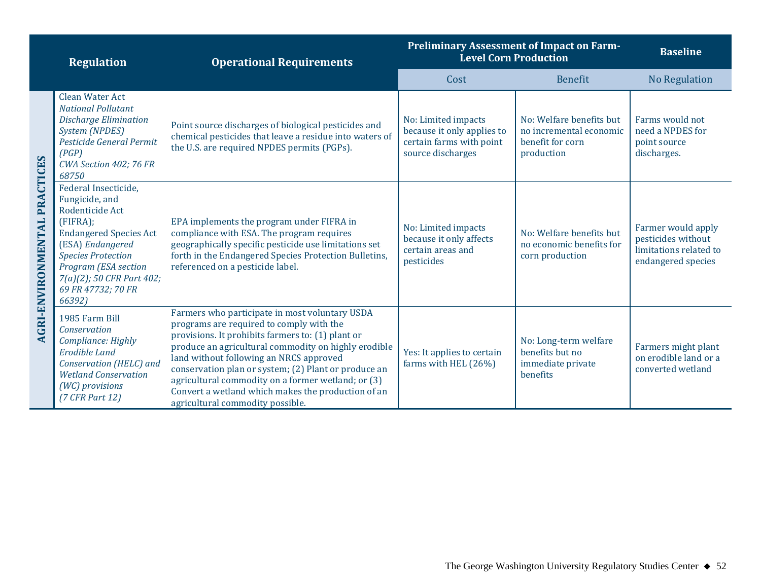| | Regulation | Operational Requirements | Preliminary Assessment of Impact on Farm-Level Corn Production | | Baseline |
|---|---|---|---|---|---|
| | | | Cost | Benefit | No Regulation |
| AGRI-ENVIRONMENTAL PRACTICES | Clean Water Act *National Pollutant Discharge Elimination System (NPDES) Pesticide General Permit (PGP) CWA Section 402; 76 FR 68750* | Point source discharges of biological pesticides and chemical pesticides that leave a residue into waters of the U.S. are required NPDES permits (PGPs). | No: Limited impacts because it only applies to certain farms with point source discharges | No: Welfare benefits but no incremental economic benefit for corn production | Farms would not need a NPDES for point source discharges. |
| | Federal Insecticide, Fungicide, and Rodenticide Act (FIFRA); Endangered Species Act (ESA) *Endangered Species Protection Program (ESA section 7(a)(2); 50 CFR Part 402; 69 FR 47732; 70 FR 66392)* | EPA implements the program under FIFRA in compliance with ESA. The program requires geographically specific pesticide use limitations set forth in the Endangered Species Protection Bulletins, referenced on a pesticide label. | No: Limited impacts because it only affects certain areas and pesticides | No: Welfare benefits but no economic benefits for corn production | Farmer would apply pesticides without limitations related to endangered species |
| | 1985 Farm Bill *Conservation Compliance: Highly Erodible Land Conservation (HELC) and Wetland Conservation (WC) provisions (7 CFR Part 12)* | Farmers who participate in most voluntary USDA programs are required to comply with the provisions. It prohibits farmers to: (1) plant or produce an agricultural commodity on highly erodible land without following an NRCS approved conservation plan or system; (2) Plant or produce an agricultural commodity on a former wetland; or (3) Convert a wetland which makes the production of an agricultural commodity possible. | Yes: It applies to certain farms with HEL (26%) | No: Long-term welfare benefits but no immediate private benefits | Farmers might plant on erodible land or a converted wetland |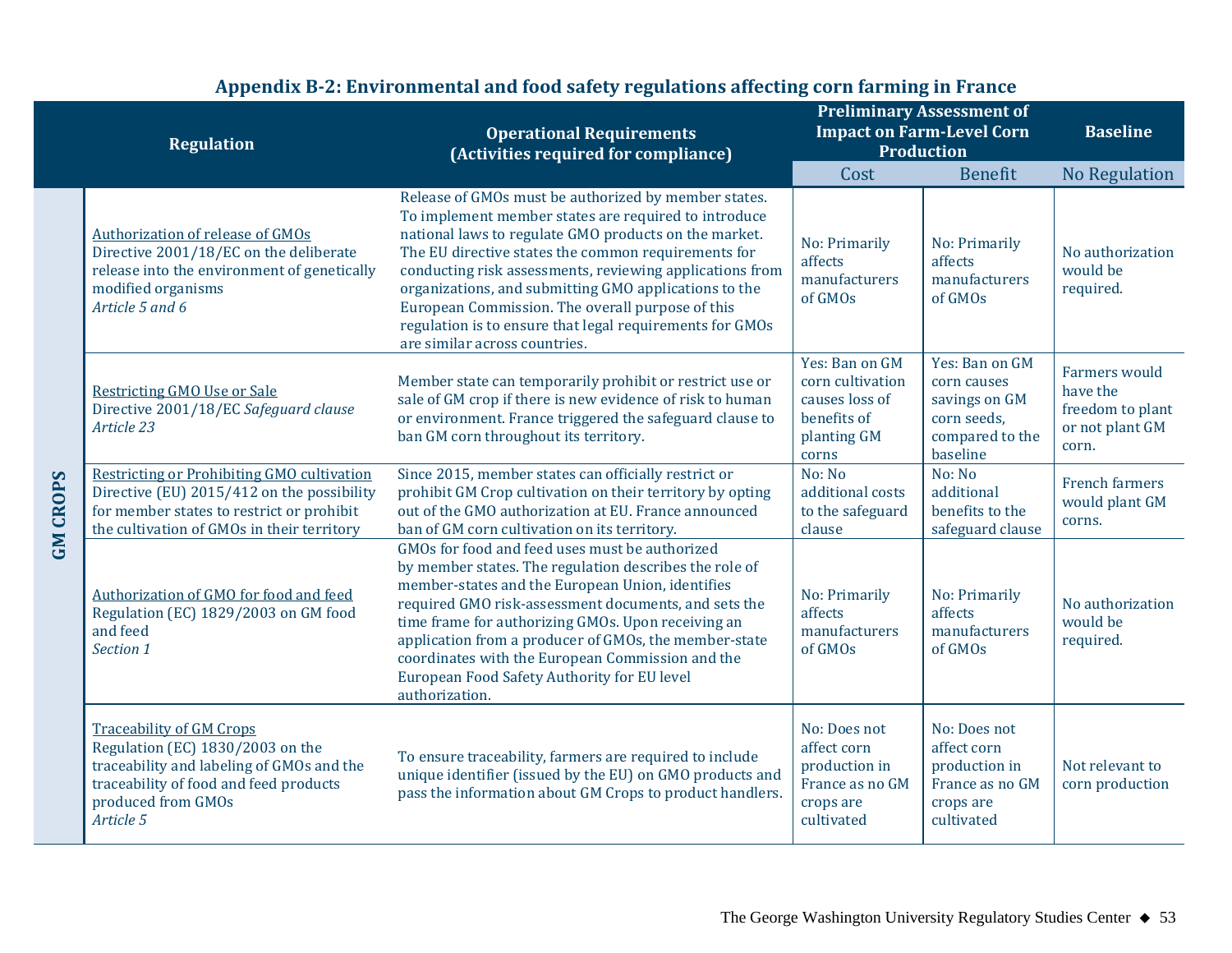## Appendix B-2: Environmental and food safety regulations affecting corn farming in France

| | Regulation | Operational Requirements (Activities required for compliance) | Preliminary Assessment of Impact on Farm-Level Corn Production | | Baseline |
|---|---|---|---|---|---|
| | | | Cost | Benefit | No Regulation |
| GM CROPS | Authorization of release of GMOs<br>Directive 2001/18/EC on the deliberate release into the environment of genetically modified organisms<br>*Article 5 and 6* | Release of GMOs must be authorized by member states. To implement member states are required to introduce national laws to regulate GMO products on the market. The EU directive states the common requirements for conducting risk assessments, reviewing applications from organizations, and submitting GMO applications to the European Commission. The overall purpose of this regulation is to ensure that legal requirements for GMOs are similar across countries. | No: Primarily affects manufacturers of GMOs | No: Primarily affects manufacturers of GMOs | No authorization would be required. |
| GM CROPS | Restricting GMO Use or Sale<br>Directive 2001/18/EC *Safeguard clause*<br>*Article 23* | Member state can temporarily prohibit or restrict use or sale of GM crop if there is new evidence of risk to human or environment. France triggered the safeguard clause to ban GM corn throughout its territory. | Yes: Ban on GM corn cultivation causes loss of benefits of planting GM corns | Yes: Ban on GM corn causes savings on GM corn seeds, compared to the baseline | Farmers would have the freedom to plant or not plant GM corn. |
| GM CROPS | Restricting or Prohibiting GMO cultivation<br>Directive (EU) 2015/412 on the possibility for member states to restrict or prohibit the cultivation of GMOs in their territory | Since 2015, member states can officially restrict or prohibit GM Crop cultivation on their territory by opting out of the GMO authorization at EU. France announced ban of GM corn cultivation on its territory. | No: No additional costs to the safeguard clause | No: No additional benefits to the safeguard clause | French farmers would plant GM corns. |
| GM CROPS | Authorization of GMO for food and feed<br>Regulation (EC) 1829/2003 on GM food and feed<br>*Section 1* | GMOs for food and feed uses must be authorized by member states. The regulation describes the role of member-states and the European Union, identifies required GMO risk-assessment documents, and sets the time frame for authorizing GMOs. Upon receiving an application from a producer of GMOs, the member-state coordinates with the European Commission and the European Food Safety Authority for EU level authorization. | No: Primarily affects manufacturers of GMOs | No: Primarily affects manufacturers of GMOs | No authorization would be required. |
| GM CROPS | Traceability of GM Crops<br>Regulation (EC) 1830/2003 on the traceability and labeling of GMOs and the traceability of food and feed products produced from GMOs<br>*Article 5* | To ensure traceability, farmers are required to include unique identifier (issued by the EU) on GMO products and pass the information about GM Crops to product handlers. | No: Does not affect corn production in France as no GM crops are cultivated | No: Does not affect corn production in France as no GM crops are cultivated | Not relevant to corn production |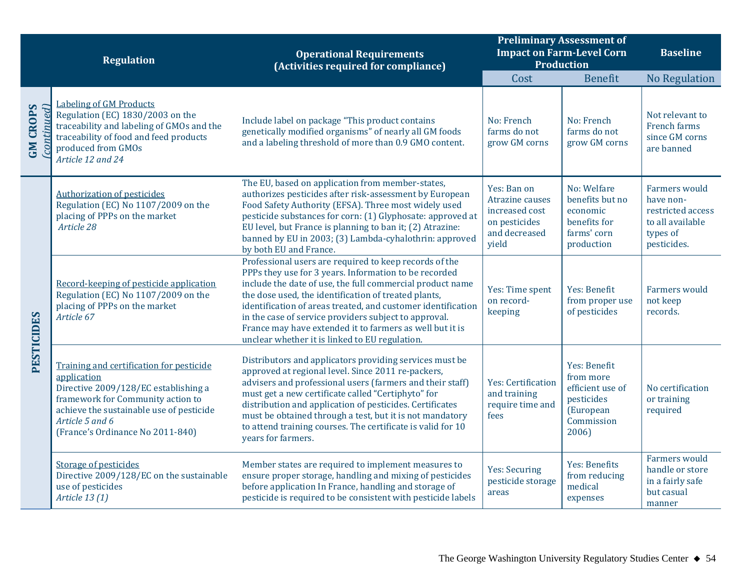| | Regulation | Operational Requirements (Activities required for compliance) | Preliminary Assessment of Impact on Farm-Level Corn Production | | Baseline |
|---|---|---|---|---|---|
| | | | Cost | Benefit | No Regulation |
| **GM CROPS** *(continued)* | Labeling of GM Products<br>Regulation (EC) 1830/2003 on the traceability and labeling of GMOs and the traceability of food and feed products produced from GMOs<br>*Article 12 and 24* | Include label on package "This product contains genetically modified organisms" of nearly all GM foods and a labeling threshold of more than 0.9 GMO content. | No: French farms do not grow GM corns | No: French farms do not grow GM corns | Not relevant to French farms since GM corns are banned |
| **PESTICIDES** | Authorization of pesticides<br>Regulation (EC) No 1107/2009 on the placing of PPPs on the market<br>*Article 28* | The EU, based on application from member-states, authorizes pesticides after risk-assessment by European Food Safety Authority (EFSA). Three most widely used pesticide substances for corn: (1) Glyphosate: approved at EU level, but France is planning to ban it; (2) Atrazine: banned by EU in 2003; (3) Lambda-cyhalothrin: approved by both EU and France. | Yes: Ban on Atrazine causes increased cost on pesticides and decreased yield | No: Welfare benefits but no economic benefits for farms' corn production | Farmers would have non-restricted access to all available types of pesticides. |
| | Record-keeping of pesticide application<br>Regulation (EC) No 1107/2009 on the placing of PPPs on the market<br>*Article 67* | Professional users are required to keep records of the PPPs they use for 3 years. Information to be recorded include the date of use, the full commercial product name the dose used, the identification of treated plants, identification of areas treated, and customer identification in the case of service providers subject to approval. France may have extended it to farmers as well but it is unclear whether it is linked to EU regulation. | Yes: Time spent on record-keeping | Yes: Benefit from proper use of pesticides | Farmers would not keep records. |
| | Training and certification for pesticide application<br>Directive 2009/128/EC establishing a framework for Community action to achieve the sustainable use of pesticide<br>*Article 5 and 6*<br>(France's Ordinance No 2011-840) | Distributors and applicators providing services must be approved at regional level. Since 2011 re-packers, advisers and professional users (farmers and their staff) must get a new certificate called "Certiphyto" for distribution and application of pesticides. Certificates must be obtained through a test, but it is not mandatory to attend training courses. The certificate is valid for 10 years for farmers. | Yes: Certification and training require time and fees | Yes: Benefit from more efficient use of pesticides (European Commission 2006) | No certification or training required |
| | Storage of pesticides<br>Directive 2009/128/EC on the sustainable use of pesticides<br>*Article 13 (1)* | Member states are required to implement measures to ensure proper storage, handling and mixing of pesticides before application In France, handling and storage of pesticide is required to be consistent with pesticide labels | Yes: Securing pesticide storage areas | Yes: Benefits from reducing medical expenses | Farmers would handle or store in a fairly safe but casual manner |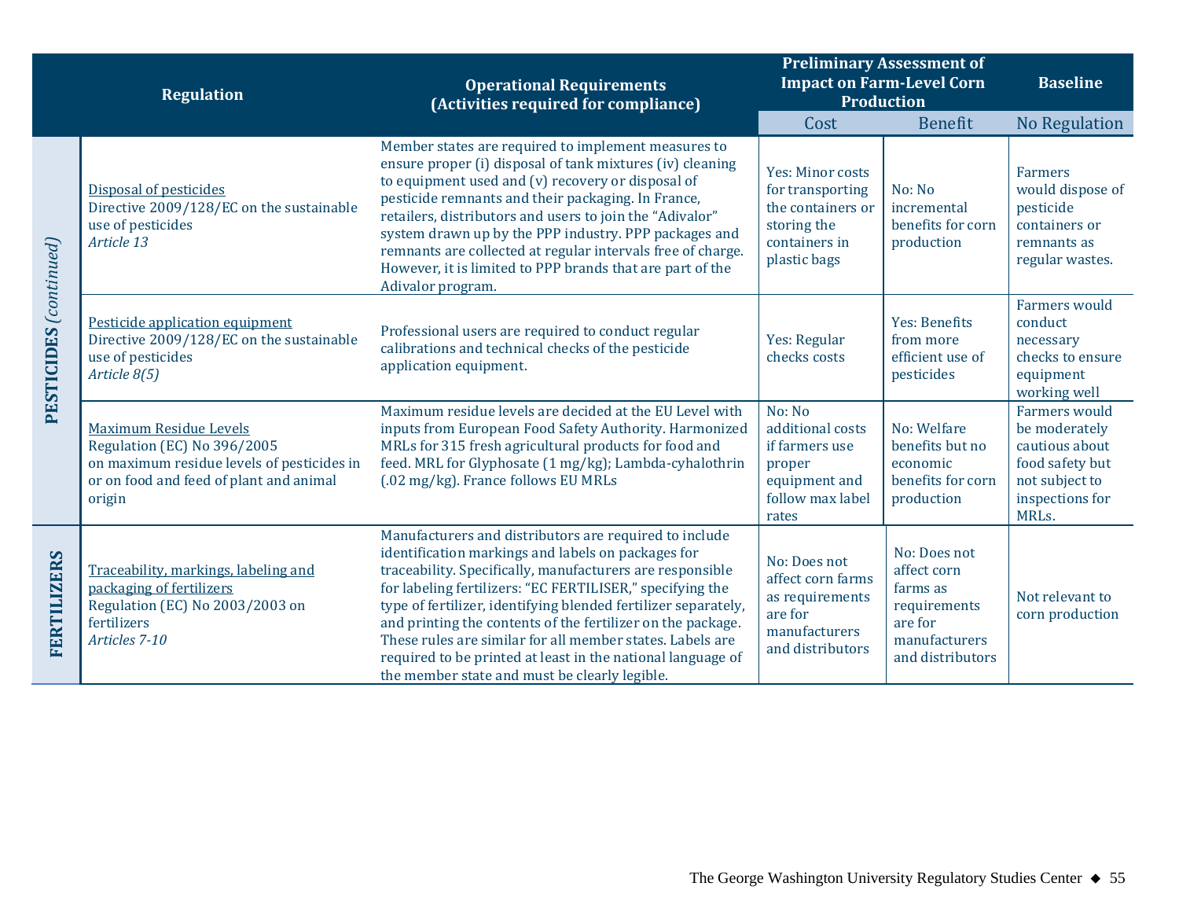| | Regulation | Operational Requirements (Activities required for compliance) | Preliminary Assessment of Impact on Farm-Level Corn Production | | Baseline |
|---|---|---|---|---|---|
| | | | Cost | Benefit | No Regulation |
| **PESTICIDES** *(continued)* | Disposal of pesticides<br>Directive 2009/128/EC on the sustainable use of pesticides<br>*Article 13* | Member states are required to implement measures to ensure proper (i) disposal of tank mixtures (iv) cleaning to equipment used and (v) recovery or disposal of pesticide remnants and their packaging. In France, retailers, distributors and users to join the "Adivalor" system drawn up by the PPP industry. PPP packages and remnants are collected at regular intervals free of charge. However, it is limited to PPP brands that are part of the Adivalor program. | Yes: Minor costs for transporting the containers or storing the containers in plastic bags | No: No incremental benefits for corn production | Farmers would dispose of pesticide containers or remnants as regular wastes. |
| | Pesticide application equipment<br>Directive 2009/128/EC on the sustainable use of pesticides<br>*Article 8(5)* | Professional users are required to conduct regular calibrations and technical checks of the pesticide application equipment. | Yes: Regular checks costs | Yes: Benefits from more efficient use of pesticides | Farmers would conduct necessary checks to ensure equipment working well |
| | Maximum Residue Levels<br>Regulation (EC) No 396/2005 on maximum residue levels of pesticides in or on food and feed of plant and animal origin | Maximum residue levels are decided at the EU Level with inputs from European Food Safety Authority. Harmonized MRLs for 315 fresh agricultural products for food and feed. MRL for Glyphosate (1 mg/kg); Lambda-cyhalothrin (.02 mg/kg). France follows EU MRLs | No: No additional costs if farmers use proper equipment and follow max label rates | No: Welfare benefits but no economic benefits for corn production | Farmers would be moderately cautious about food safety but not subject to inspections for MRLs. |
| **FERTILIZERS** | Traceability, markings, labeling and packaging of fertilizers<br>Regulation (EC) No 2003/2003 on fertilizers<br>*Articles 7-10* | Manufacturers and distributors are required to include identification markings and labels on packages for traceability. Specifically, manufacturers are responsible for labeling fertilizers: "EC FERTILISER," specifying the type of fertilizer, identifying blended fertilizer separately, and printing the contents of the fertilizer on the package. These rules are similar for all member states. Labels are required to be printed at least in the national language of the member state and must be clearly legible. | No: Does not affect corn farms as requirements are for manufacturers and distributors | No: Does not affect corn farms as requirements are for manufacturers and distributors | Not relevant to corn production |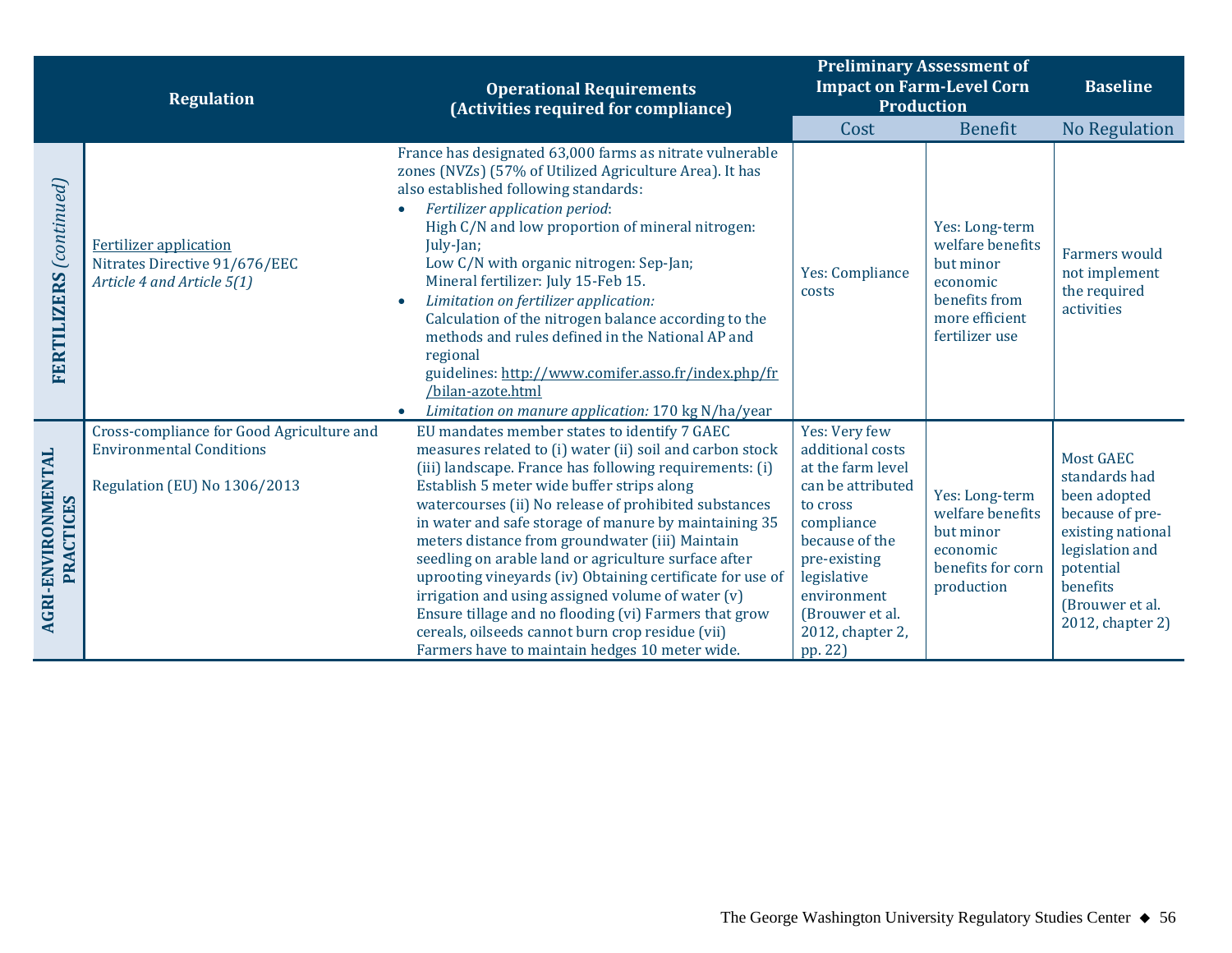| | Regulation | Operational Requirements (Activities required for compliance) | Preliminary Assessment of Impact on Farm-Level Corn Production | | Baseline |
|---|---|---|---|---|---|
| | | | Cost | Benefit | No Regulation |
| **FERTILIZERS** *(continued)* | Fertilizer application<br>Nitrates Directive 91/676/EEC<br>*Article 4 and Article 5(1)* | France has designated 63,000 farms as nitrate vulnerable zones (NVZs) (57% of Utilized Agriculture Area). It has also established following standards:<br>• *Fertilizer application period*:<br>High C/N and low proportion of mineral nitrogen: July-Jan;<br>Low C/N with organic nitrogen: Sep-Jan;<br>Mineral fertilizer: July 15-Feb 15.<br>• *Limitation on fertilizer application:*<br>Calculation of the nitrogen balance according to the methods and rules defined in the National AP and regional guidelines: http://www.comifer.asso.fr/index.php/fr/bilan-azote.html<br>• *Limitation on manure application:* 170 kg N/ha/year | Yes: Compliance costs | Yes: Long-term welfare benefits but minor economic benefits from more efficient fertilizer use | Farmers would not implement the required activities |
| **AGRI-ENVIRONMENTAL PRACTICES** | Cross-compliance for Good Agriculture and Environmental Conditions<br><br>Regulation (EU) No 1306/2013 | EU mandates member states to identify 7 GAEC measures related to (i) water (ii) soil and carbon stock (iii) landscape. France has following requirements: (i) Establish 5 meter wide buffer strips along watercourses (ii) No release of prohibited substances in water and safe storage of manure by maintaining 35 meters distance from groundwater (iii) Maintain seedling on arable land or agriculture surface after uprooting vineyards (iv) Obtaining certificate for use of irrigation and using assigned volume of water (v) Ensure tillage and no flooding (vi) Farmers that grow cereals, oilseeds cannot burn crop residue (vii) Farmers have to maintain hedges 10 meter wide. | Yes: Very few additional costs at the farm level can be attributed to cross compliance because of the pre-existing legislative environment (Brouwer et al. 2012, chapter 2, pp. 22) | Yes: Long-term welfare benefits but minor economic benefits for corn production | Most GAEC standards had been adopted because of pre-existing national legislation and potential benefits (Brouwer et al. 2012, chapter 2) |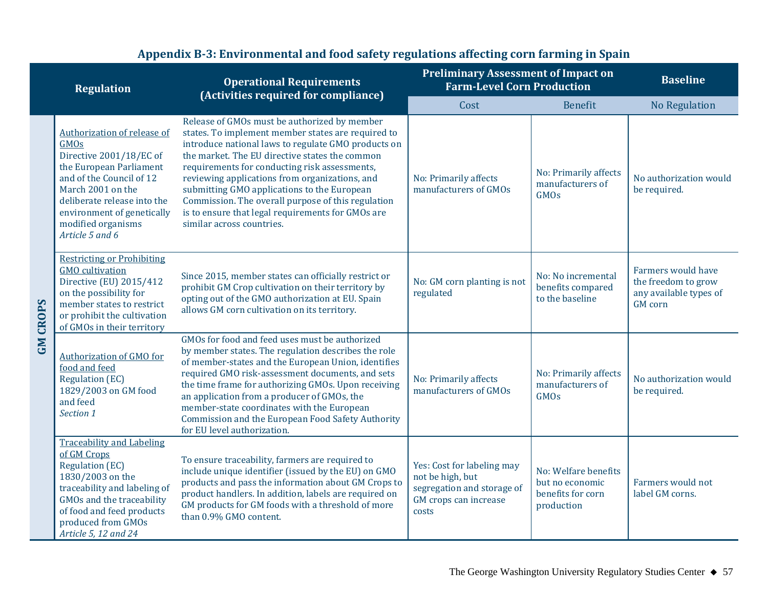### Appendix B-3: Environmental and food safety regulations affecting corn farming in Spain

| | Regulation | Operational Requirements (Activities required for compliance) | Preliminary Assessment of Impact on Farm-Level Corn Production | | Baseline |
|---|---|---|---|---|---|
| | | | Cost | Benefit | No Regulation |
| GM CROPS | Authorization of release of GMOs<br>Directive 2001/18/EC of the European Parliament and of the Council of 12 March 2001 on the deliberate release into the environment of genetically modified organisms<br>*Article 5 and 6* | Release of GMOs must be authorized by member states. To implement member states are required to introduce national laws to regulate GMO products on the market. The EU directive states the common requirements for conducting risk assessments, reviewing applications from organizations, and submitting GMO applications to the European Commission. The overall purpose of this regulation is to ensure that legal requirements for GMOs are similar across countries. | No: Primarily affects manufacturers of GMOs | No: Primarily affects manufacturers of GMOs | No authorization would be required. |
| GM CROPS | Restricting or Prohibiting GMO cultivation<br>Directive (EU) 2015/412 on the possibility for member states to restrict or prohibit the cultivation of GMOs in their territory | Since 2015, member states can officially restrict or prohibit GM Crop cultivation on their territory by opting out of the GMO authorization at EU. Spain allows GM corn cultivation on its territory. | No: GM corn planting is not regulated | No: No incremental benefits compared to the baseline | Farmers would have the freedom to grow any available types of GM corn |
| GM CROPS | Authorization of GMO for food and feed<br>Regulation (EC) 1829/2003 on GM food and feed<br>*Section 1* | GMOs for food and feed uses must be authorized by member states. The regulation describes the role of member-states and the European Union, identifies required GMO risk-assessment documents, and sets the time frame for authorizing GMOs. Upon receiving an application from a producer of GMOs, the member-state coordinates with the European Commission and the European Food Safety Authority for EU level authorization. | No: Primarily affects manufacturers of GMOs | No: Primarily affects manufacturers of GMOs | No authorization would be required. |
| GM CROPS | Traceability and Labeling of GM Crops<br>Regulation (EC) 1830/2003 on the traceability and labeling of GMOs and the traceability of food and feed products produced from GMOs<br>*Article 5, 12 and 24* | To ensure traceability, farmers are required to include unique identifier (issued by the EU) on GMO products and pass the information about GM Crops to product handlers. In addition, labels are required on GM products for GM foods with a threshold of more than 0.9% GMO content. | Yes: Cost for labeling may not be high, but segregation and storage of GM crops can increase costs | No: Welfare benefits but no economic benefits for corn production | Farmers would not label GM corns. |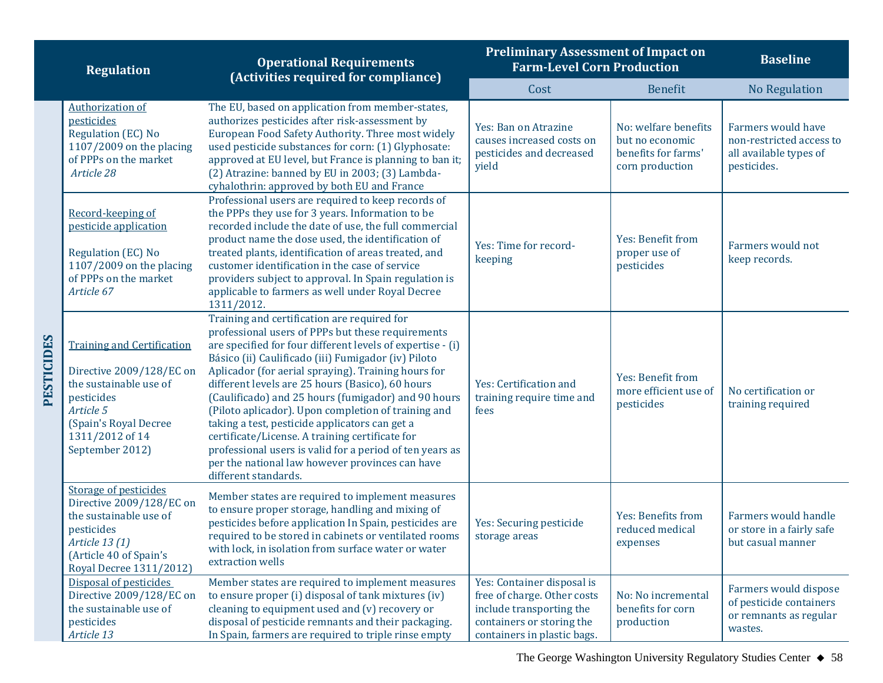| | Regulation | Operational Requirements (Activities required for compliance) | Preliminary Assessment of Impact on Farm-Level Corn Production | | Baseline |
|---|---|---|---|---|---|
| | | | Cost | Benefit | No Regulation |
| PESTICIDES | Authorization of pesticides<br>Regulation (EC) No 1107/2009 on the placing of PPPs on the market<br>*Article 28* | The EU, based on application from member-states, authorizes pesticides after risk-assessment by European Food Safety Authority. Three most widely used pesticide substances for corn: (1) Glyphosate: approved at EU level, but France is planning to ban it; (2) Atrazine: banned by EU in 2003; (3) Lambda-cyhalothrin: approved by both EU and France | Yes: Ban on Atrazine causes increased costs on pesticides and decreased yield | No: welfare benefits but no economic benefits for farms' corn production | Farmers would have non-restricted access to all available types of pesticides. |
| | Record-keeping of pesticide application<br>Regulation (EC) No 1107/2009 on the placing of PPPs on the market<br>*Article 67* | Professional users are required to keep records of the PPPs they use for 3 years. Information to be recorded include the date of use, the full commercial product name the dose used, the identification of treated plants, identification of areas treated, and customer identification in the case of service providers subject to approval. In Spain regulation is applicable to farmers as well under Royal Decree 1311/2012. | Yes: Time for record-keeping | Yes: Benefit from proper use of pesticides | Farmers would not keep records. |
| | Training and Certification<br>Directive 2009/128/EC on the sustainable use of pesticides<br>*Article 5*<br>(Spain's Royal Decree 1311/2012 of 14 September 2012) | Training and certification are required for professional users of PPPs but these requirements are specified for four different levels of expertise - (i) Básico (ii) Caulificado (iii) Fumigador (iv) Piloto Aplicador (for aerial spraying). Training hours for different levels are 25 hours (Basico), 60 hours (Caulificado) and 25 hours (fumigador) and 90 hours (Piloto aplicador). Upon completion of training and taking a test, pesticide applicators can get a certificate/License. A training certificate for professional users is valid for a period of ten years as per the national law however provinces can have different standards. | Yes: Certification and training require time and fees | Yes: Benefit from more efficient use of pesticides | No certification or training required |
| | Storage of pesticides<br>Directive 2009/128/EC on the sustainable use of pesticides<br>*Article 13 (1)*<br>(Article 40 of Spain's Royal Decree 1311/2012) | Member states are required to implement measures to ensure proper storage, handling and mixing of pesticides before application In Spain, pesticides are required to be stored in cabinets or ventilated rooms with lock, in isolation from surface water or water extraction wells | Yes: Securing pesticide storage areas | Yes: Benefits from reduced medical expenses | Farmers would handle or store in a fairly safe but casual manner |
| | Disposal of pesticides<br>Directive 2009/128/EC on the sustainable use of pesticides<br>*Article 13* | Member states are required to implement measures to ensure proper (i) disposal of tank mixtures (iv) cleaning to equipment used and (v) recovery or disposal of pesticide remnants and their packaging. In Spain, farmers are required to triple rinse empty | Yes: Container disposal is free of charge. Other costs include transporting the containers or storing the containers in plastic bags. | No: No incremental benefits for corn production | Farmers would dispose of pesticide containers or remnants as regular wastes. |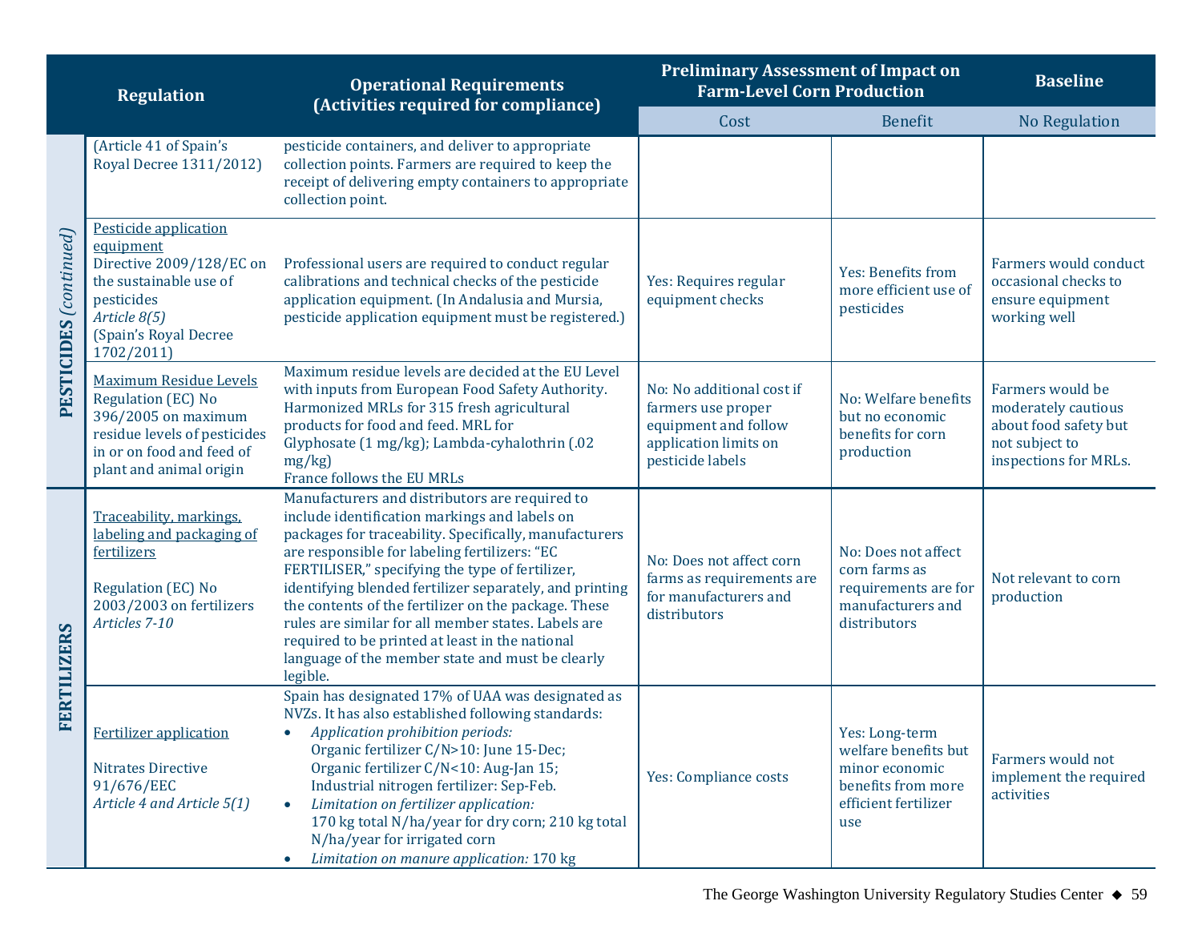| | Regulation | Operational Requirements (Activities required for compliance) | Preliminary Assessment of Impact on Farm-Level Corn Production | | Baseline |
|---|---|---|---|---|---|
| | | | Cost | Benefit | No Regulation |
| PESTICIDES *(continued)* | (Article 41 of Spain's Royal Decree 1311/2012) | pesticide containers, and deliver to appropriate collection points. Farmers are required to keep the receipt of delivering empty containers to appropriate collection point. | | | |
| | Pesticide application equipment<br>Directive 2009/128/EC on the sustainable use of pesticides<br>*Article 8(5)*<br>(Spain's Royal Decree 1702/2011) | Professional users are required to conduct regular calibrations and technical checks of the pesticide application equipment. (In Andalusia and Mursia, pesticide application equipment must be registered.) | Yes: Requires regular equipment checks | Yes: Benefits from more efficient use of pesticides | Farmers would conduct occasional checks to ensure equipment working well |
| | Maximum Residue Levels<br>Regulation (EC) No 396/2005 on maximum residue levels of pesticides in or on food and feed of plant and animal origin | Maximum residue levels are decided at the EU Level with inputs from European Food Safety Authority. Harmonized MRLs for 315 fresh agricultural products for food and feed. MRL for Glyphosate (1 mg/kg); Lambda-cyhalothrin (.02 mg/kg)<br>France follows the EU MRLs | No: No additional cost if farmers use proper equipment and follow application limits on pesticide labels | No: Welfare benefits but no economic benefits for corn production | Farmers would be moderately cautious about food safety but not subject to inspections for MRLs. |
| FERTILIZERS | Traceability, markings, labeling and packaging of fertilizers<br><br>Regulation (EC) No 2003/2003 on fertilizers<br>*Articles 7-10* | Manufacturers and distributors are required to include identification markings and labels on packages for traceability. Specifically, manufacturers are responsible for labeling fertilizers: "EC FERTILISER," specifying the type of fertilizer, identifying blended fertilizer separately, and printing the contents of the fertilizer on the package. These rules are similar for all member states. Labels are required to be printed at least in the national language of the member state and must be clearly legible. | No: Does not affect corn farms as requirements are for manufacturers and distributors | No: Does not affect corn farms as requirements are for manufacturers and distributors | Not relevant to corn production |
| | Fertilizer application<br><br>Nitrates Directive 91/676/EEC<br>*Article 4 and Article 5(1)* | Spain has designated 17% of UAA was designated as NVZs. It has also established following standards:<br>• *Application prohibition periods:* Organic fertilizer C/N>10: June 15-Dec; Organic fertilizer C/N<10: Aug-Jan 15; Industrial nitrogen fertilizer: Sep-Feb.<br>• *Limitation on fertilizer application:* 170 kg total N/ha/year for dry corn; 210 kg total N/ha/year for irrigated corn<br>• *Limitation on manure application:* 170 kg | Yes: Compliance costs | Yes: Long-term welfare benefits but minor economic benefits from more efficient fertilizer use | Farmers would not implement the required activities |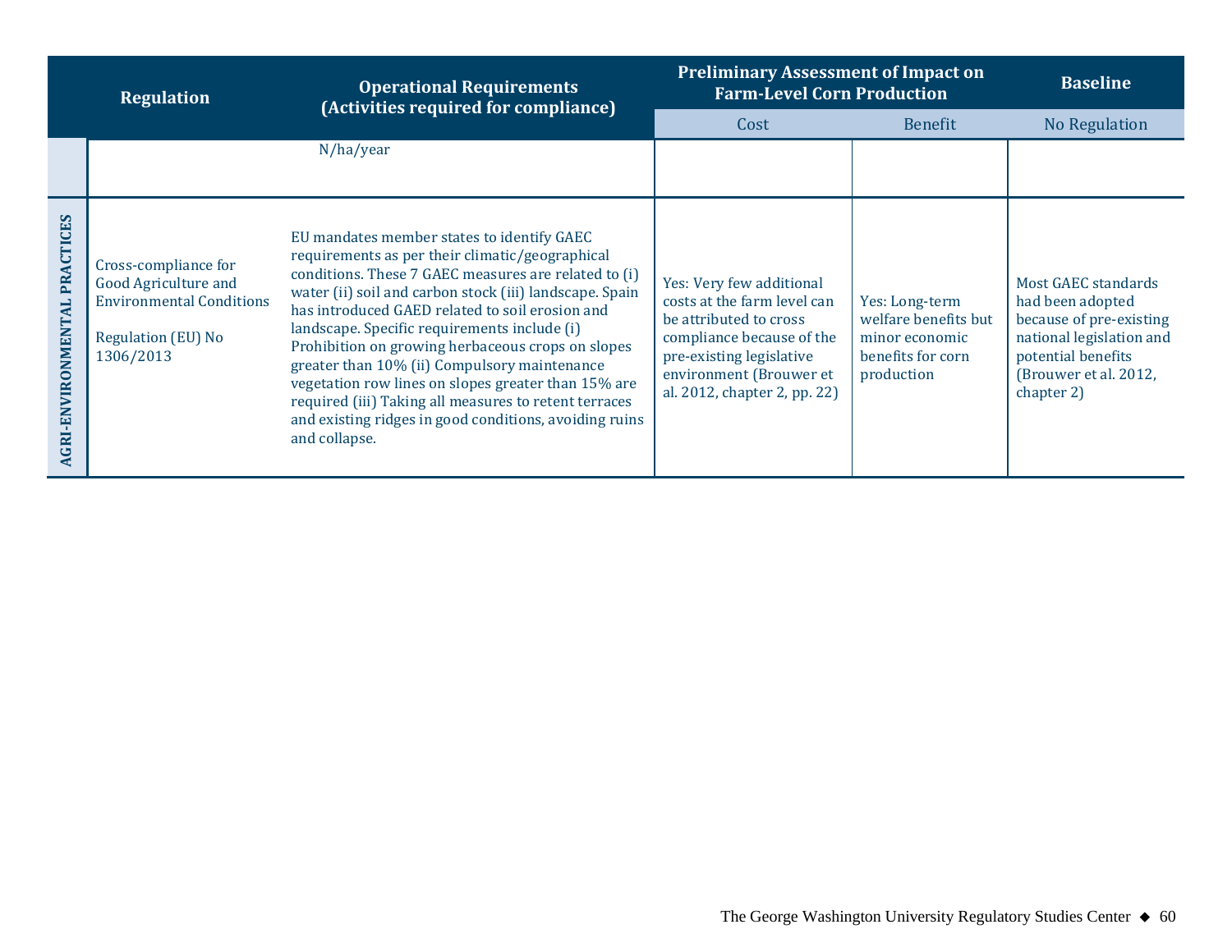| | Regulation | Operational Requirements (Activities required for compliance) | Preliminary Assessment of Impact on Farm-Level Corn Production | | Baseline |
|---|---|---|---|---|---|
| | | | Cost | Benefit | No Regulation |
| | | N/ha/year | | | |
| AGRI-ENVIRONMENTAL PRACTICES | Cross-compliance for Good Agriculture and Environmental Conditions<br><br>Regulation (EU) No 1306/2013 | EU mandates member states to identify GAEC requirements as per their climatic/geographical conditions. These 7 GAEC measures are related to (i) water (ii) soil and carbon stock (iii) landscape. Spain has introduced GAED related to soil erosion and landscape. Specific requirements include (i) Prohibition on growing herbaceous crops on slopes greater than 10% (ii) Compulsory maintenance vegetation row lines on slopes greater than 15% are required (iii) Taking all measures to retent terraces and existing ridges in good conditions, avoiding ruins and collapse. | Yes: Very few additional costs at the farm level can be attributed to cross compliance because of the pre-existing legislative environment (Brouwer et al. 2012, chapter 2, pp. 22) | Yes: Long-term welfare benefits but minor economic benefits for corn production | Most GAEC standards had been adopted because of pre-existing national legislation and potential benefits (Brouwer et al. 2012, chapter 2) |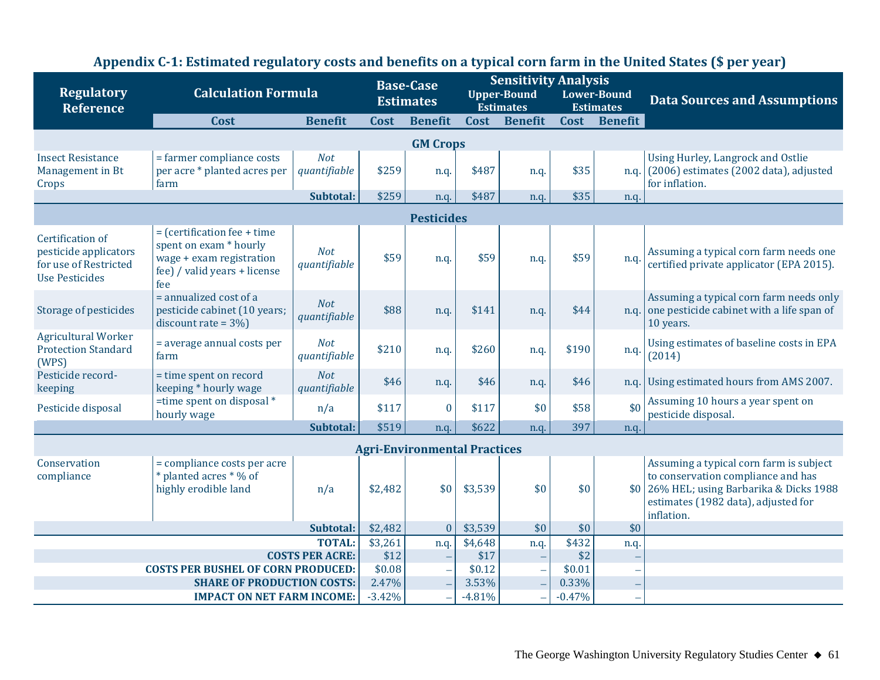## Appendix C-1: Estimated regulatory costs and benefits on a typical corn farm in the United States ($ per year)

| Regulatory Reference | Calculation Formula | | Base-Case Estimates | | Sensitivity Analysis | | | | Data Sources and Assumptions |
|---|---|---|---|---|---|---|---|---|---|
| | | | | | Upper-Bound Estimates | | Lower-Bound Estimates | | |
| | Cost | Benefit | Cost | Benefit | Cost | Benefit | Cost | Benefit | |
| **GM Crops** | | | | | | | | | |
| Insect Resistance Management in Bt Crops | = farmer compliance costs per acre * planted acres per farm | *Not quantifiable* | $259 | n.q. | $487 | n.q. | $35 | n.q. | Using Hurley, Langrock and Ostlie (2006) estimates (2002 data), adjusted for inflation. |
| | | **Subtotal:** | $259 | n.q. | $487 | n.q. | $35 | n.q. | |
| **Pesticides** | | | | | | | | | |
| Certification of pesticide applicators for use of Restricted Use Pesticides | = (certification fee + time spent on exam * hourly wage + exam registration fee) / valid years + license fee | *Not quantifiable* | $59 | n.q. | $59 | n.q. | $59 | n.q. | Assuming a typical corn farm needs one certified private applicator (EPA 2015). |
| Storage of pesticides | = annualized cost of a pesticide cabinet (10 years; discount rate = 3%) | *Not quantifiable* | $88 | n.q. | $141 | n.q. | $44 | n.q. | Assuming a typical corn farm needs only one pesticide cabinet with a life span of 10 years. |
| Agricultural Worker Protection Standard (WPS) | = average annual costs per farm | *Not quantifiable* | $210 | n.q. | $260 | n.q. | $190 | n.q. | Using estimates of baseline costs in EPA (2014) |
| Pesticide record-keeping | = time spent on record keeping * hourly wage | *Not quantifiable* | $46 | n.q. | $46 | n.q. | $46 | n.q. | Using estimated hours from AMS 2007. |
| Pesticide disposal | =time spent on disposal * hourly wage | n/a | $117 | 0 | $117 | $0 | $58 | $0 | Assuming 10 hours a year spent on pesticide disposal. |
| | | **Subtotal:** | $519 | n.q. | $622 | n.q. | 397 | n.q. | |
| **Agri-Environmental Practices** | | | | | | | | | |
| Conservation compliance | = compliance costs per acre * planted acres * % of highly erodible land | n/a | $2,482 | $0 | $3,539 | $0 | $0 | $0 | Assuming a typical corn farm is subject to conservation compliance and has 26% HEL; using Barbarika & Dicks 1988 estimates (1982 data), adjusted for inflation. |
| | | **Subtotal:** | $2,482 | 0 | $3,539 | $0 | $0 | $0 | |
| | | **TOTAL:** | $3,261 | n.q. | $4,648 | n.q. | $432 | n.q. | |
| | | **COSTS PER ACRE:** | $12 | – | $17 | – | $2 | – | |
| | | **COSTS PER BUSHEL OF CORN PRODUCED:** | $0.08 | – | $0.12 | – | $0.01 | – | |
| | | **SHARE OF PRODUCTION COSTS:** | 2.47% | – | 3.53% | – | 0.33% | – | |
| | | **IMPACT ON NET FARM INCOME:** | -3.42% | – | -4.81% | – | -0.47% | – | |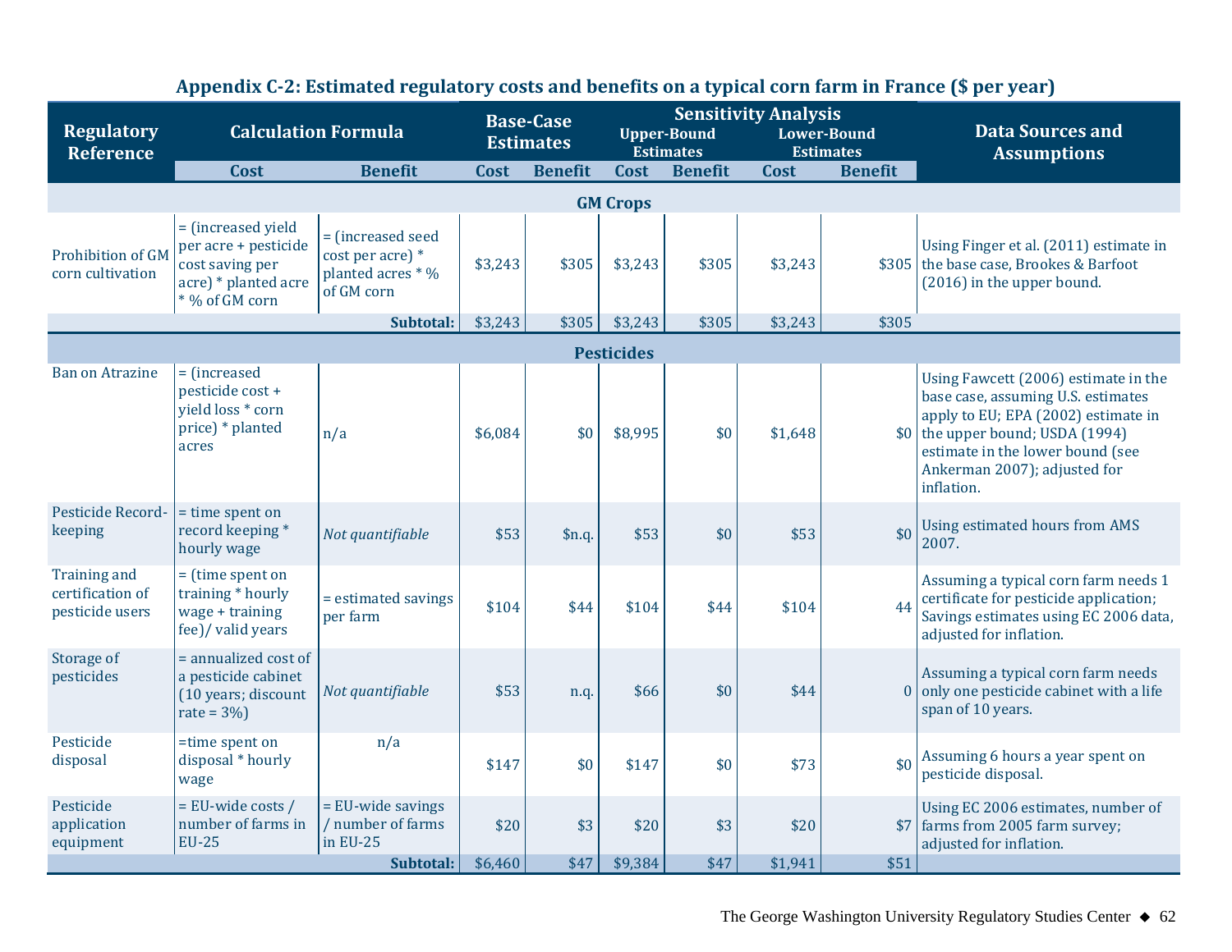## Appendix C-2: Estimated regulatory costs and benefits on a typical corn farm in France ($ per year)

| Regulatory Reference | Calculation Formula | | Base-Case Estimates | | Sensitivity Analysis | | | | Data Sources and Assumptions |
|---|---|---|---|---|---|---|---|---|---|
| | | | | | Upper-Bound Estimates | | Lower-Bound Estimates | | |
| | Cost | Benefit | Cost | Benefit | Cost | Benefit | Cost | Benefit | |
| **GM Crops** | | | | | | | | | |
| Prohibition of GM corn cultivation | = (increased yield per acre + pesticide cost saving per acre) * planted acre * % of GM corn | = (increased seed cost per acre) * planted acres * % of GM corn | $3,243 | $305 | $3,243 | $305 | $3,243 | $305 | Using Finger et al. (2011) estimate in the base case, Brookes & Barfoot (2016) in the upper bound. |
| | | **Subtotal:** | $3,243 | $305 | $3,243 | $305 | $3,243 | $305 | |
| **Pesticides** | | | | | | | | | |
| Ban on Atrazine | = (increased pesticide cost + yield loss * corn price) * planted acres | n/a | $6,084 | $0 | $8,995 | $0 | $1,648 | $0 | Using Fawcett (2006) estimate in the base case, assuming U.S. estimates apply to EU; EPA (2002) estimate in the upper bound; USDA (1994) estimate in the lower bound (see Ankerman 2007); adjusted for inflation. |
| Pesticide Record-keeping | = time spent on record keeping * hourly wage | *Not quantifiable* | $53 | $n.q. | $53 | $0 | $53 | $0 | Using estimated hours from AMS 2007. |
| Training and certification of pesticide users | = (time spent on training * hourly wage + training fee)/ valid years | = estimated savings per farm | $104 | $44 | $104 | $44 | $104 | 44 | Assuming a typical corn farm needs 1 certificate for pesticide application; Savings estimates using EC 2006 data, adjusted for inflation. |
| Storage of pesticides | = annualized cost of a pesticide cabinet (10 years; discount rate = 3%) | *Not quantifiable* | $53 | n.q. | $66 | $0 | $44 | 0 | Assuming a typical corn farm needs only one pesticide cabinet with a life span of 10 years. |
| Pesticide disposal | =time spent on disposal * hourly wage | n/a | $147 | $0 | $147 | $0 | $73 | $0 | Assuming 6 hours a year spent on pesticide disposal. |
| Pesticide application equipment | = EU-wide costs / number of farms in EU-25 | = EU-wide savings / number of farms in EU-25 | $20 | $3 | $20 | $3 | $20 | $7 | Using EC 2006 estimates, number of farms from 2005 farm survey; adjusted for inflation. |
| | | **Subtotal:** | $6,460 | $47 | $9,384 | $47 | $1,941 | $51 | |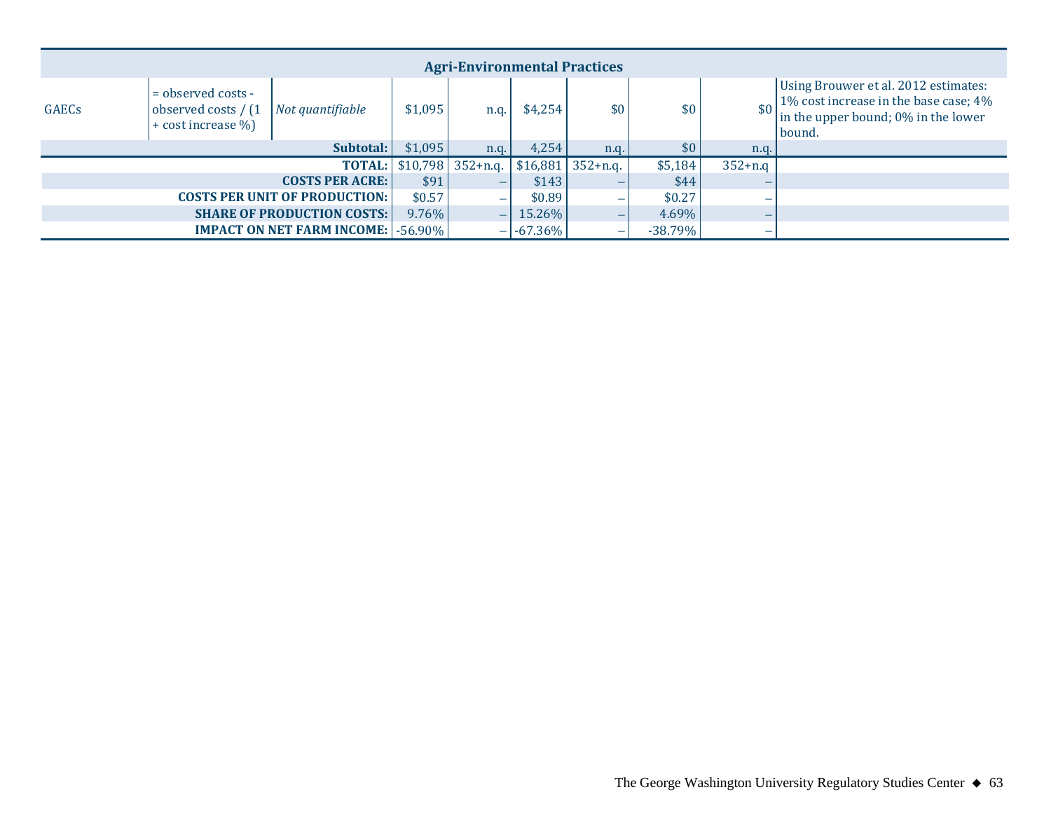| | | | | | | | | | |
|---|---|---|---|---|---|---|---|---|---|
| **Agri-Environmental Practices** | | | | | | | | | |
| GAECs | = observed costs - observed costs / (1 + cost increase %) | *Not quantifiable* | $1,095 | n.q. | $4,254 | $0 | $0 | $0 | Using Brouwer et al. 2012 estimates: 1% cost increase in the base case; 4% in the upper bound; 0% in the lower bound. |
| | | **Subtotal:** | $1,095 | n.q. | 4,254 | n.q. | $0 | n.q. | |
| | | **TOTAL:** | $10,798 | 352+n.q. | $16,881 | 352+n.q. | $5,184 | 352+n.q | |
| | | **COSTS PER ACRE:** | $91 | – | $143 | – | $44 | – | |
| | | **COSTS PER UNIT OF PRODUCTION:** | $0.57 | – | $0.89 | – | $0.27 | – | |
| | | **SHARE OF PRODUCTION COSTS:** | 9.76% | – | 15.26% | – | 4.69% | – | |
| | | **IMPACT ON NET FARM INCOME:** | -56.90% | – | -67.36% | – | -38.79% | – | |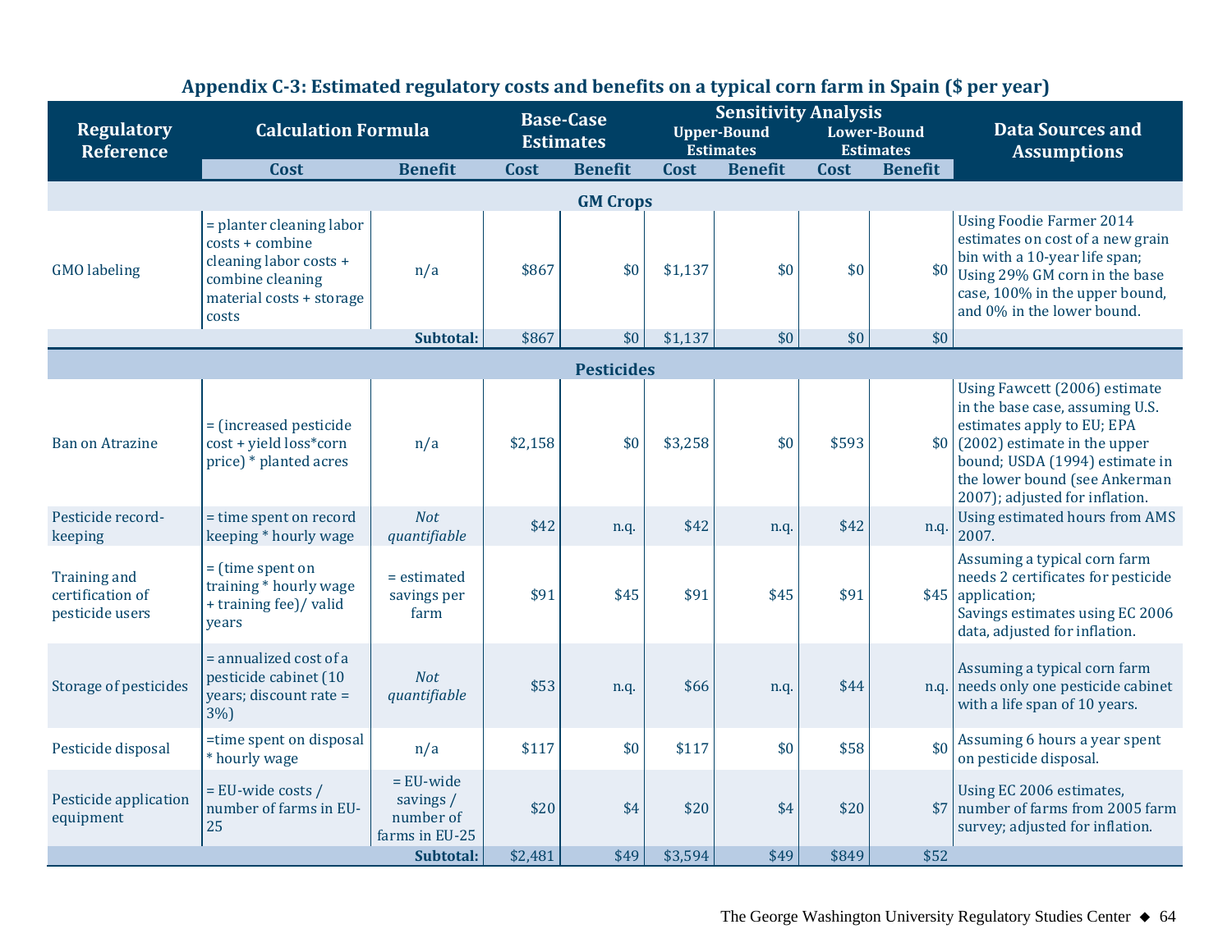## Appendix C-3: Estimated regulatory costs and benefits on a typical corn farm in Spain ($ per year)

| Regulatory Reference | Calculation Formula | | Base-Case Estimates | | Sensitivity Analysis | | | | Data Sources and Assumptions |
|---|---|---|---|---|---|---|---|---|---|
| | | | | | Upper-Bound Estimates | | Lower-Bound Estimates | | |
| | Cost | Benefit | Cost | Benefit | Cost | Benefit | Cost | Benefit | |
| **GM Crops** | | | | | | | | | |
| GMO labeling | = planter cleaning labor costs + combine cleaning labor costs + combine cleaning material costs + storage costs | n/a | $867 | $0 | $1,137 | $0 | $0 | $0 | Using Foodie Farmer 2014 estimates on cost of a new grain bin with a 10-year life span; Using 29% GM corn in the base case, 100% in the upper bound, and 0% in the lower bound. |
| | | **Subtotal:** | $867 | $0 | $1,137 | $0 | $0 | $0 | |
| **Pesticides** | | | | | | | | | |
| Ban on Atrazine | = (increased pesticide cost + yield loss*corn price) * planted acres | n/a | $2,158 | $0 | $3,258 | $0 | $593 | $0 | Using Fawcett (2006) estimate in the base case, assuming U.S. estimates apply to EU; EPA (2002) estimate in the upper bound; USDA (1994) estimate in the lower bound (see Ankerman 2007); adjusted for inflation. |
| Pesticide record-keeping | = time spent on record keeping * hourly wage | *Not quantifiable* | $42 | n.q. | $42 | n.q. | $42 | n.q. | Using estimated hours from AMS 2007. |
| Training and certification of pesticide users | = (time spent on training * hourly wage + training fee)/ valid years | = estimated savings per farm | $91 | $45 | $91 | $45 | $91 | $45 | Assuming a typical corn farm needs 2 certificates for pesticide application; Savings estimates using EC 2006 data, adjusted for inflation. |
| Storage of pesticides | = annualized cost of a pesticide cabinet (10 years; discount rate = 3%) | *Not quantifiable* | $53 | n.q. | $66 | n.q. | $44 | n.q. | Assuming a typical corn farm needs only one pesticide cabinet with a life span of 10 years. |
| Pesticide disposal | =time spent on disposal * hourly wage | n/a | $117 | $0 | $117 | $0 | $58 | $0 | Assuming 6 hours a year spent on pesticide disposal. |
| Pesticide application equipment | = EU-wide costs / number of farms in EU-25 | = EU-wide savings / number of farms in EU-25 | $20 | $4 | $20 | $4 | $20 | $7 | Using EC 2006 estimates, number of farms from 2005 farm survey; adjusted for inflation. |
| | | **Subtotal:** | $2,481 | $49 | $3,594 | $49 | $849 | $52 | |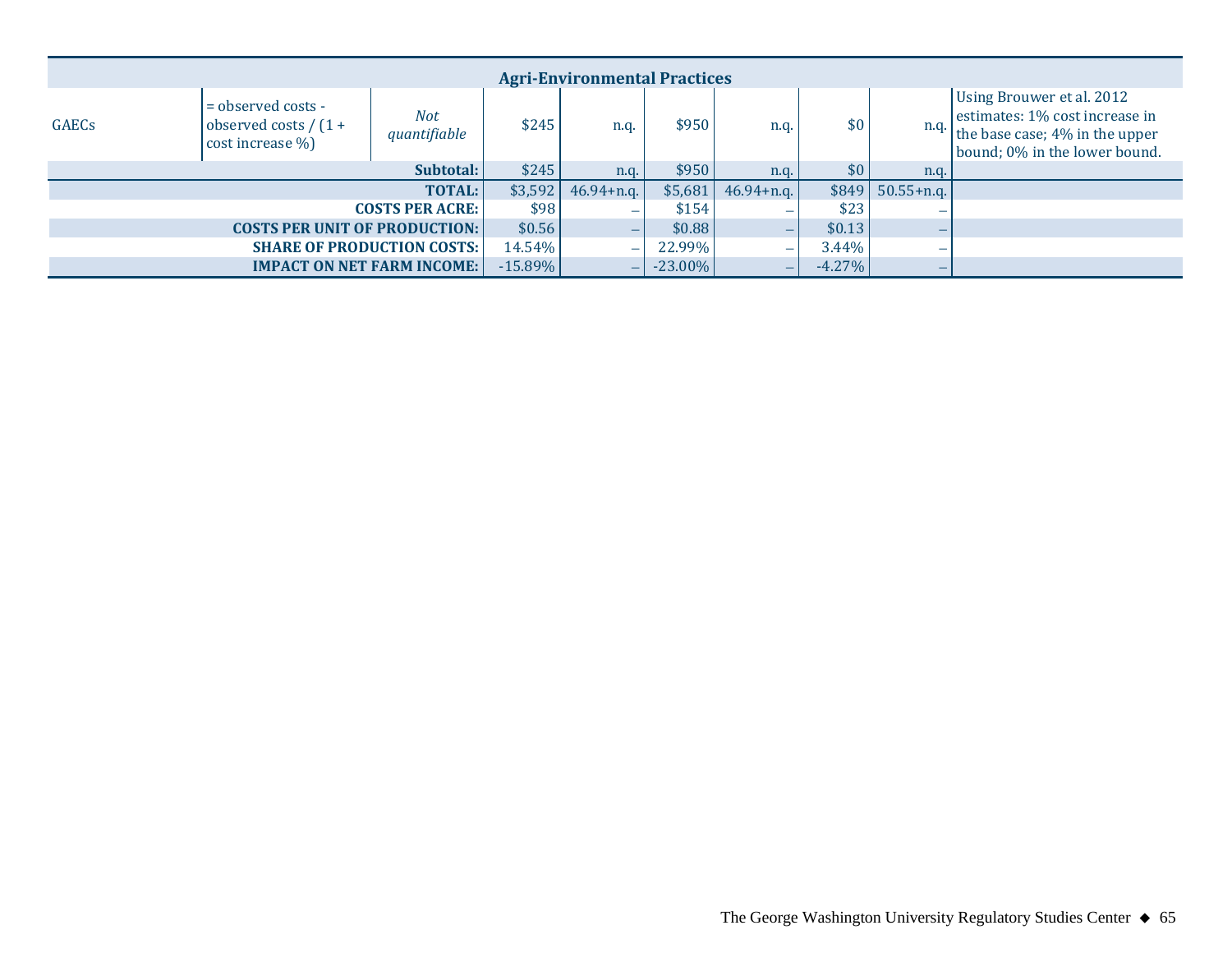| | | | | | | | | | |
|---|---|---|---|---|---|---|---|---|---|
| **Agri-Environmental Practices** | | | | | | | | | |
| GAECs | = observed costs - observed costs / (1 + cost increase %) | *Not quantifiable* | $245 | n.q. | $950 | n.q. | $0 | n.q. | Using Brouwer et al. 2012 estimates: 1% cost increase in the base case; 4% in the upper bound; 0% in the lower bound. |
| | | **Subtotal:** | $245 | n.q. | $950 | n.q. | $0 | n.q. | |
| | | **TOTAL:** | $3,592 | 46.94+n.q. | $5,681 | 46.94+n.q. | $849 | 50.55+n.q. | |
| | | **COSTS PER ACRE:** | $98 | – | $154 | – | $23 | – | |
| | | **COSTS PER UNIT OF PRODUCTION:** | $0.56 | – | $0.88 | – | $0.13 | – | |
| | | **SHARE OF PRODUCTION COSTS:** | 14.54% | – | 22.99% | – | 3.44% | – | |
| | | **IMPACT ON NET FARM INCOME:** | -15.89% | – | -23.00% | – | -4.27% | – | |